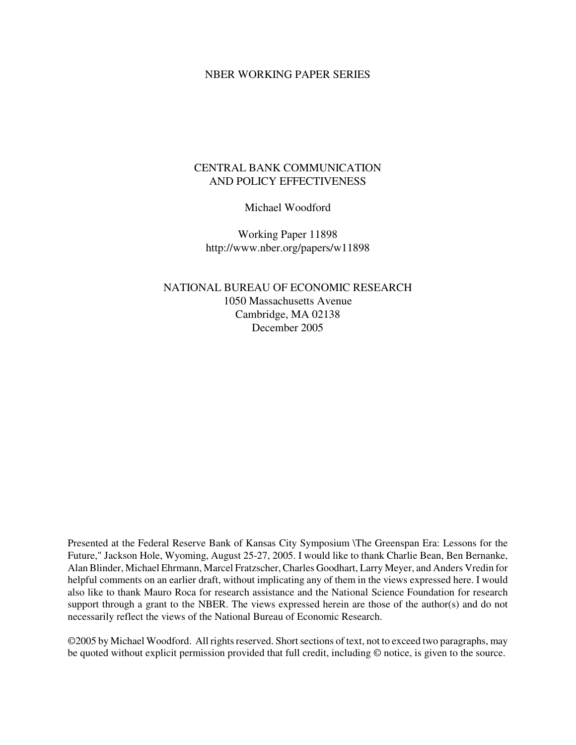NBER WORKING PAPER SERIES

# CENTRAL BANK COMMUNICATION AND POLICY EFFECTIVENESS

Michael Woodford

Working Paper 11898
http://www.nber.org/papers/w11898

NATIONAL BUREAU OF ECONOMIC RESEARCH
1050 Massachusetts Avenue
Cambridge, MA 02138
December 2005

Presented at the Federal Reserve Bank of Kansas City Symposium \The Greenspan Era: Lessons for the Future," Jackson Hole, Wyoming, August 25-27, 2005. I would like to thank Charlie Bean, Ben Bernanke, Alan Blinder, Michael Ehrmann, Marcel Fratzscher, Charles Goodhart, Larry Meyer, and Anders Vredin for helpful comments on an earlier draft, without implicating any of them in the views expressed here. I would also like to thank Mauro Roca for research assistance and the National Science Foundation for research support through a grant to the NBER. The views expressed herein are those of the author(s) and do not necessarily reflect the views of the National Bureau of Economic Research.

©2005 by Michael Woodford. All rights reserved. Short sections of text, not to exceed two paragraphs, may be quoted without explicit permission provided that full credit, including © notice, is given to the source.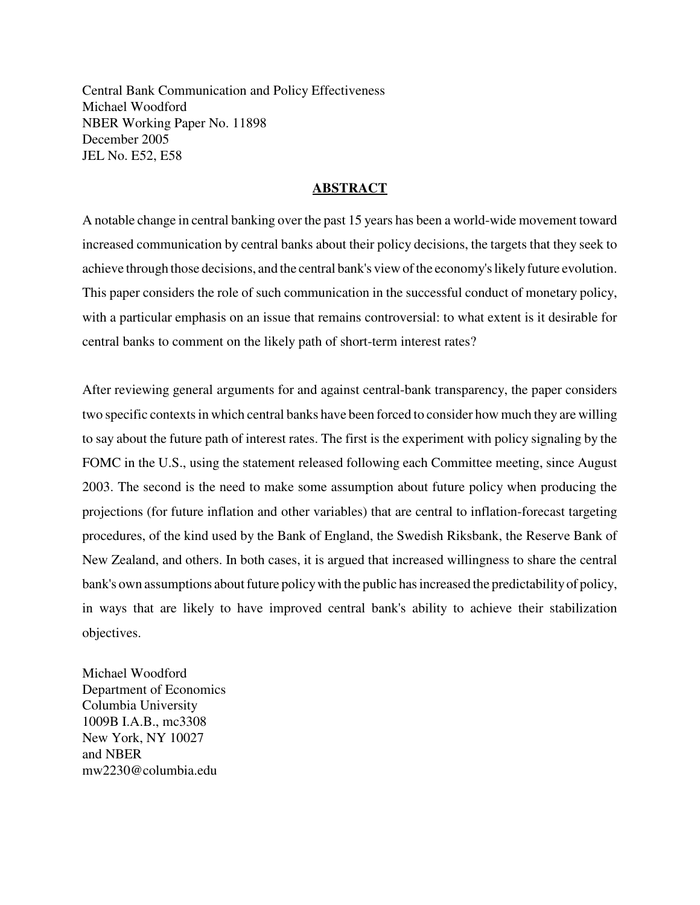Central Bank Communication and Policy Effectiveness
Michael Woodford
NBER Working Paper No. 11898
December 2005
JEL No. E52, E58

## ABSTRACT

A notable change in central banking over the past 15 years has been a world-wide movement toward increased communication by central banks about their policy decisions, the targets that they seek to achieve through those decisions, and the central bank's view of the economy's likely future evolution. This paper considers the role of such communication in the successful conduct of monetary policy, with a particular emphasis on an issue that remains controversial: to what extent is it desirable for central banks to comment on the likely path of short-term interest rates?

After reviewing general arguments for and against central-bank transparency, the paper considers two specific contexts in which central banks have been forced to consider how much they are willing to say about the future path of interest rates. The first is the experiment with policy signaling by the FOMC in the U.S., using the statement released following each Committee meeting, since August 2003. The second is the need to make some assumption about future policy when producing the projections (for future inflation and other variables) that are central to inflation-forecast targeting procedures, of the kind used by the Bank of England, the Swedish Riksbank, the Reserve Bank of New Zealand, and others. In both cases, it is argued that increased willingness to share the central bank's own assumptions about future policy with the public has increased the predictability of policy, in ways that are likely to have improved central bank's ability to achieve their stabilization objectives.

Michael Woodford
Department of Economics
Columbia University
1009B I.A.B., mc3308
New York, NY 10027
and NBER
mw2230@columbia.edu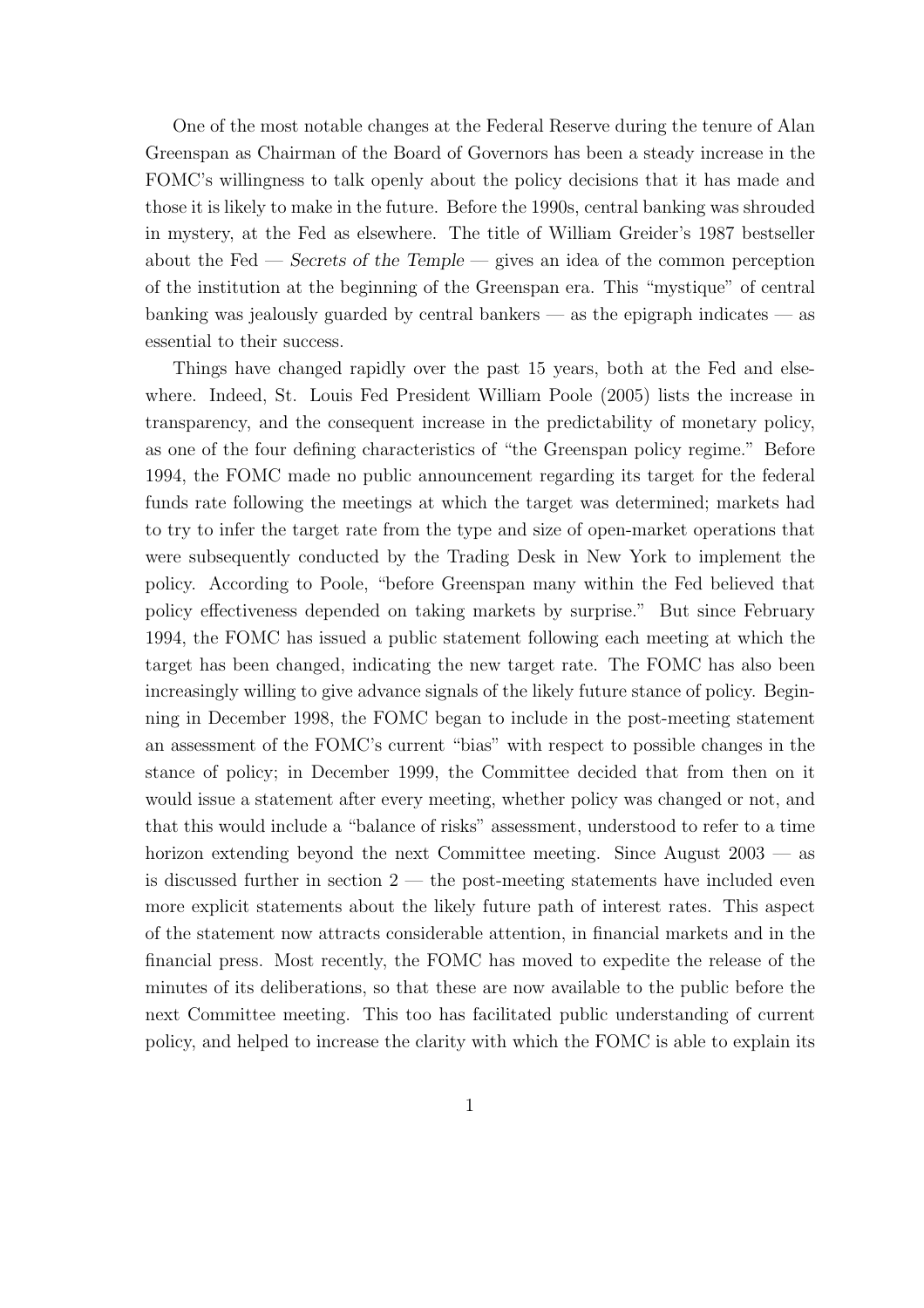One of the most notable changes at the Federal Reserve during the tenure of Alan Greenspan as Chairman of the Board of Governors has been a steady increase in the FOMC's willingness to talk openly about the policy decisions that it has made and those it is likely to make in the future. Before the 1990s, central banking was shrouded in mystery, at the Fed as elsewhere. The title of William Greider's 1987 bestseller about the Fed — *Secrets of the Temple* — gives an idea of the common perception of the institution at the beginning of the Greenspan era. This "mystique" of central banking was jealously guarded by central bankers — as the epigraph indicates — as essential to their success.

Things have changed rapidly over the past 15 years, both at the Fed and elsewhere. Indeed, St. Louis Fed President William Poole (2005) lists the increase in transparency, and the consequent increase in the predictability of monetary policy, as one of the four defining characteristics of "the Greenspan policy regime." Before 1994, the FOMC made no public announcement regarding its target for the federal funds rate following the meetings at which the target was determined; markets had to try to infer the target rate from the type and size of open-market operations that were subsequently conducted by the Trading Desk in New York to implement the policy. According to Poole, "before Greenspan many within the Fed believed that policy effectiveness depended on taking markets by surprise." But since February 1994, the FOMC has issued a public statement following each meeting at which the target has been changed, indicating the new target rate. The FOMC has also been increasingly willing to give advance signals of the likely future stance of policy. Beginning in December 1998, the FOMC began to include in the post-meeting statement an assessment of the FOMC's current "bias" with respect to possible changes in the stance of policy; in December 1999, the Committee decided that from then on it would issue a statement after every meeting, whether policy was changed or not, and that this would include a "balance of risks" assessment, understood to refer to a time horizon extending beyond the next Committee meeting. Since August 2003 — as is discussed further in section 2 — the post-meeting statements have included even more explicit statements about the likely future path of interest rates. This aspect of the statement now attracts considerable attention, in financial markets and in the financial press. Most recently, the FOMC has moved to expedite the release of the minutes of its deliberations, so that these are now available to the public before the next Committee meeting. This too has facilitated public understanding of current policy, and helped to increase the clarity with which the FOMC is able to explain its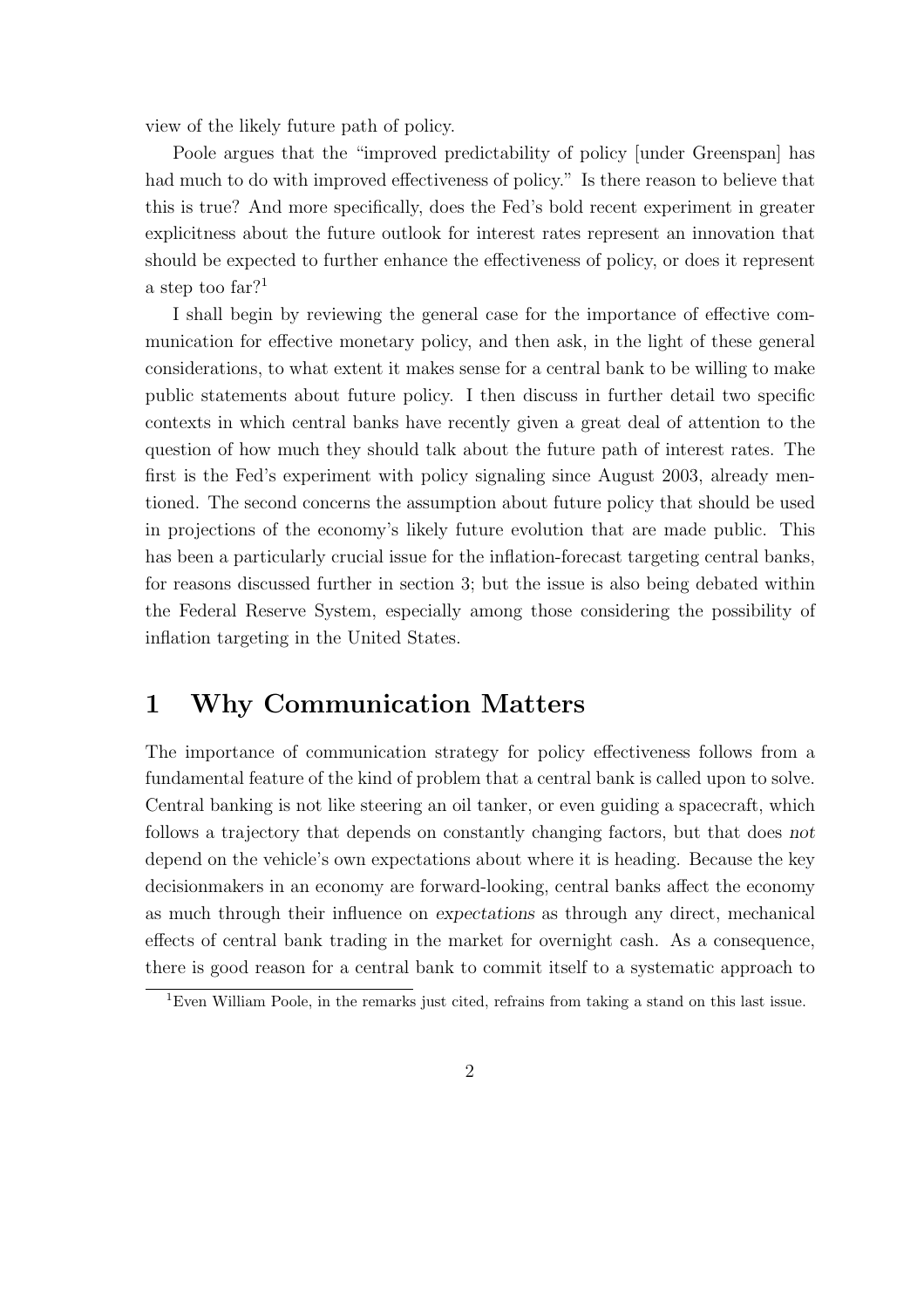view of the likely future path of policy.

Poole argues that the "improved predictability of policy [under Greenspan] has had much to do with improved effectiveness of policy." Is there reason to believe that this is true? And more specifically, does the Fed's bold recent experiment in greater explicitness about the future outlook for interest rates represent an innovation that should be expected to further enhance the effectiveness of policy, or does it represent a step too far?[1]

I shall begin by reviewing the general case for the importance of effective communication for effective monetary policy, and then ask, in the light of these general considerations, to what extent it makes sense for a central bank to be willing to make public statements about future policy. I then discuss in further detail two specific contexts in which central banks have recently given a great deal of attention to the question of how much they should talk about the future path of interest rates. The first is the Fed's experiment with policy signaling since August 2003, already mentioned. The second concerns the assumption about future policy that should be used in projections of the economy's likely future evolution that are made public. This has been a particularly crucial issue for the inflation-forecast targeting central banks, for reasons discussed further in section 3; but the issue is also being debated within the Federal Reserve System, especially among those considering the possibility of inflation targeting in the United States.

## 1 Why Communication Matters

The importance of communication strategy for policy effectiveness follows from a fundamental feature of the kind of problem that a central bank is called upon to solve. Central banking is not like steering an oil tanker, or even guiding a spacecraft, which follows a trajectory that depends on constantly changing factors, but that does *not* depend on the vehicle's own expectations about where it is heading. Because the key decisionmakers in an economy are forward-looking, central banks affect the economy as much through their influence on *expectations* as through any direct, mechanical effects of central bank trading in the market for overnight cash. As a consequence, there is good reason for a central bank to commit itself to a systematic approach to

[1] Even William Poole, in the remarks just cited, refrains from taking a stand on this last issue.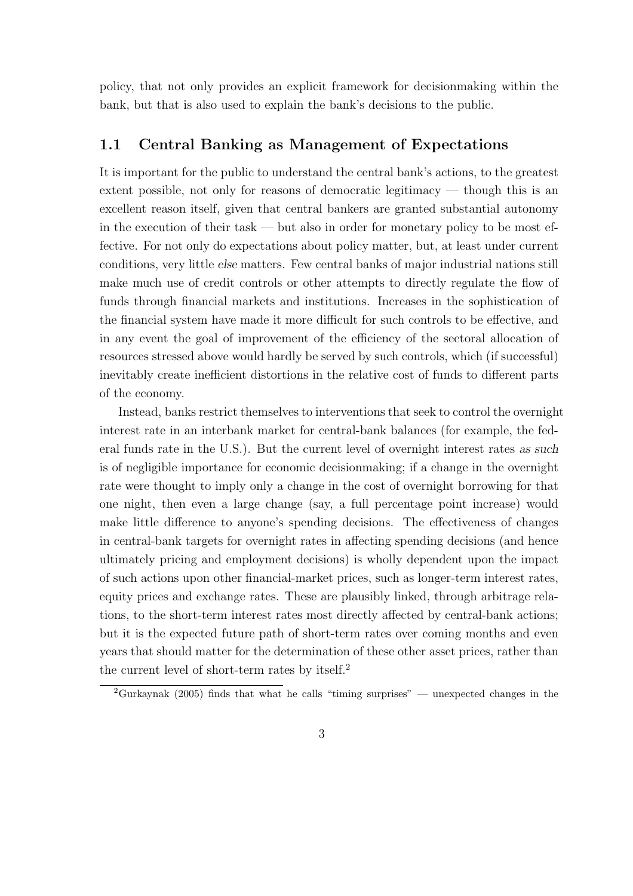policy, that not only provides an explicit framework for decisionmaking within the bank, but that is also used to explain the bank's decisions to the public.

### 1.1 Central Banking as Management of Expectations

It is important for the public to understand the central bank's actions, to the greatest extent possible, not only for reasons of democratic legitimacy — though this is an excellent reason itself, given that central bankers are granted substantial autonomy in the execution of their task — but also in order for monetary policy to be most effective. For not only do expectations about policy matter, but, at least under current conditions, very little *else* matters. Few central banks of major industrial nations still make much use of credit controls or other attempts to directly regulate the flow of funds through financial markets and institutions. Increases in the sophistication of the financial system have made it more difficult for such controls to be effective, and in any event the goal of improvement of the efficiency of the sectoral allocation of resources stressed above would hardly be served by such controls, which (if successful) inevitably create inefficient distortions in the relative cost of funds to different parts of the economy.

Instead, banks restrict themselves to interventions that seek to control the overnight interest rate in an interbank market for central-bank balances (for example, the federal funds rate in the U.S.). But the current level of overnight interest rates *as such* is of negligible importance for economic decisionmaking; if a change in the overnight rate were thought to imply only a change in the cost of overnight borrowing for that one night, then even a large change (say, a full percentage point increase) would make little difference to anyone's spending decisions. The effectiveness of changes in central-bank targets for overnight rates in affecting spending decisions (and hence ultimately pricing and employment decisions) is wholly dependent upon the impact of such actions upon other financial-market prices, such as longer-term interest rates, equity prices and exchange rates. These are plausibly linked, through arbitrage relations, to the short-term interest rates most directly affected by central-bank actions; but it is the expected future path of short-term rates over coming months and even years that should matter for the determination of these other asset prices, rather than the current level of short-term rates by itself.[2]

[2] Gurkaynak (2005) finds that what he calls "timing surprises" — unexpected changes in the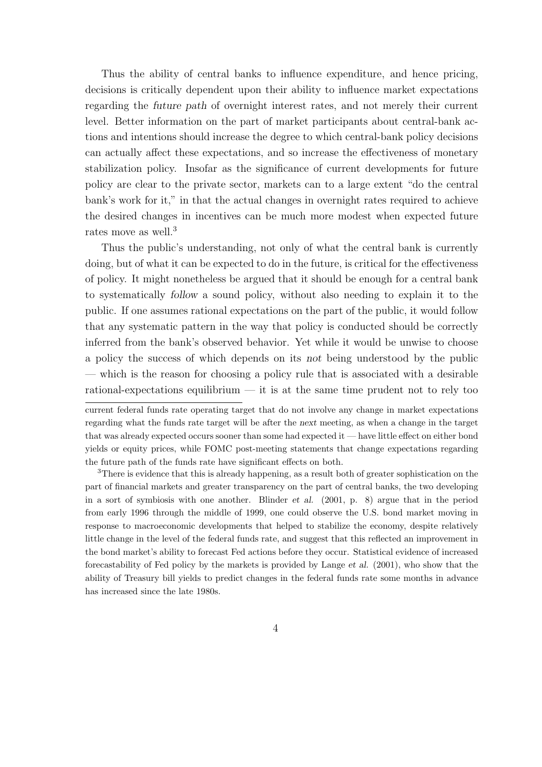Thus the ability of central banks to influence expenditure, and hence pricing, decisions is critically dependent upon their ability to influence market expectations regarding the *future path* of overnight interest rates, and not merely their current level. Better information on the part of market participants about central-bank actions and intentions should increase the degree to which central-bank policy decisions can actually affect these expectations, and so increase the effectiveness of monetary stabilization policy. Insofar as the significance of current developments for future policy are clear to the private sector, markets can to a large extent "do the central bank's work for it," in that the actual changes in overnight rates required to achieve the desired changes in incentives can be much more modest when expected future rates move as well.[3]

Thus the public's understanding, not only of what the central bank is currently doing, but of what it can be expected to do in the future, is critical for the effectiveness of policy. It might nonetheless be argued that it should be enough for a central bank to systematically *follow* a sound policy, without also needing to explain it to the public. If one assumes rational expectations on the part of the public, it would follow that any systematic pattern in the way that policy is conducted should be correctly inferred from the bank's observed behavior. Yet while it would be unwise to choose a policy the success of which depends on its *not* being understood by the public — which is the reason for choosing a policy rule that is associated with a desirable rational-expectations equilibrium — it is at the same time prudent not to rely too

current federal funds rate operating target that do not involve any change in market expectations regarding what the funds rate target will be after the *next* meeting, as when a change in the target that was already expected occurs sooner than some had expected it — have little effect on either bond yields or equity prices, while FOMC post-meeting statements that change expectations regarding the future path of the funds rate have significant effects on both.

[3]There is evidence that this is already happening, as a result both of greater sophistication on the part of financial markets and greater transparency on the part of central banks, the two developing in a sort of symbiosis with one another. Blinder *et al.* (2001, p. 8) argue that in the period from early 1996 through the middle of 1999, one could observe the U.S. bond market moving in response to macroeconomic developments that helped to stabilize the economy, despite relatively little change in the level of the federal funds rate, and suggest that this reflected an improvement in the bond market's ability to forecast Fed actions before they occur. Statistical evidence of increased forecastability of Fed policy by the markets is provided by Lange *et al.* (2001), who show that the ability of Treasury bill yields to predict changes in the federal funds rate some months in advance has increased since the late 1980s.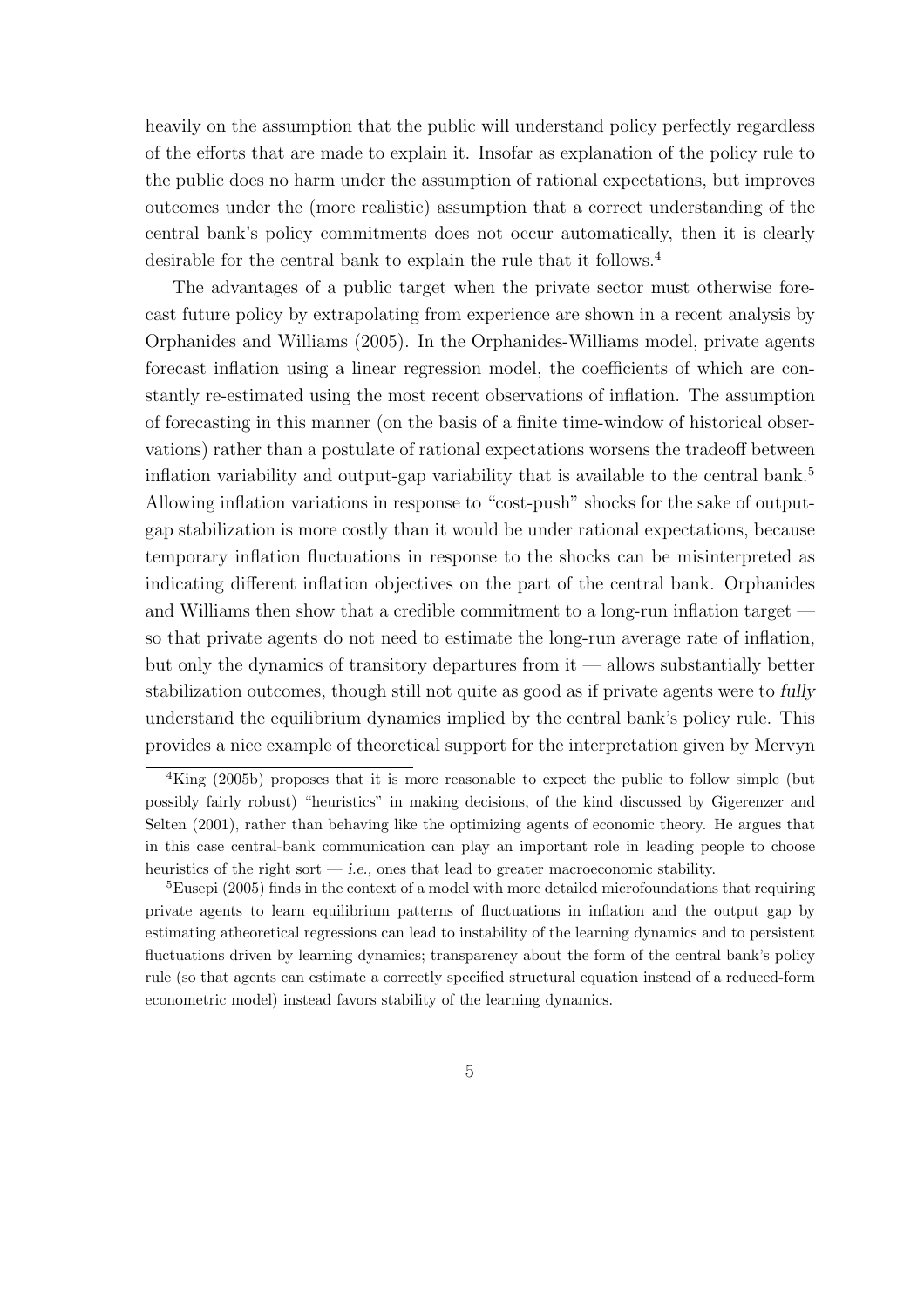heavily on the assumption that the public will understand policy perfectly regardless of the efforts that are made to explain it. Insofar as explanation of the policy rule to the public does no harm under the assumption of rational expectations, but improves outcomes under the (more realistic) assumption that a correct understanding of the central bank's policy commitments does not occur automatically, then it is clearly desirable for the central bank to explain the rule that it follows.[4]

The advantages of a public target when the private sector must otherwise forecast future policy by extrapolating from experience are shown in a recent analysis by Orphanides and Williams (2005). In the Orphanides-Williams model, private agents forecast inflation using a linear regression model, the coefficients of which are constantly re-estimated using the most recent observations of inflation. The assumption of forecasting in this manner (on the basis of a finite time-window of historical observations) rather than a postulate of rational expectations worsens the tradeoff between inflation variability and output-gap variability that is available to the central bank.[5] Allowing inflation variations in response to "cost-push" shocks for the sake of output-gap stabilization is more costly than it would be under rational expectations, because temporary inflation fluctuations in response to the shocks can be misinterpreted as indicating different inflation objectives on the part of the central bank. Orphanides and Williams then show that a credible commitment to a long-run inflation target — so that private agents do not need to estimate the long-run average rate of inflation, but only the dynamics of transitory departures from it — allows substantially better stabilization outcomes, though still not quite as good as if private agents were to *fully* understand the equilibrium dynamics implied by the central bank's policy rule. This provides a nice example of theoretical support for the interpretation given by Mervyn

[4] King (2005b) proposes that it is more reasonable to expect the public to follow simple (but possibly fairly robust) "heuristics" in making decisions, of the kind discussed by Gigerenzer and Selten (2001), rather than behaving like the optimizing agents of economic theory. He argues that in this case central-bank communication can play an important role in leading people to choose heuristics of the right sort — *i.e.*, ones that lead to greater macroeconomic stability.

[5] Eusepi (2005) finds in the context of a model with more detailed microfoundations that requiring private agents to learn equilibrium patterns of fluctuations in inflation and the output gap by estimating atheoretical regressions can lead to instability of the learning dynamics and to persistent fluctuations driven by learning dynamics; transparency about the form of the central bank's policy rule (so that agents can estimate a correctly specified structural equation instead of a reduced-form econometric model) instead favors stability of the learning dynamics.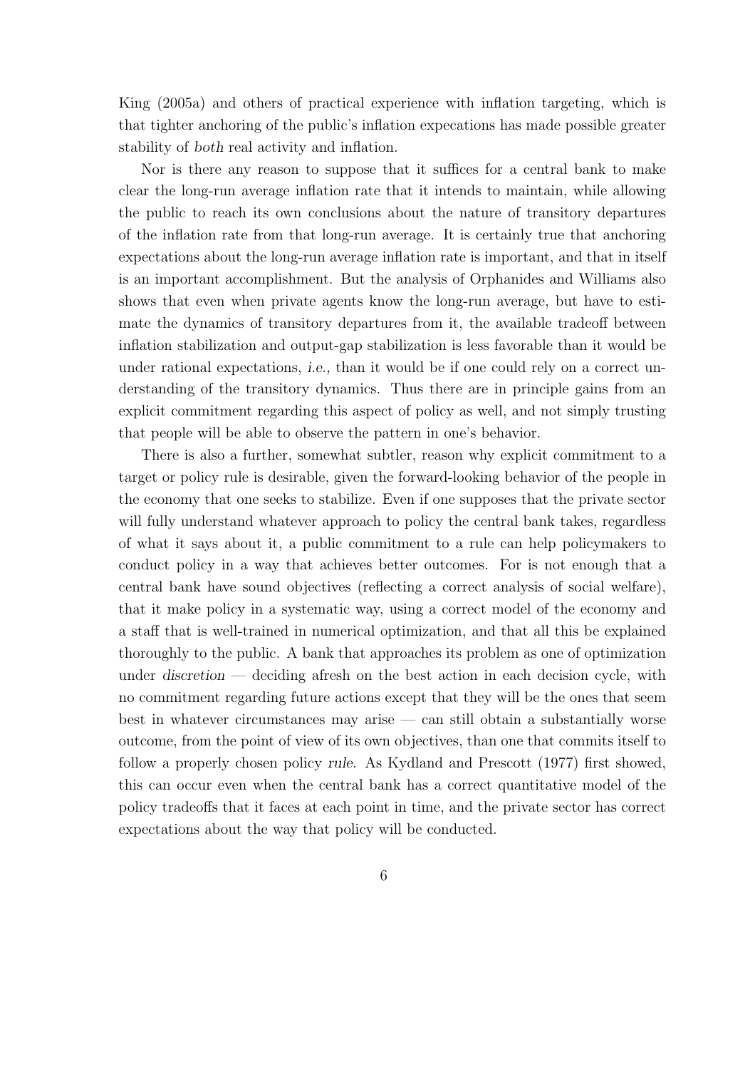King (2005a) and others of practical experience with inflation targeting, which is that tighter anchoring of the public's inflation expecations has made possible greater stability of *both* real activity and inflation.

Nor is there any reason to suppose that it suffices for a central bank to make clear the long-run average inflation rate that it intends to maintain, while allowing the public to reach its own conclusions about the nature of transitory departures of the inflation rate from that long-run average. It is certainly true that anchoring expectations about the long-run average inflation rate is important, and that in itself is an important accomplishment. But the analysis of Orphanides and Williams also shows that even when private agents know the long-run average, but have to estimate the dynamics of transitory departures from it, the available tradeoff between inflation stabilization and output-gap stabilization is less favorable than it would be under rational expectations, *i.e.*, than it would be if one could rely on a correct understanding of the transitory dynamics. Thus there are in principle gains from an explicit commitment regarding this aspect of policy as well, and not simply trusting that people will be able to observe the pattern in one's behavior.

There is also a further, somewhat subtler, reason why explicit commitment to a target or policy rule is desirable, given the forward-looking behavior of the people in the economy that one seeks to stabilize. Even if one supposes that the private sector will fully understand whatever approach to policy the central bank takes, regardless of what it says about it, a public commitment to a rule can help policymakers to conduct policy in a way that achieves better outcomes. For is not enough that a central bank have sound objectives (reflecting a correct analysis of social welfare), that it make policy in a systematic way, using a correct model of the economy and a staff that is well-trained in numerical optimization, and that all this be explained thoroughly to the public. A bank that approaches its problem as one of optimization under *discretion* — deciding afresh on the best action in each decision cycle, with no commitment regarding future actions except that they will be the ones that seem best in whatever circumstances may arise — can still obtain a substantially worse outcome, from the point of view of its own objectives, than one that commits itself to follow a properly chosen policy *rule*. As Kydland and Prescott (1977) first showed, this can occur even when the central bank has a correct quantitative model of the policy tradeoffs that it faces at each point in time, and the private sector has correct expectations about the way that policy will be conducted.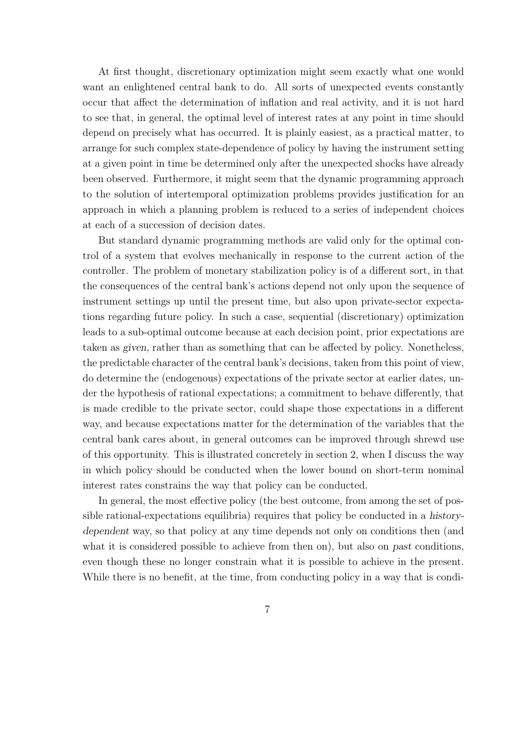At first thought, discretionary optimization might seem exactly what one would want an enlightened central bank to do. All sorts of unexpected events constantly occur that affect the determination of inflation and real activity, and it is not hard to see that, in general, the optimal level of interest rates at any point in time should depend on precisely what has occurred. It is plainly easiest, as a practical matter, to arrange for such complex state-dependence of policy by having the instrument setting at a given point in time be determined only after the unexpected shocks have already been observed. Furthermore, it might seem that the dynamic programming approach to the solution of intertemporal optimization problems provides justification for an approach in which a planning problem is reduced to a series of independent choices at each of a succession of decision dates.

But standard dynamic programming methods are valid only for the optimal control of a system that evolves mechanically in response to the current action of the controller. The problem of monetary stabilization policy is of a different sort, in that the consequences of the central bank's actions depend not only upon the sequence of instrument settings up until the present time, but also upon private-sector expectations regarding future policy. In such a case, sequential (discretionary) optimization leads to a sub-optimal outcome because at each decision point, prior expectations are taken as *given,* rather than as something that can be affected by policy. Nonetheless, the predictable character of the central bank's decisions, taken from this point of view, do determine the (endogenous) expectations of the private sector at earlier dates, under the hypothesis of rational expectations; a commitment to behave differently, that is made credible to the private sector, could shape those expectations in a different way, and because expectations matter for the determination of the variables that the central bank cares about, in general outcomes can be improved through shrewd use of this opportunity. This is illustrated concretely in section 2, when I discuss the way in which policy should be conducted when the lower bound on short-term nominal interest rates constrains the way that policy can be conducted.

In general, the most effective policy (the best outcome, from among the set of possible rational-expectations equilibria) requires that policy be conducted in a *history-dependent* way, so that policy at any time depends not only on conditions then (and what it is considered possible to achieve from then on), but also on *past* conditions, even though these no longer constrain what it is possible to achieve in the present. While there is no benefit, at the time, from conducting policy in a way that is condi-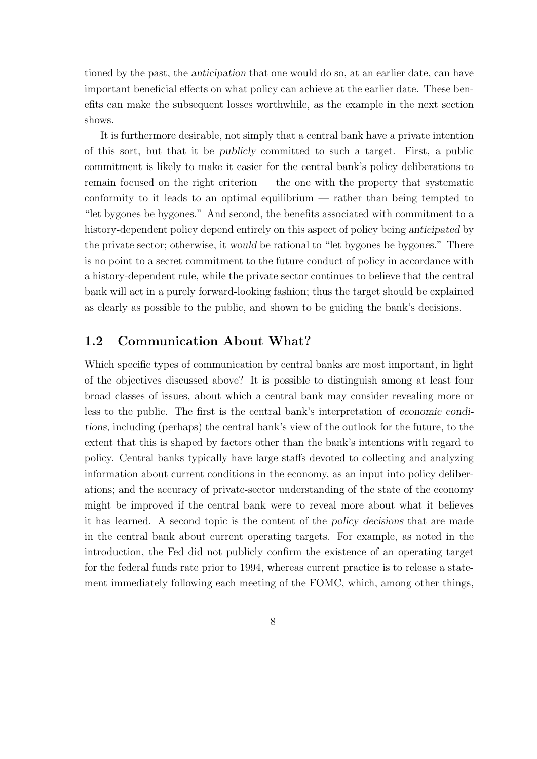tioned by the past, the *anticipation* that one would do so, at an earlier date, can have important beneficial effects on what policy can achieve at the earlier date. These benefits can make the subsequent losses worthwhile, as the example in the next section shows.

It is furthermore desirable, not simply that a central bank have a private intention of this sort, but that it be *publicly* committed to such a target. First, a public commitment is likely to make it easier for the central bank's policy deliberations to remain focused on the right criterion — the one with the property that systematic conformity to it leads to an optimal equilibrium — rather than being tempted to "let bygones be bygones." And second, the benefits associated with commitment to a history-dependent policy depend entirely on this aspect of policy being *anticipated* by the private sector; otherwise, it *would* be rational to "let bygones be bygones." There is no point to a secret commitment to the future conduct of policy in accordance with a history-dependent rule, while the private sector continues to believe that the central bank will act in a purely forward-looking fashion; thus the target should be explained as clearly as possible to the public, and shown to be guiding the bank's decisions.

### 1.2 Communication About What?

Which specific types of communication by central banks are most important, in light of the objectives discussed above? It is possible to distinguish among at least four broad classes of issues, about which a central bank may consider revealing more or less to the public. The first is the central bank's interpretation of *economic conditions,* including (perhaps) the central bank's view of the outlook for the future, to the extent that this is shaped by factors other than the bank's intentions with regard to policy. Central banks typically have large staffs devoted to collecting and analyzing information about current conditions in the economy, as an input into policy deliberations; and the accuracy of private-sector understanding of the state of the economy might be improved if the central bank were to reveal more about what it believes it has learned. A second topic is the content of the *policy decisions* that are made in the central bank about current operating targets. For example, as noted in the introduction, the Fed did not publicly confirm the existence of an operating target for the federal funds rate prior to 1994, whereas current practice is to release a statement immediately following each meeting of the FOMC, which, among other things,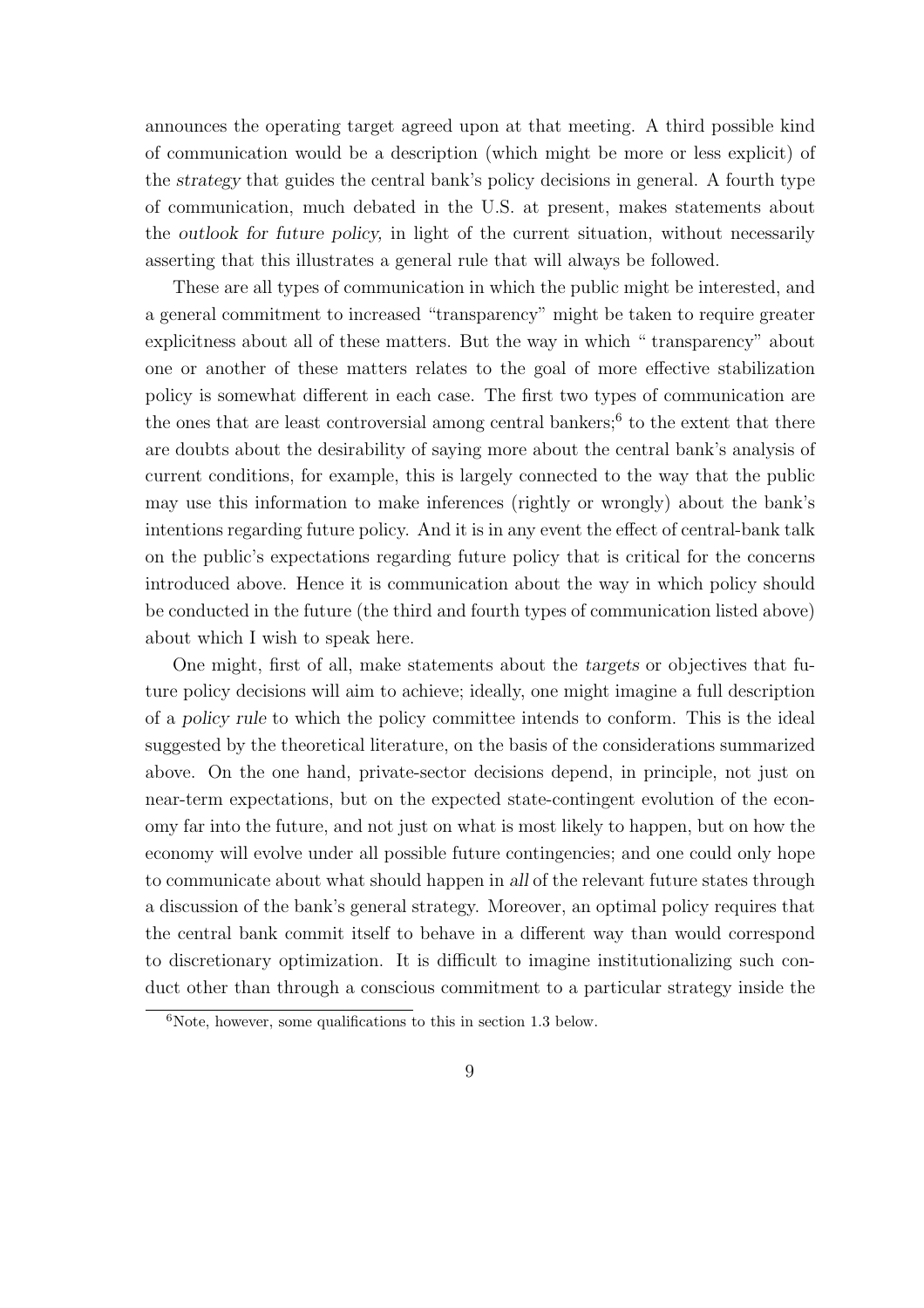announces the operating target agreed upon at that meeting. A third possible kind of communication would be a description (which might be more or less explicit) of the *strategy* that guides the central bank's policy decisions in general. A fourth type of communication, much debated in the U.S. at present, makes statements about the *outlook for future policy,* in light of the current situation, without necessarily asserting that this illustrates a general rule that will always be followed.

These are all types of communication in which the public might be interested, and a general commitment to increased "transparency" might be taken to require greater explicitness about all of these matters. But the way in which " transparency" about one or another of these matters relates to the goal of more effective stabilization policy is somewhat different in each case. The first two types of communication are the ones that are least controversial among central bankers;[6] to the extent that there are doubts about the desirability of saying more about the central bank's analysis of current conditions, for example, this is largely connected to the way that the public may use this information to make inferences (rightly or wrongly) about the bank's intentions regarding future policy. And it is in any event the effect of central-bank talk on the public's expectations regarding future policy that is critical for the concerns introduced above. Hence it is communication about the way in which policy should be conducted in the future (the third and fourth types of communication listed above) about which I wish to speak here.

One might, first of all, make statements about the *targets* or objectives that future policy decisions will aim to achieve; ideally, one might imagine a full description of a *policy rule* to which the policy committee intends to conform. This is the ideal suggested by the theoretical literature, on the basis of the considerations summarized above. On the one hand, private-sector decisions depend, in principle, not just on near-term expectations, but on the expected state-contingent evolution of the economy far into the future, and not just on what is most likely to happen, but on how the economy will evolve under all possible future contingencies; and one could only hope to communicate about what should happen in *all* of the relevant future states through a discussion of the bank's general strategy. Moreover, an optimal policy requires that the central bank commit itself to behave in a different way than would correspond to discretionary optimization. It is difficult to imagine institutionalizing such conduct other than through a conscious commitment to a particular strategy inside the

[6] Note, however, some qualifications to this in section 1.3 below.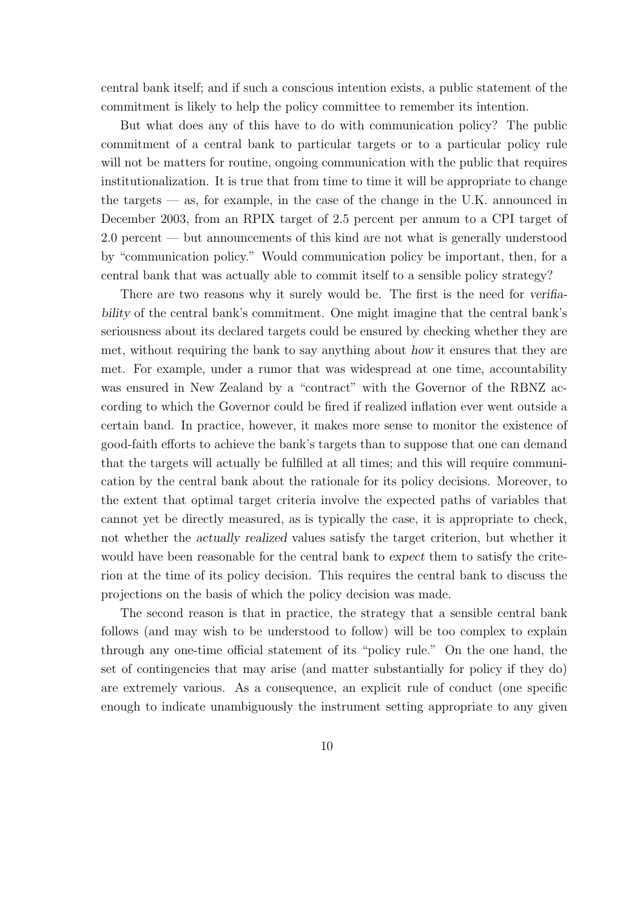central bank itself; and if such a conscious intention exists, a public statement of the commitment is likely to help the policy committee to remember its intention.

But what does any of this have to do with communication policy? The public commitment of a central bank to particular targets or to a particular policy rule will not be matters for routine, ongoing communication with the public that requires institutionalization. It is true that from time to time it will be appropriate to change the targets — as, for example, in the case of the change in the U.K. announced in December 2003, from an RPIX target of 2.5 percent per annum to a CPI target of 2.0 percent — but announcements of this kind are not what is generally understood by "communication policy." Would communication policy be important, then, for a central bank that was actually able to commit itself to a sensible policy strategy?

There are two reasons why it surely would be. The first is the need for *verifiability* of the central bank's commitment. One might imagine that the central bank's seriousness about its declared targets could be ensured by checking whether they are met, without requiring the bank to say anything about *how* it ensures that they are met. For example, under a rumor that was widespread at one time, accountability was ensured in New Zealand by a "contract" with the Governor of the RBNZ according to which the Governor could be fired if realized inflation ever went outside a certain band. In practice, however, it makes more sense to monitor the existence of good-faith efforts to achieve the bank's targets than to suppose that one can demand that the targets will actually be fulfilled at all times; and this will require communication by the central bank about the rationale for its policy decisions. Moreover, to the extent that optimal target criteria involve the expected paths of variables that cannot yet be directly measured, as is typically the case, it is appropriate to check, not whether the *actually realized* values satisfy the target criterion, but whether it would have been reasonable for the central bank to *expect* them to satisfy the criterion at the time of its policy decision. This requires the central bank to discuss the projections on the basis of which the policy decision was made.

The second reason is that in practice, the strategy that a sensible central bank follows (and may wish to be understood to follow) will be too complex to explain through any one-time official statement of its "policy rule." On the one hand, the set of contingencies that may arise (and matter substantially for policy if they do) are extremely various. As a consequence, an explicit rule of conduct (one specific enough to indicate unambiguously the instrument setting appropriate to any given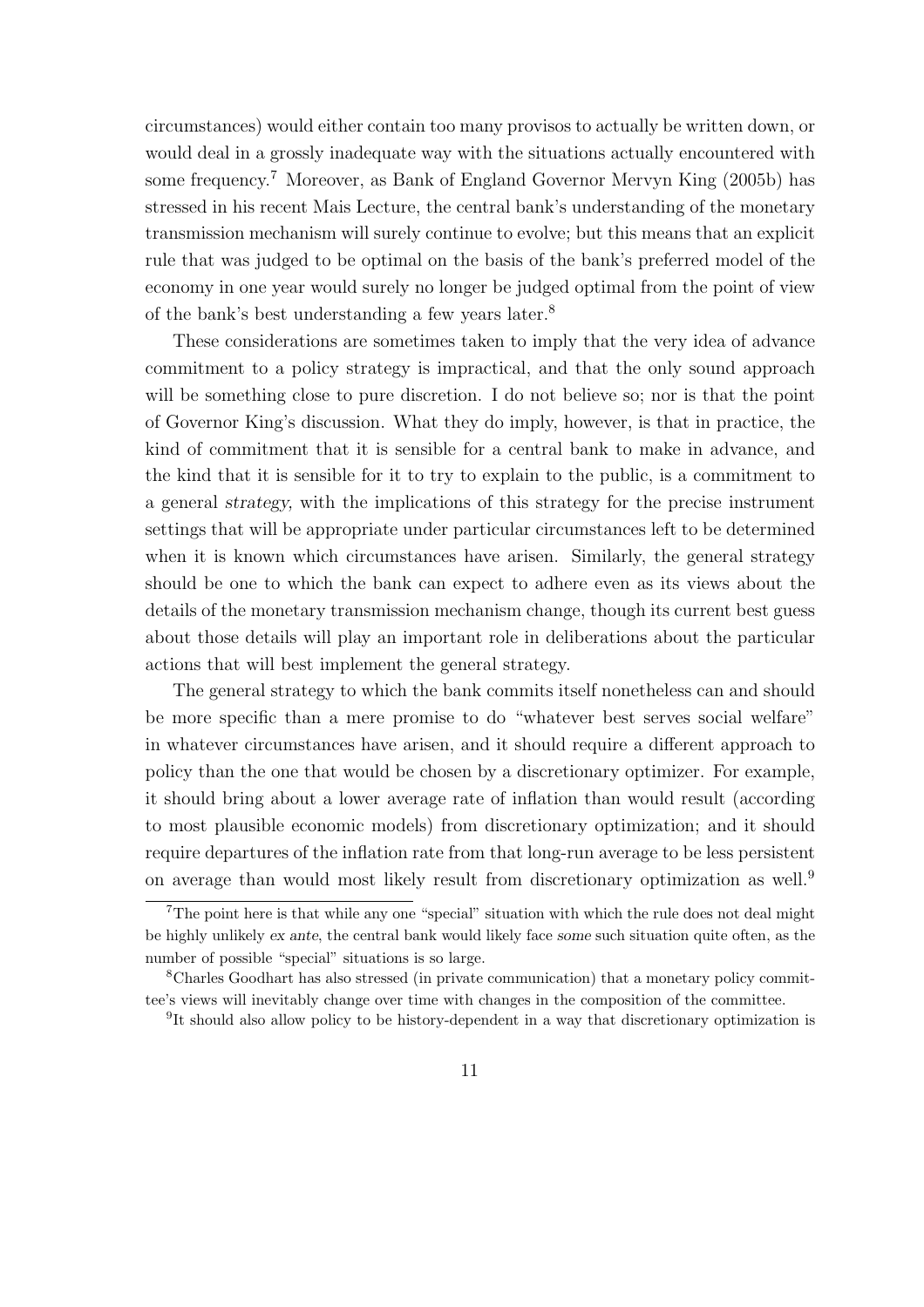circumstances) would either contain too many provisos to actually be written down, or would deal in a grossly inadequate way with the situations actually encountered with some frequency.[7] Moreover, as Bank of England Governor Mervyn King (2005b) has stressed in his recent Mais Lecture, the central bank's understanding of the monetary transmission mechanism will surely continue to evolve; but this means that an explicit rule that was judged to be optimal on the basis of the bank's preferred model of the economy in one year would surely no longer be judged optimal from the point of view of the bank's best understanding a few years later.[8]

These considerations are sometimes taken to imply that the very idea of advance commitment to a policy strategy is impractical, and that the only sound approach will be something close to pure discretion. I do not believe so; nor is that the point of Governor King's discussion. What they do imply, however, is that in practice, the kind of commitment that it is sensible for a central bank to make in advance, and the kind that it is sensible for it to try to explain to the public, is a commitment to a general *strategy*, with the implications of this strategy for the precise instrument settings that will be appropriate under particular circumstances left to be determined when it is known which circumstances have arisen. Similarly, the general strategy should be one to which the bank can expect to adhere even as its views about the details of the monetary transmission mechanism change, though its current best guess about those details will play an important role in deliberations about the particular actions that will best implement the general strategy.

The general strategy to which the bank commits itself nonetheless can and should be more specific than a mere promise to do "whatever best serves social welfare" in whatever circumstances have arisen, and it should require a different approach to policy than the one that would be chosen by a discretionary optimizer. For example, it should bring about a lower average rate of inflation than would result (according to most plausible economic models) from discretionary optimization; and it should require departures of the inflation rate from that long-run average to be less persistent on average than would most likely result from discretionary optimization as well.[9]

[7] The point here is that while any one "special" situation with which the rule does not deal might be highly unlikely *ex ante*, the central bank would likely face *some* such situation quite often, as the number of possible "special" situations is so large.

[8] Charles Goodhart has also stressed (in private communication) that a monetary policy committee's views will inevitably change over time with changes in the composition of the committee.

[9] It should also allow policy to be history-dependent in a way that discretionary optimization is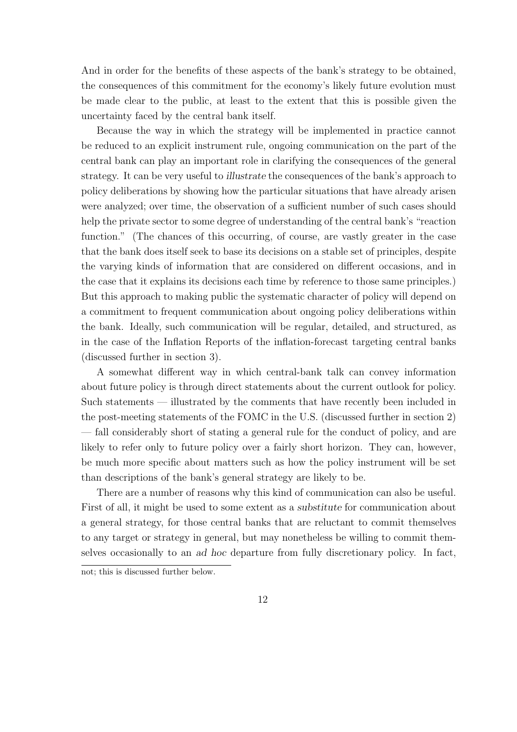And in order for the benefits of these aspects of the bank's strategy to be obtained, the consequences of this commitment for the economy's likely future evolution must be made clear to the public, at least to the extent that this is possible given the uncertainty faced by the central bank itself.

Because the way in which the strategy will be implemented in practice cannot be reduced to an explicit instrument rule, ongoing communication on the part of the central bank can play an important role in clarifying the consequences of the general strategy. It can be very useful to *illustrate* the consequences of the bank's approach to policy deliberations by showing how the particular situations that have already arisen were analyzed; over time, the observation of a sufficient number of such cases should help the private sector to some degree of understanding of the central bank's "reaction function." (The chances of this occurring, of course, are vastly greater in the case that the bank does itself seek to base its decisions on a stable set of principles, despite the varying kinds of information that are considered on different occasions, and in the case that it explains its decisions each time by reference to those same principles.) But this approach to making public the systematic character of policy will depend on a commitment to frequent communication about ongoing policy deliberations within the bank. Ideally, such communication will be regular, detailed, and structured, as in the case of the Inflation Reports of the inflation-forecast targeting central banks (discussed further in section 3).

A somewhat different way in which central-bank talk can convey information about future policy is through direct statements about the current outlook for policy. Such statements — illustrated by the comments that have recently been included in the post-meeting statements of the FOMC in the U.S. (discussed further in section 2) — fall considerably short of stating a general rule for the conduct of policy, and are likely to refer only to future policy over a fairly short horizon. They can, however, be much more specific about matters such as how the policy instrument will be set than descriptions of the bank's general strategy are likely to be.

There are a number of reasons why this kind of communication can also be useful. First of all, it might be used to some extent as a *substitute* for communication about a general strategy, for those central banks that are reluctant to commit themselves to any target or strategy in general, but may nonetheless be willing to commit themselves occasionally to an *ad hoc* departure from fully discretionary policy. In fact,

not; this is discussed further below.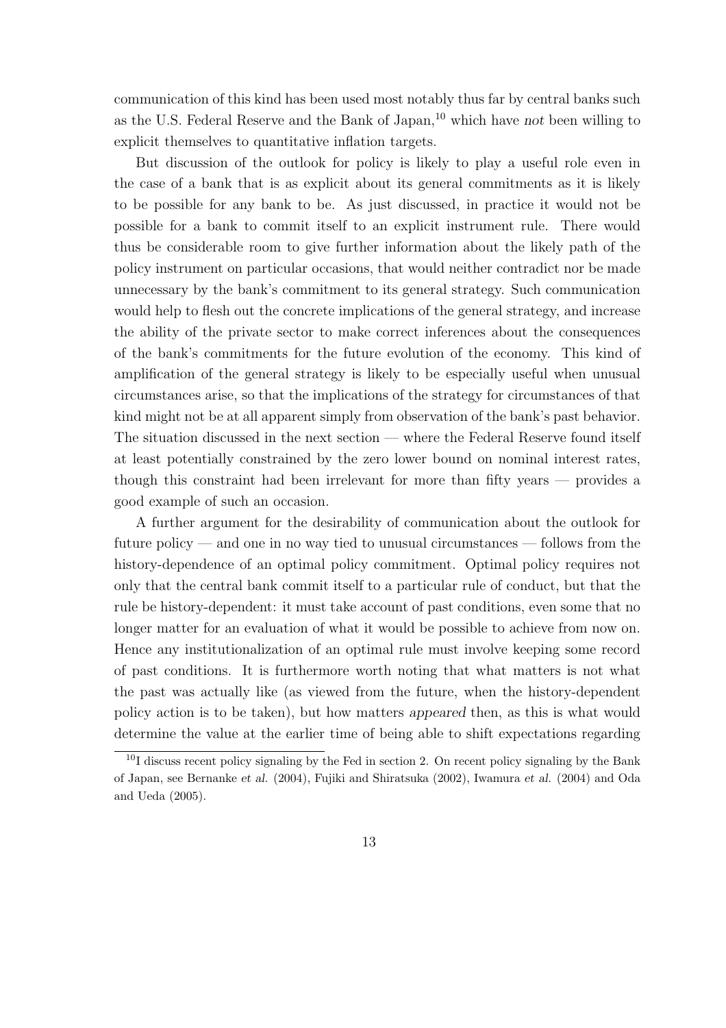communication of this kind has been used most notably thus far by central banks such as the U.S. Federal Reserve and the Bank of Japan,[10] which have *not* been willing to explicit themselves to quantitative inflation targets.

But discussion of the outlook for policy is likely to play a useful role even in the case of a bank that is as explicit about its general commitments as it is likely to be possible for any bank to be. As just discussed, in practice it would not be possible for a bank to commit itself to an explicit instrument rule. There would thus be considerable room to give further information about the likely path of the policy instrument on particular occasions, that would neither contradict nor be made unnecessary by the bank's commitment to its general strategy. Such communication would help to flesh out the concrete implications of the general strategy, and increase the ability of the private sector to make correct inferences about the consequences of the bank's commitments for the future evolution of the economy. This kind of amplification of the general strategy is likely to be especially useful when unusual circumstances arise, so that the implications of the strategy for circumstances of that kind might not be at all apparent simply from observation of the bank's past behavior. The situation discussed in the next section — where the Federal Reserve found itself at least potentially constrained by the zero lower bound on nominal interest rates, though this constraint had been irrelevant for more than fifty years — provides a good example of such an occasion.

A further argument for the desirability of communication about the outlook for future policy — and one in no way tied to unusual circumstances — follows from the history-dependence of an optimal policy commitment. Optimal policy requires not only that the central bank commit itself to a particular rule of conduct, but that the rule be history-dependent: it must take account of past conditions, even some that no longer matter for an evaluation of what it would be possible to achieve from now on. Hence any institutionalization of an optimal rule must involve keeping some record of past conditions. It is furthermore worth noting that what matters is not what the past was actually like (as viewed from the future, when the history-dependent policy action is to be taken), but how matters *appeared* then, as this is what would determine the value at the earlier time of being able to shift expectations regarding

[10] I discuss recent policy signaling by the Fed in section 2. On recent policy signaling by the Bank of Japan, see Bernanke *et al.* (2004), Fujiki and Shiratsuka (2002), Iwamura *et al.* (2004) and Oda and Ueda (2005).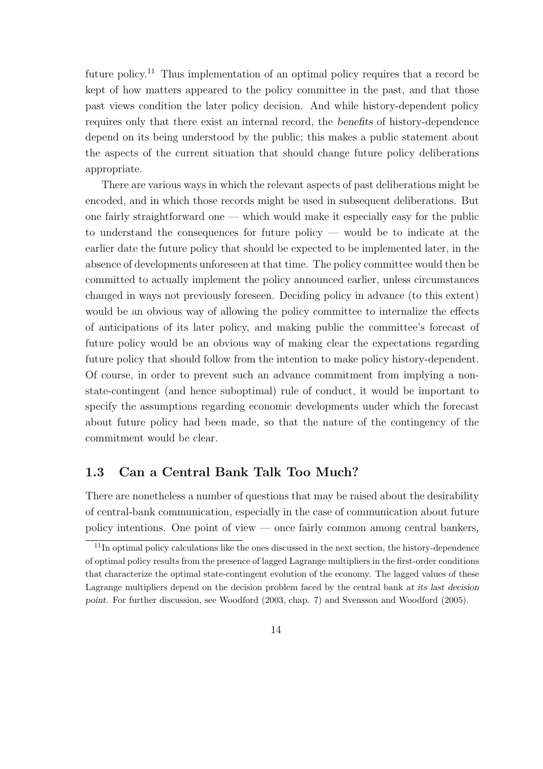future policy.[11] Thus implementation of an optimal policy requires that a record be kept of how matters appeared to the policy committee in the past, and that those past views condition the later policy decision. And while history-dependent policy requires only that there exist an internal record, the *benefits* of history-dependence depend on its being understood by the public; this makes a public statement about the aspects of the current situation that should change future policy deliberations appropriate.

There are various ways in which the relevant aspects of past deliberations might be encoded, and in which those records might be used in subsequent deliberations. But one fairly straightforward one — which would make it especially easy for the public to understand the consequences for future policy — would be to indicate at the earlier date the future policy that should be expected to be implemented later, in the absence of developments unforeseen at that time. The policy committee would then be committed to actually implement the policy announced earlier, unless circumstances changed in ways not previously foreseen. Deciding policy in advance (to this extent) would be an obvious way of allowing the policy committee to internalize the effects of anticipations of its later policy, and making public the committee's forecast of future policy would be an obvious way of making clear the expectations regarding future policy that should follow from the intention to make policy history-dependent. Of course, in order to prevent such an advance commitment from implying a non-state-contingent (and hence suboptimal) rule of conduct, it would be important to specify the assumptions regarding economic developments under which the forecast about future policy had been made, so that the nature of the contingency of the commitment would be clear.

### 1.3 Can a Central Bank Talk Too Much?

There are nonetheless a number of questions that may be raised about the desirability of central-bank communication, especially in the case of communication about future policy intentions. One point of view — once fairly common among central bankers,

[11] In optimal policy calculations like the ones discussed in the next section, the history-dependence of optimal policy results from the presence of lagged Lagrange multipliers in the first-order conditions that characterize the optimal state-contingent evolution of the economy. The lagged values of these Lagrange multipliers depend on the decision problem faced by the central bank *at its last decision point*. For further discussion, see Woodford (2003, chap. 7) and Svensson and Woodford (2005).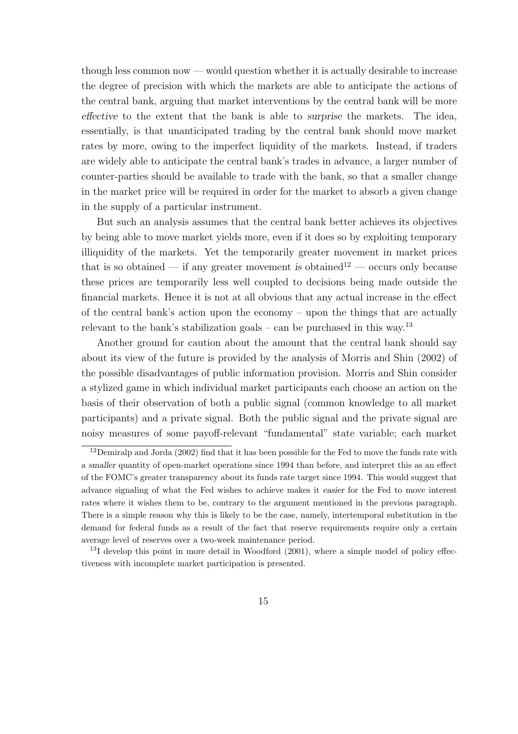though less common now — would question whether it is actually desirable to increase the degree of precision with which the markets are able to anticipate the actions of the central bank, arguing that market interventions by the central bank will be more *effective* to the extent that the bank is able to *surprise* the markets. The idea, essentially, is that unanticipated trading by the central bank should move market rates by more, owing to the imperfect liquidity of the markets. Instead, if traders are widely able to anticipate the central bank's trades in advance, a larger number of counter-parties should be available to trade with the bank, so that a smaller change in the market price will be required in order for the market to absorb a given change in the supply of a particular instrument.

But such an analysis assumes that the central bank better achieves its objectives by being able to move market yields more, even if it does so by exploiting temporary illiquidity of the markets. Yet the temporarily greater movement in market prices that is so obtained — if any greater movement *is* obtained[12] — occurs only because these prices are temporarily less well coupled to decisions being made outside the financial markets. Hence it is not at all obvious that any actual increase in the effect of the central bank's action upon the economy – upon the things that are actually relevant to the bank's stabilization goals – can be purchased in this way.[13]

Another ground for caution about the amount that the central bank should say about its view of the future is provided by the analysis of Morris and Shin (2002) of the possible disadvantages of public information provision. Morris and Shin consider a stylized game in which individual market participants each choose an action on the basis of their observation of both a public signal (common knowledge to all market participants) and a private signal. Both the public signal and the private signal are noisy measures of some payoff-relevant "fundamental" state variable; each market

[12] Demiralp and Jorda (2002) find that it has been possible for the Fed to move the funds rate with a *smaller* quantity of open-market operations since 1994 than before, and interpret this as an effect of the FOMC's greater transparency about its funds rate target since 1994. This would suggest that advance signaling of what the Fed wishes to achieve makes it *easier* for the Fed to move interest rates where it wishes them to be, contrary to the argument mentioned in the previous paragraph. There is a simple reason why this is likely to be the case, namely, intertemporal substitution in the demand for federal funds as a result of the fact that reserve requirements require only a certain average level of reserves over a two-week maintenance period.

[13] I develop this point in more detail in Woodford (2001), where a simple model of policy effectiveness with incomplete market participation is presented.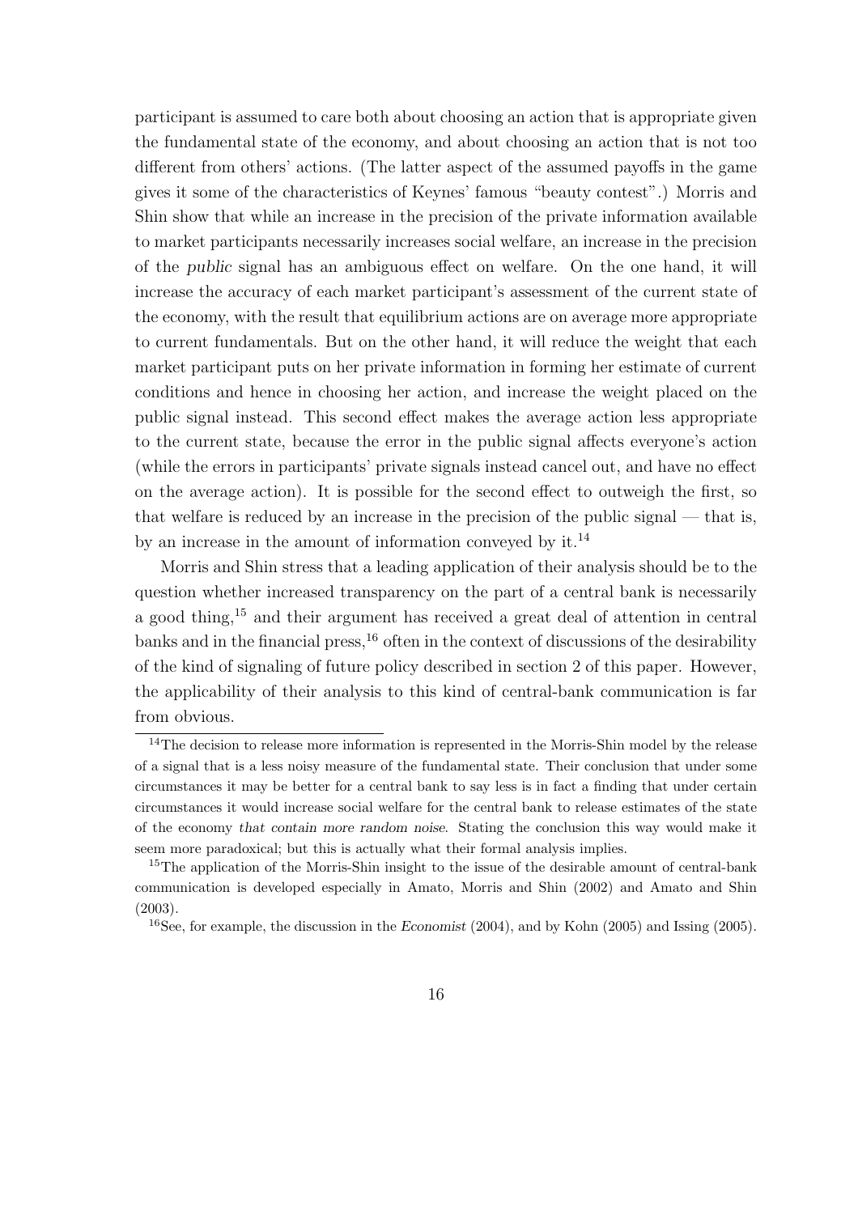participant is assumed to care both about choosing an action that is appropriate given the fundamental state of the economy, and about choosing an action that is not too different from others' actions. (The latter aspect of the assumed payoffs in the game gives it some of the characteristics of Keynes' famous "beauty contest".) Morris and Shin show that while an increase in the precision of the private information available to market participants necessarily increases social welfare, an increase in the precision of the *public* signal has an ambiguous effect on welfare. On the one hand, it will increase the accuracy of each market participant's assessment of the current state of the economy, with the result that equilibrium actions are on average more appropriate to current fundamentals. But on the other hand, it will reduce the weight that each market participant puts on her private information in forming her estimate of current conditions and hence in choosing her action, and increase the weight placed on the public signal instead. This second effect makes the average action less appropriate to the current state, because the error in the public signal affects everyone's action (while the errors in participants' private signals instead cancel out, and have no effect on the average action). It is possible for the second effect to outweigh the first, so that welfare is reduced by an increase in the precision of the public signal — that is, by an increase in the amount of information conveyed by it.[14]

Morris and Shin stress that a leading application of their analysis should be to the question whether increased transparency on the part of a central bank is necessarily a good thing,[15] and their argument has received a great deal of attention in central banks and in the financial press,[16] often in the context of discussions of the desirability of the kind of signaling of future policy described in section 2 of this paper. However, the applicability of their analysis to this kind of central-bank communication is far from obvious.

[14] The decision to release more information is represented in the Morris-Shin model by the release of a signal that is a less noisy measure of the fundamental state. Their conclusion that under some circumstances it may be better for a central bank to say less is in fact a finding that under certain circumstances it would increase social welfare for the central bank to release estimates of the state of the economy *that contain more random noise*. Stating the conclusion this way would make it seem more paradoxical; but this is actually what their formal analysis implies.

[15] The application of the Morris-Shin insight to the issue of the desirable amount of central-bank communication is developed especially in Amato, Morris and Shin (2002) and Amato and Shin (2003).

[16] See, for example, the discussion in the *Economist* (2004), and by Kohn (2005) and Issing (2005).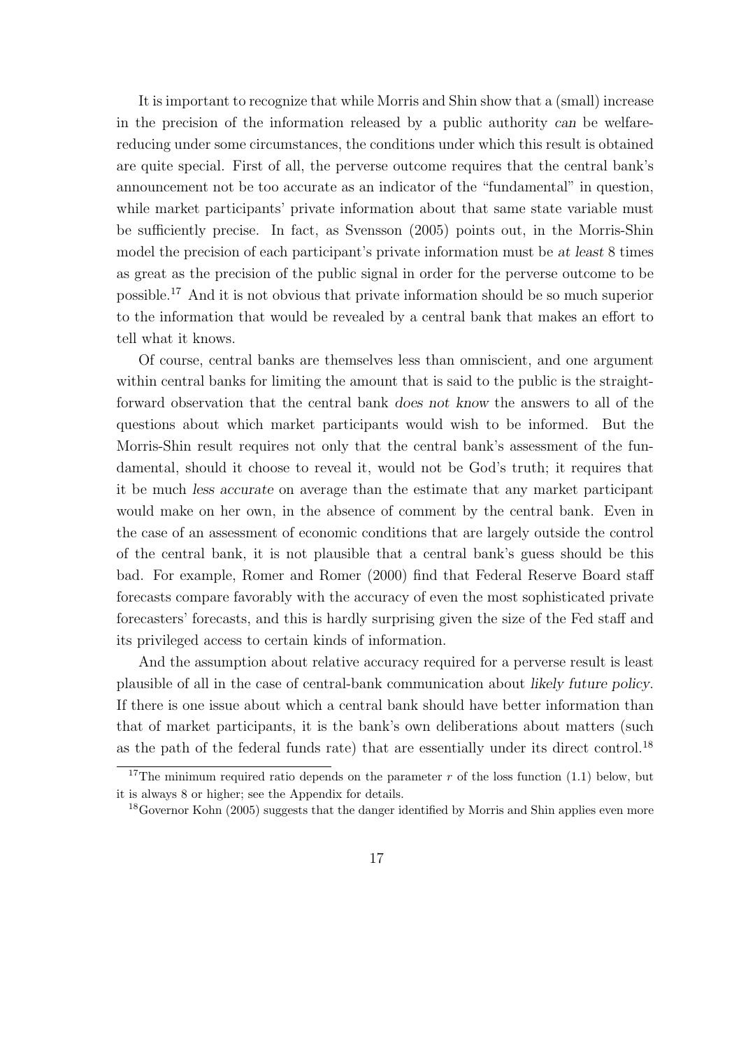It is important to recognize that while Morris and Shin show that a (small) increase in the precision of the information released by a public authority *can* be welfare-reducing under some circumstances, the conditions under which this result is obtained are quite special. First of all, the perverse outcome requires that the central bank's announcement not be too accurate as an indicator of the "fundamental" in question, while market participants' private information about that same state variable must be sufficiently precise. In fact, as Svensson (2005) points out, in the Morris-Shin model the precision of each participant's private information must be *at least* 8 times as great as the precision of the public signal in order for the perverse outcome to be possible.[17] And it is not obvious that private information should be so much superior to the information that would be revealed by a central bank that makes an effort to tell what it knows.

Of course, central banks are themselves less than omniscient, and one argument within central banks for limiting the amount that is said to the public is the straightforward observation that the central bank *does not know* the answers to all of the questions about which market participants would wish to be informed. But the Morris-Shin result requires not only that the central bank's assessment of the fundamental, should it choose to reveal it, would not be God's truth; it requires that it be much *less accurate* on average than the estimate that any market participant would make on her own, in the absence of comment by the central bank. Even in the case of an assessment of economic conditions that are largely outside the control of the central bank, it is not plausible that a central bank's guess should be this bad. For example, Romer and Romer (2000) find that Federal Reserve Board staff forecasts compare favorably with the accuracy of even the most sophisticated private forecasters' forecasts, and this is hardly surprising given the size of the Fed staff and its privileged access to certain kinds of information.

And the assumption about relative accuracy required for a perverse result is least plausible of all in the case of central-bank communication about *likely future policy*. If there is one issue about which a central bank should have better information than that of market participants, it is the bank's own deliberations about matters (such as the path of the federal funds rate) that are essentially under its direct control.[18]

[17] The minimum required ratio depends on the parameter $r$ of the loss function (1.1) below, but it is always 8 or higher; see the Appendix for details.

[18] Governor Kohn (2005) suggests that the danger identified by Morris and Shin applies even more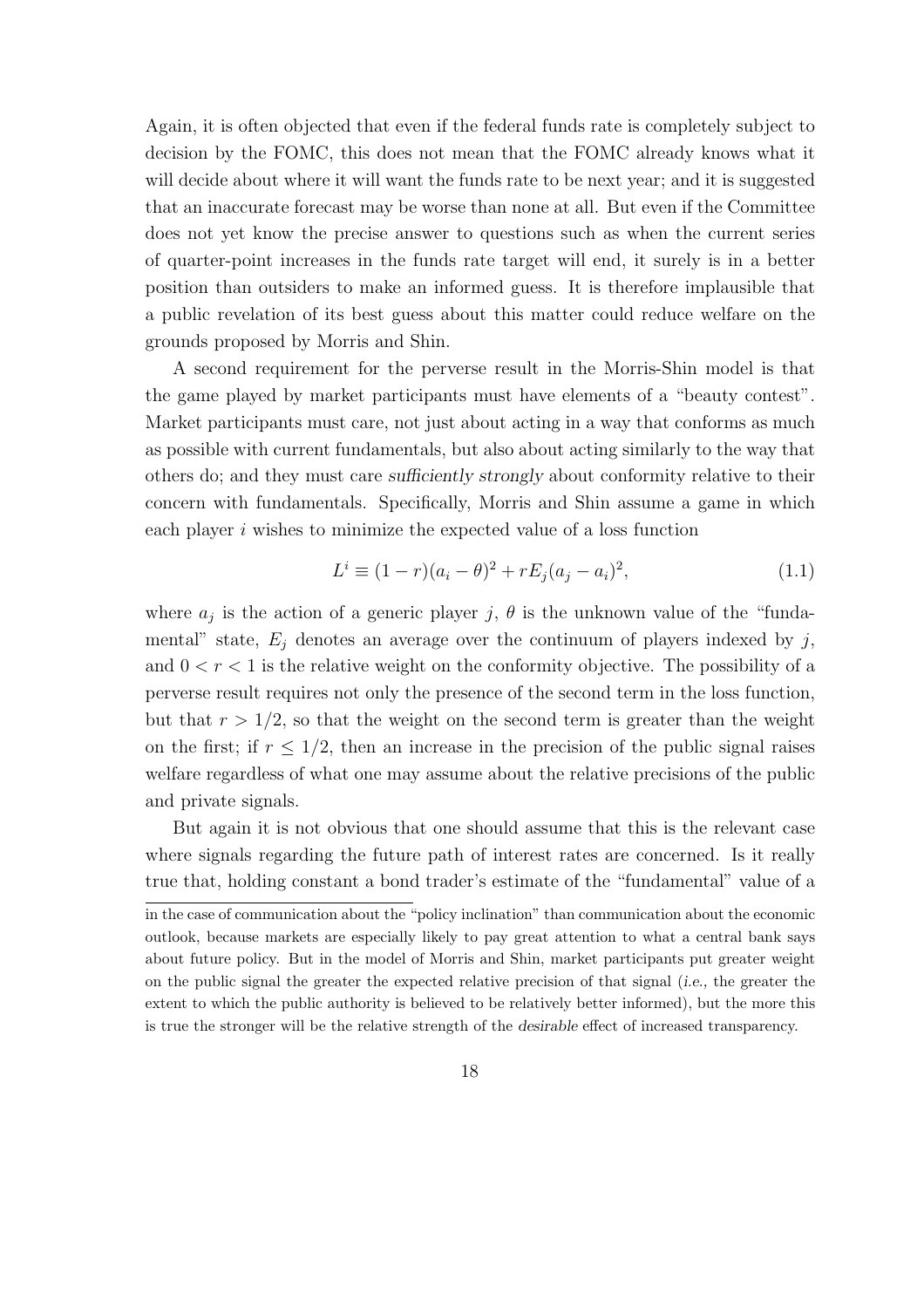Again, it is often objected that even if the federal funds rate is completely subject to decision by the FOMC, this does not mean that the FOMC already knows what it will decide about where it will want the funds rate to be next year; and it is suggested that an inaccurate forecast may be worse than none at all. But even if the Committee does not yet know the precise answer to questions such as when the current series of quarter-point increases in the funds rate target will end, it surely is in a better position than outsiders to make an informed guess. It is therefore implausible that a public revelation of its best guess about this matter could reduce welfare on the grounds proposed by Morris and Shin.

A second requirement for the perverse result in the Morris-Shin model is that the game played by market participants must have elements of a "beauty contest". Market participants must care, not just about acting in a way that conforms as much as possible with current fundamentals, but also about acting similarly to the way that others do; and they must care *sufficiently strongly* about conformity relative to their concern with fundamentals. Specifically, Morris and Shin assume a game in which each player $i$ wishes to minimize the expected value of a loss function

$$L^i \equiv (1-r)(a_i - \theta)^2 + rE_j(a_j - a_i)^2, \tag{1.1}$$

where $a_j$ is the action of a generic player $j$, $\theta$ is the unknown value of the "fundamental" state, $E_j$ denotes an average over the continuum of players indexed by $j$, and $0 < r < 1$ is the relative weight on the conformity objective. The possibility of a perverse result requires not only the presence of the second term in the loss function, but that $r > 1/2$, so that the weight on the second term is greater than the weight on the first; if $r \leq 1/2$, then an increase in the precision of the public signal raises welfare regardless of what one may assume about the relative precisions of the public and private signals.

But again it is not obvious that one should assume that this is the relevant case where signals regarding the future path of interest rates are concerned. Is it really true that, holding constant a bond trader's estimate of the "fundamental" value of a

in the case of communication about the "policy inclination" than communication about the economic outlook, because markets are especially likely to pay great attention to what a central bank says about future policy. But in the model of Morris and Shin, market participants put greater weight on the public signal the greater the expected relative precision of that signal (*i.e.*, the greater the extent to which the public authority is believed to be relatively better informed), but the more this is true the stronger will be the relative strength of the *desirable* effect of increased transparency.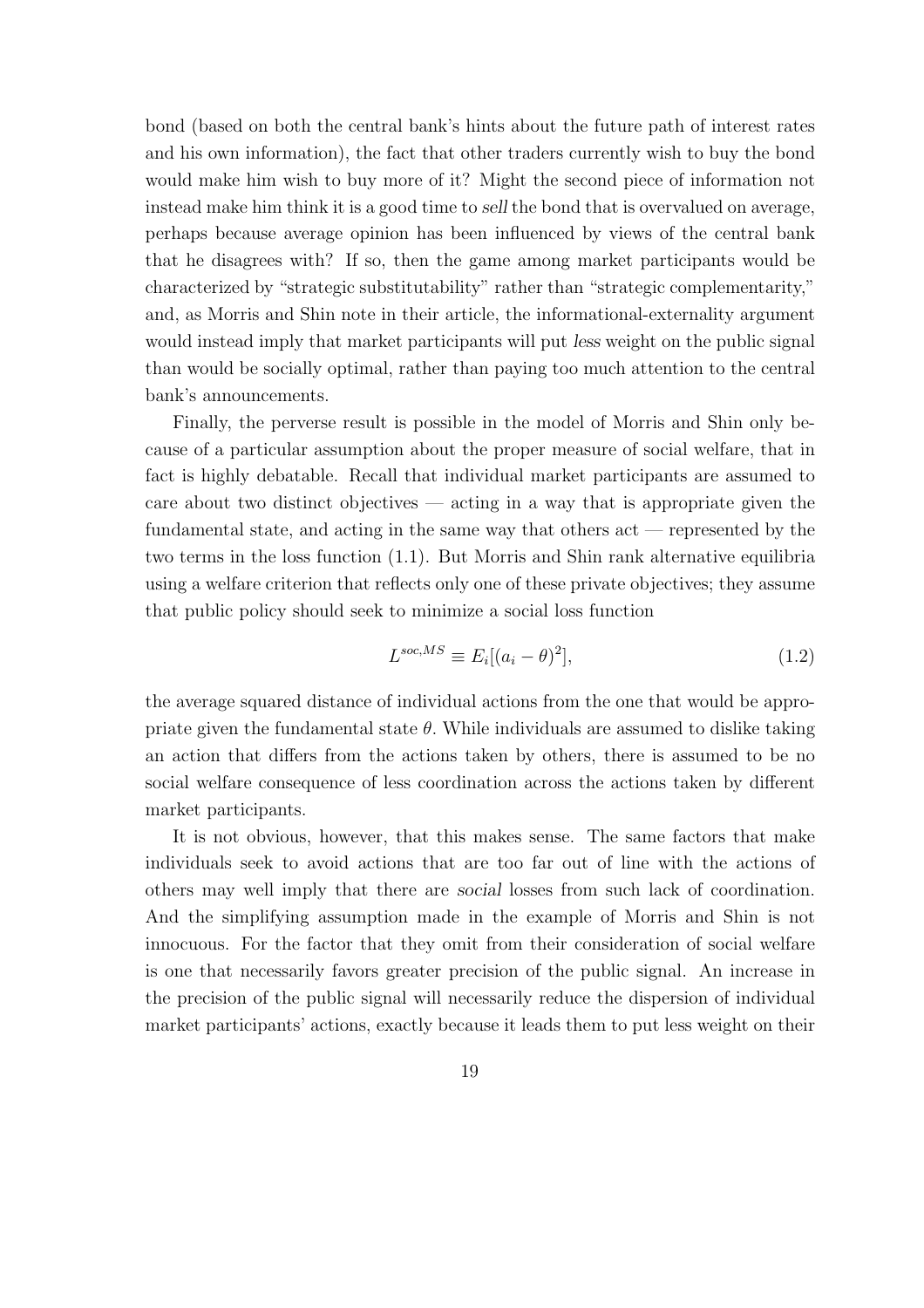bond (based on both the central bank's hints about the future path of interest rates and his own information), the fact that other traders currently wish to buy the bond would make him wish to buy more of it? Might the second piece of information not instead make him think it is a good time to *sell* the bond that is overvalued on average, perhaps because average opinion has been influenced by views of the central bank that he disagrees with? If so, then the game among market participants would be characterized by "strategic substitutability" rather than "strategic complementarity," and, as Morris and Shin note in their article, the informational-externality argument would instead imply that market participants will put *less* weight on the public signal than would be socially optimal, rather than paying too much attention to the central bank's announcements.

Finally, the perverse result is possible in the model of Morris and Shin only because of a particular assumption about the proper measure of social welfare, that in fact is highly debatable. Recall that individual market participants are assumed to care about two distinct objectives — acting in a way that is appropriate given the fundamental state, and acting in the same way that others act — represented by the two terms in the loss function (1.1). But Morris and Shin rank alternative equilibria using a welfare criterion that reflects only one of these private objectives; they assume that public policy should seek to minimize a social loss function

$$L^{soc,MS} \equiv E_i[(a_i - \theta)^2], \tag{1.2}$$

the average squared distance of individual actions from the one that would be appropriate given the fundamental state $\theta$. While individuals are assumed to dislike taking an action that differs from the actions taken by others, there is assumed to be no social welfare consequence of less coordination across the actions taken by different market participants.

It is not obvious, however, that this makes sense. The same factors that make individuals seek to avoid actions that are too far out of line with the actions of others may well imply that there are *social* losses from such lack of coordination. And the simplifying assumption made in the example of Morris and Shin is not innocuous. For the factor that they omit from their consideration of social welfare is one that necessarily favors greater precision of the public signal. An increase in the precision of the public signal will necessarily reduce the dispersion of individual market participants' actions, exactly because it leads them to put less weight on their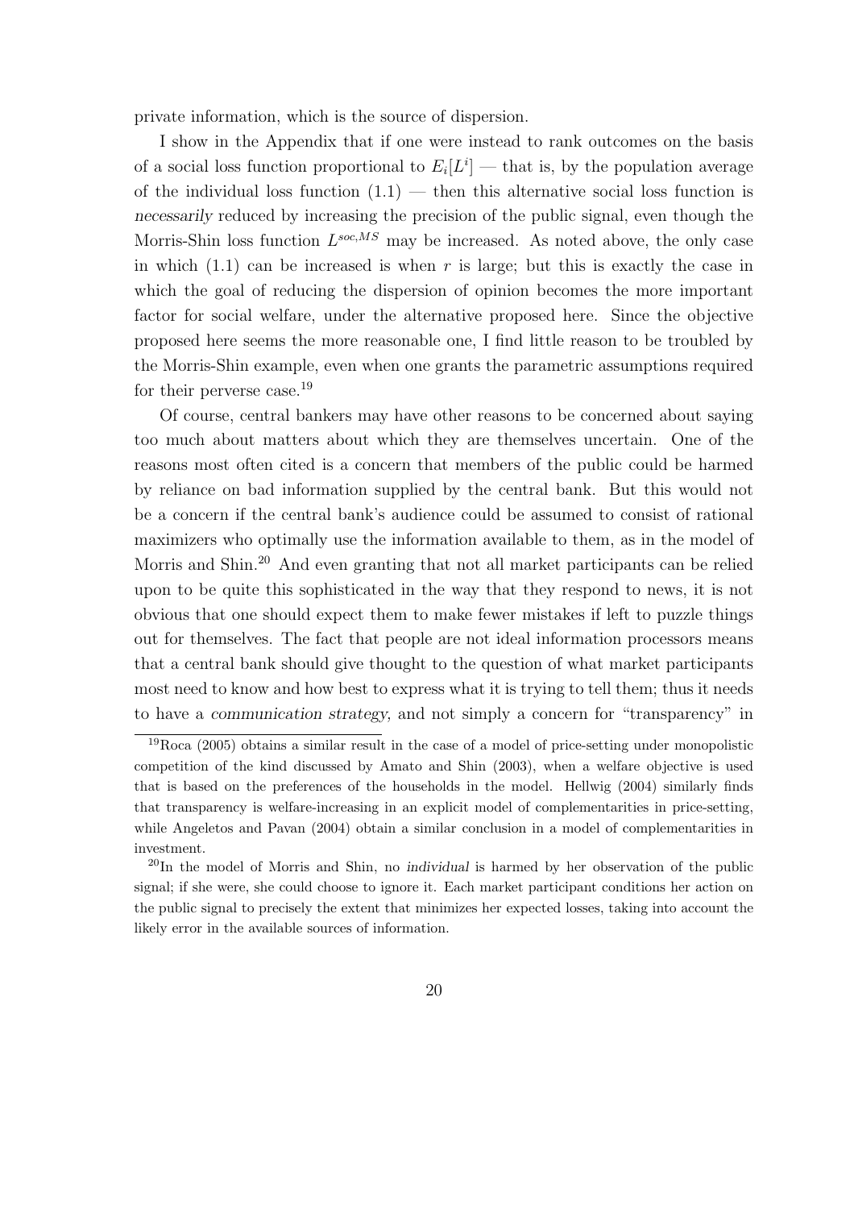private information, which is the source of dispersion.

I show in the Appendix that if one were instead to rank outcomes on the basis of a social loss function proportional to $E_i[L^i]$ — that is, by the population average of the individual loss function (1.1) — then this alternative social loss function is *necessarily* reduced by increasing the precision of the public signal, even though the Morris-Shin loss function $L^{soc,MS}$ may be increased. As noted above, the only case in which (1.1) can be increased is when $r$ is large; but this is exactly the case in which the goal of reducing the dispersion of opinion becomes the more important factor for social welfare, under the alternative proposed here. Since the objective proposed here seems the more reasonable one, I find little reason to be troubled by the Morris-Shin example, even when one grants the parametric assumptions required for their perverse case.[19]

Of course, central bankers may have other reasons to be concerned about saying too much about matters about which they are themselves uncertain. One of the reasons most often cited is a concern that members of the public could be harmed by reliance on bad information supplied by the central bank. But this would not be a concern if the central bank's audience could be assumed to consist of rational maximizers who optimally use the information available to them, as in the model of Morris and Shin.[20] And even granting that not all market participants can be relied upon to be quite this sophisticated in the way that they respond to news, it is not obvious that one should expect them to make fewer mistakes if left to puzzle things out for themselves. The fact that people are not ideal information processors means that a central bank should give thought to the question of what market participants most need to know and how best to express what it is trying to tell them; thus it needs to have a *communication strategy,* and not simply a concern for "transparency" in

[19]Roca (2005) obtains a similar result in the case of a model of price-setting under monopolistic competition of the kind discussed by Amato and Shin (2003), when a welfare objective is used that is based on the preferences of the households in the model. Hellwig (2004) similarly finds that transparency is welfare-increasing in an explicit model of complementarities in price-setting, while Angeletos and Pavan (2004) obtain a similar conclusion in a model of complementarities in investment.

[20]In the model of Morris and Shin, no *individual* is harmed by her observation of the public signal; if she were, she could choose to ignore it. Each market participant conditions her action on the public signal to precisely the extent that minimizes her expected losses, taking into account the likely error in the available sources of information.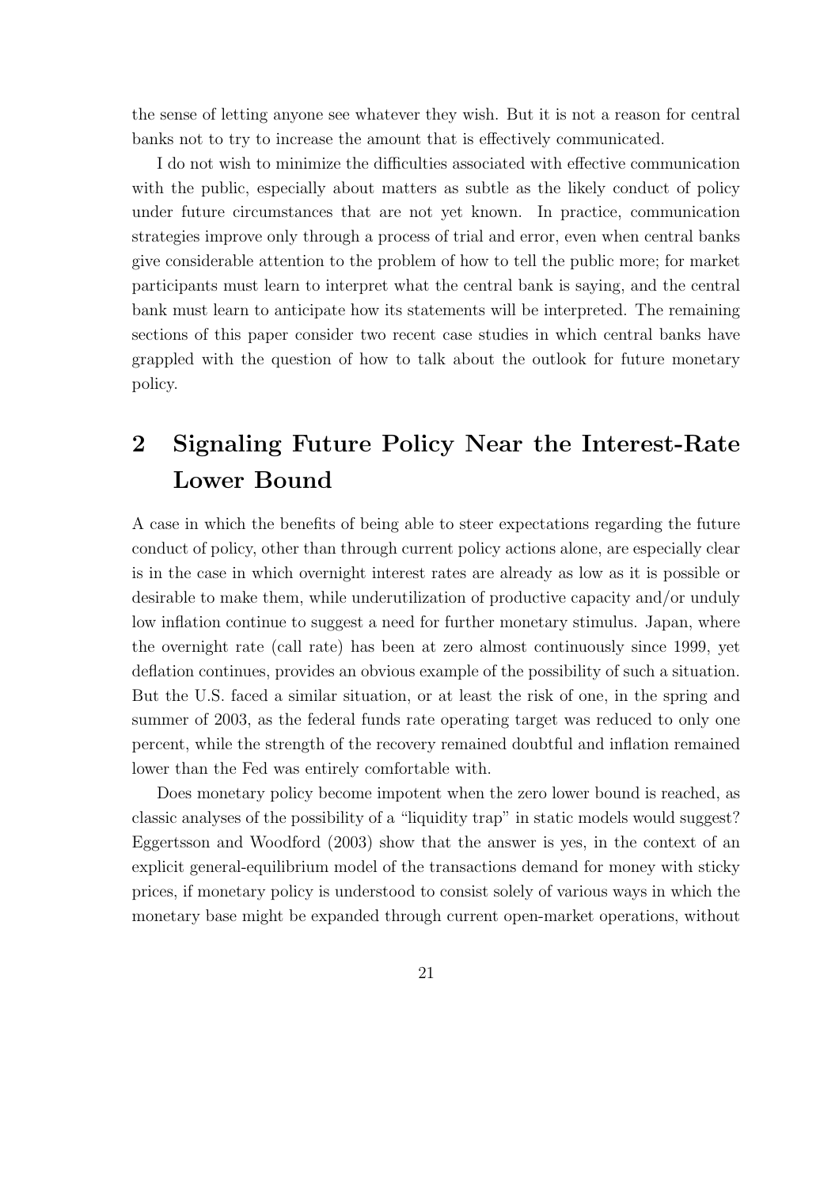the sense of letting anyone see whatever they wish. But it is not a reason for central banks not to try to increase the amount that is effectively communicated.

I do not wish to minimize the difficulties associated with effective communication with the public, especially about matters as subtle as the likely conduct of policy under future circumstances that are not yet known. In practice, communication strategies improve only through a process of trial and error, even when central banks give considerable attention to the problem of how to tell the public more; for market participants must learn to interpret what the central bank is saying, and the central bank must learn to anticipate how its statements will be interpreted. The remaining sections of this paper consider two recent case studies in which central banks have grappled with the question of how to talk about the outlook for future monetary policy.

# 2 Signaling Future Policy Near the Interest-Rate Lower Bound

A case in which the benefits of being able to steer expectations regarding the future conduct of policy, other than through current policy actions alone, are especially clear is in the case in which overnight interest rates are already as low as it is possible or desirable to make them, while underutilization of productive capacity and/or unduly low inflation continue to suggest a need for further monetary stimulus. Japan, where the overnight rate (call rate) has been at zero almost continuously since 1999, yet deflation continues, provides an obvious example of the possibility of such a situation. But the U.S. faced a similar situation, or at least the risk of one, in the spring and summer of 2003, as the federal funds rate operating target was reduced to only one percent, while the strength of the recovery remained doubtful and inflation remained lower than the Fed was entirely comfortable with.

Does monetary policy become impotent when the zero lower bound is reached, as classic analyses of the possibility of a "liquidity trap" in static models would suggest? Eggertsson and Woodford (2003) show that the answer is yes, in the context of an explicit general-equilibrium model of the transactions demand for money with sticky prices, if monetary policy is understood to consist solely of various ways in which the monetary base might be expanded through current open-market operations, without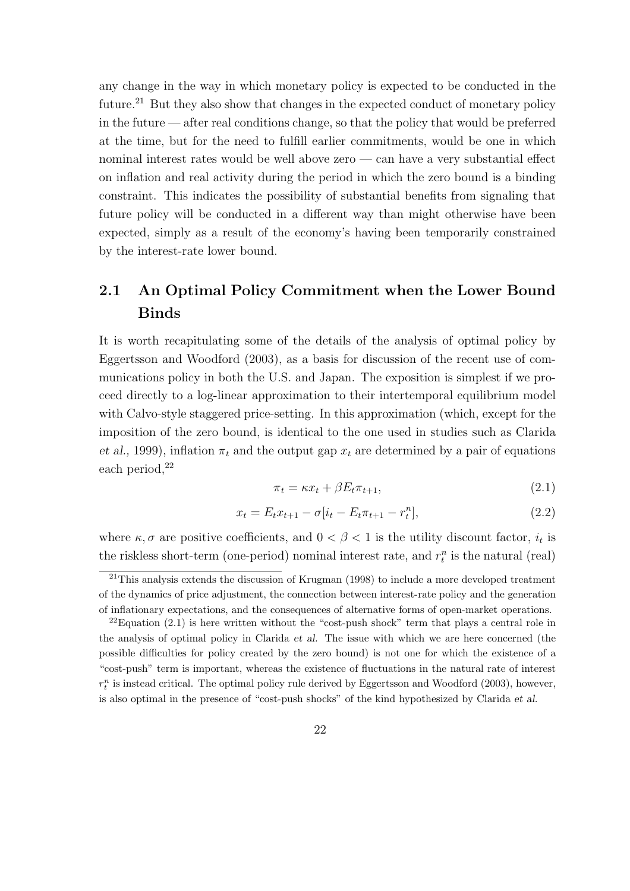any change in the way in which monetary policy is expected to be conducted in the future.[21] But they also show that changes in the expected conduct of monetary policy in the future — after real conditions change, so that the policy that would be preferred at the time, but for the need to fulfill earlier commitments, would be one in which nominal interest rates would be well above zero — can have a very substantial effect on inflation and real activity during the period in which the zero bound is a binding constraint. This indicates the possibility of substantial benefits from signaling that future policy will be conducted in a different way than might otherwise have been expected, simply as a result of the economy's having been temporarily constrained by the interest-rate lower bound.

## 2.1 An Optimal Policy Commitment when the Lower Bound Binds

It is worth recapitulating some of the details of the analysis of optimal policy by Eggertsson and Woodford (2003), as a basis for discussion of the recent use of communications policy in both the U.S. and Japan. The exposition is simplest if we proceed directly to a log-linear approximation to their intertemporal equilibrium model with Calvo-style staggered price-setting. In this approximation (which, except for the imposition of the zero bound, is identical to the one used in studies such as Clarida *et al.*, 1999), inflation $\pi_t$ and the output gap $x_t$ are determined by a pair of equations each period,[22]

$$\pi_t = \kappa x_t + \beta E_t \pi_{t+1}, \tag{2.1}$$

$$x_t = E_t x_{t+1} - \sigma[i_t - E_t \pi_{t+1} - r_t^n], \tag{2.2}$$

where $\kappa, \sigma$ are positive coefficients, and $0 < \beta < 1$ is the utility discount factor, $i_t$ is the riskless short-term (one-period) nominal interest rate, and $r_t^n$ is the natural (real)

[21] This analysis extends the discussion of Krugman (1998) to include a more developed treatment of the dynamics of price adjustment, the connection between interest-rate policy and the generation of inflationary expectations, and the consequences of alternative forms of open-market operations.

[22] Equation (2.1) is here written without the "cost-push shock" term that plays a central role in the analysis of optimal policy in Clarida *et al.* The issue with which we are here concerned (the possible difficulties for policy created by the zero bound) is not one for which the existence of a "cost-push" term is important, whereas the existence of fluctuations in the natural rate of interest $r_t^n$ is instead critical. The optimal policy rule derived by Eggertsson and Woodford (2003), however, is also optimal in the presence of "cost-push shocks" of the kind hypothesized by Clarida *et al.*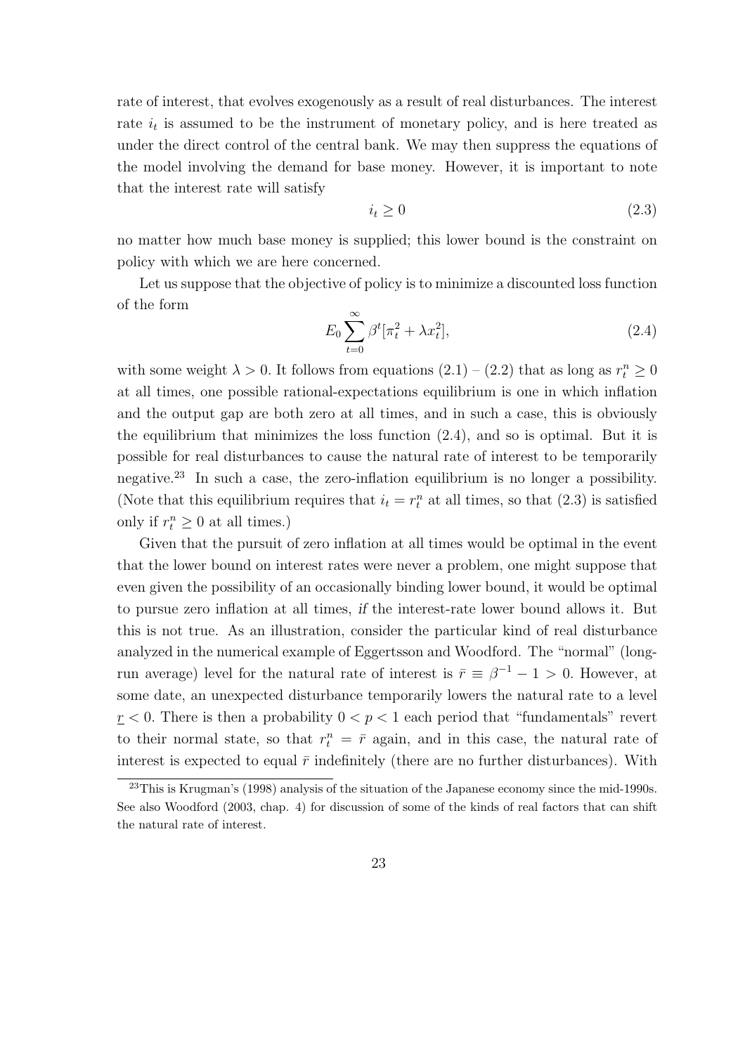rate of interest, that evolves exogenously as a result of real disturbances. The interest rate $i_t$ is assumed to be the instrument of monetary policy, and is here treated as under the direct control of the central bank. We may then suppress the equations of the model involving the demand for base money. However, it is important to note that the interest rate will satisfy

$$i_t \geq 0 \tag{2.3}$$

no matter how much base money is supplied; this lower bound is the constraint on policy with which we are here concerned.

Let us suppose that the objective of policy is to minimize a discounted loss function of the form

$$E_0 \sum_{t=0}^{\infty} \beta^t [\pi_t^2 + \lambda x_t^2], \tag{2.4}$$

with some weight $\lambda > 0$. It follows from equations (2.1) – (2.2) that as long as $r_t^n \geq 0$ at all times, one possible rational-expectations equilibrium is one in which inflation and the output gap are both zero at all times, and in such a case, this is obviously the equilibrium that minimizes the loss function (2.4), and so is optimal. But it is possible for real disturbances to cause the natural rate of interest to be temporarily negative.[23] In such a case, the zero-inflation equilibrium is no longer a possibility. (Note that this equilibrium requires that $i_t = r_t^n$ at all times, so that (2.3) is satisfied only if $r_t^n \geq 0$ at all times.)

Given that the pursuit of zero inflation at all times would be optimal in the event that the lower bound on interest rates were never a problem, one might suppose that even given the possibility of an occasionally binding lower bound, it would be optimal to pursue zero inflation at all times, *if* the interest-rate lower bound allows it. But this is not true. As an illustration, consider the particular kind of real disturbance analyzed in the numerical example of Eggertsson and Woodford. The "normal" (long-run average) level for the natural rate of interest is $\bar{r} \equiv \beta^{-1} - 1 > 0$. However, at some date, an unexpected disturbance temporarily lowers the natural rate to a level $\underline{r} < 0$. There is then a probability $0 < p < 1$ each period that "fundamentals" revert to their normal state, so that $r_t^n = \bar{r}$ again, and in this case, the natural rate of interest is expected to equal $\bar{r}$ indefinitely (there are no further disturbances). With

[23] This is Krugman's (1998) analysis of the situation of the Japanese economy since the mid-1990s. See also Woodford (2003, chap. 4) for discussion of some of the kinds of real factors that can shift the natural rate of interest.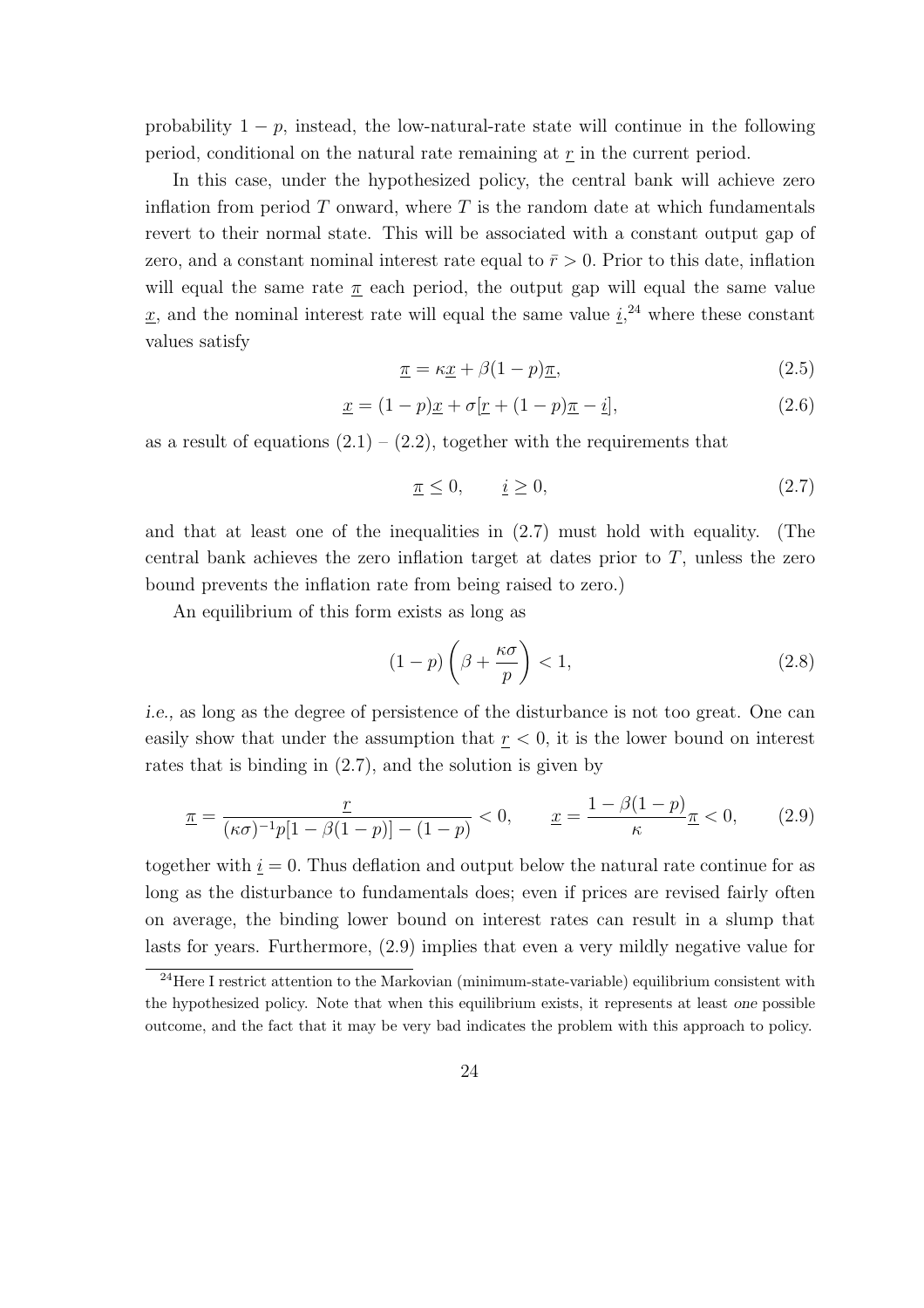probability $1 - p$, instead, the low-natural-rate state will continue in the following period, conditional on the natural rate remaining at $\underline{r}$ in the current period.

In this case, under the hypothesized policy, the central bank will achieve zero inflation from period $T$ onward, where $T$ is the random date at which fundamentals revert to their normal state. This will be associated with a constant output gap of zero, and a constant nominal interest rate equal to $\bar{r} > 0$. Prior to this date, inflation will equal the same rate $\underline{\pi}$ each period, the output gap will equal the same value $\underline{x}$, and the nominal interest rate will equal the same value $\underline{i}$,[24] where these constant values satisfy

$$\underline{\pi} = \kappa \underline{x} + \beta(1-p)\underline{\pi}, \tag{2.5}$$

$$\underline{x} = (1-p)\underline{x} + \sigma[\underline{r} + (1-p)\underline{\pi} - \underline{i}], \tag{2.6}$$

as a result of equations (2.1) – (2.2), together with the requirements that

$$\underline{\pi} \leq 0, \qquad \underline{i} \geq 0, \tag{2.7}$$

and that at least one of the inequalities in (2.7) must hold with equality. (The central bank achieves the zero inflation target at dates prior to $T$, unless the zero bound prevents the inflation rate from being raised to zero.)

An equilibrium of this form exists as long as

$$(1-p)\left(\beta + \frac{\kappa\sigma}{p}\right) < 1, \tag{2.8}$$

*i.e.*, as long as the degree of persistence of the disturbance is not too great. One can easily show that under the assumption that $\underline{r} < 0$, it is the lower bound on interest rates that is binding in (2.7), and the solution is given by

$$\underline{\pi} = \frac{\underline{r}}{(\kappa\sigma)^{-1}p[1-\beta(1-p)] - (1-p)} < 0, \qquad \underline{x} = \frac{1-\beta(1-p)}{\kappa}\underline{\pi} < 0, \tag{2.9}$$

together with $\underline{i} = 0$. Thus deflation and output below the natural rate continue for as long as the disturbance to fundamentals does; even if prices are revised fairly often on average, the binding lower bound on interest rates can result in a slump that lasts for years. Furthermore, (2.9) implies that even a very mildly negative value for

[24] Here I restrict attention to the Markovian (minimum-state-variable) equilibrium consistent with the hypothesized policy. Note that when this equilibrium exists, it represents at least *one* possible outcome, and the fact that it may be very bad indicates the problem with this approach to policy.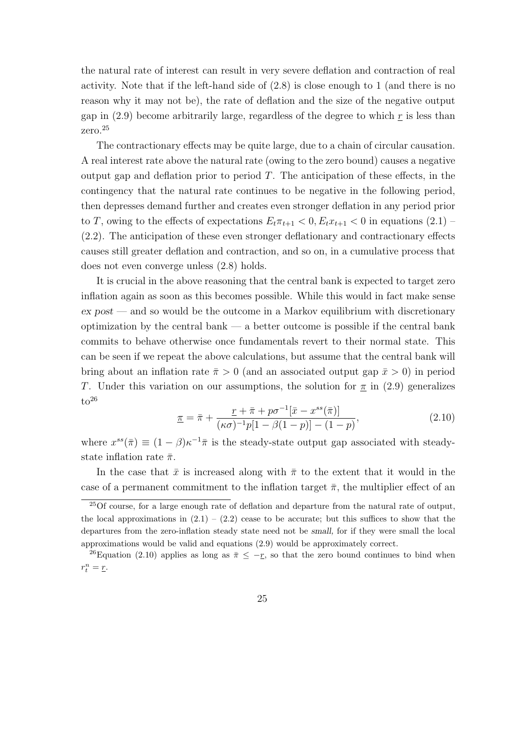the natural rate of interest can result in very severe deflation and contraction of real activity. Note that if the left-hand side of (2.8) is close enough to 1 (and there is no reason why it may not be), the rate of deflation and the size of the negative output gap in (2.9) become arbitrarily large, regardless of the degree to which $\underline{r}$ is less than zero.[25]

The contractionary effects may be quite large, due to a chain of circular causation. A real interest rate above the natural rate (owing to the zero bound) causes a negative output gap and deflation prior to period $T$. The anticipation of these effects, in the contingency that the natural rate continues to be negative in the following period, then depresses demand further and creates even stronger deflation in any period prior to $T$, owing to the effects of expectations $E_t\pi_{t+1} < 0, E_t x_{t+1} < 0$ in equations (2.1) – (2.2). The anticipation of these even stronger deflationary and contractionary effects causes still greater deflation and contraction, and so on, in a cumulative process that does not even converge unless (2.8) holds.

It is crucial in the above reasoning that the central bank is expected to target zero inflation again as soon as this becomes possible. While this would in fact make sense *ex post* — and so would be the outcome in a Markov equilibrium with discretionary optimization by the central bank — a better outcome is possible if the central bank commits to behave otherwise once fundamentals revert to their normal state. This can be seen if we repeat the above calculations, but assume that the central bank will bring about an inflation rate $\bar{\pi} > 0$ (and an associated output gap $\bar{x} > 0$) in period $T$. Under this variation on our assumptions, the solution for $\underline{\pi}$ in (2.9) generalizes to[26]

$$\underline{\pi} = \bar{\pi} + \frac{\underline{r} + \bar{\pi} + p\sigma^{-1}[\bar{x} - x^{ss}(\bar{\pi})]}{(\kappa\sigma)^{-1}p[1 - \beta(1-p)] - (1-p)}, \tag{2.10}$$

where $x^{ss}(\bar{\pi}) \equiv (1-\beta)\kappa^{-1}\bar{\pi}$ is the steady-state output gap associated with steady-state inflation rate $\bar{\pi}$.

In the case that $\bar{x}$ is increased along with $\bar{\pi}$ to the extent that it would in the case of a permanent commitment to the inflation target $\bar{\pi}$, the multiplier effect of an

[25] Of course, for a large enough rate of deflation and departure from the natural rate of output, the local approximations in (2.1) – (2.2) cease to be accurate; but this suffices to show that the departures from the zero-inflation steady state need not be *small*, for if they were small the local approximations would be valid and equations (2.9) would be approximately correct.

[26] Equation (2.10) applies as long as $\bar{\pi} \leq -\underline{r}$, so that the zero bound continues to bind when $r_t^n = \underline{r}$.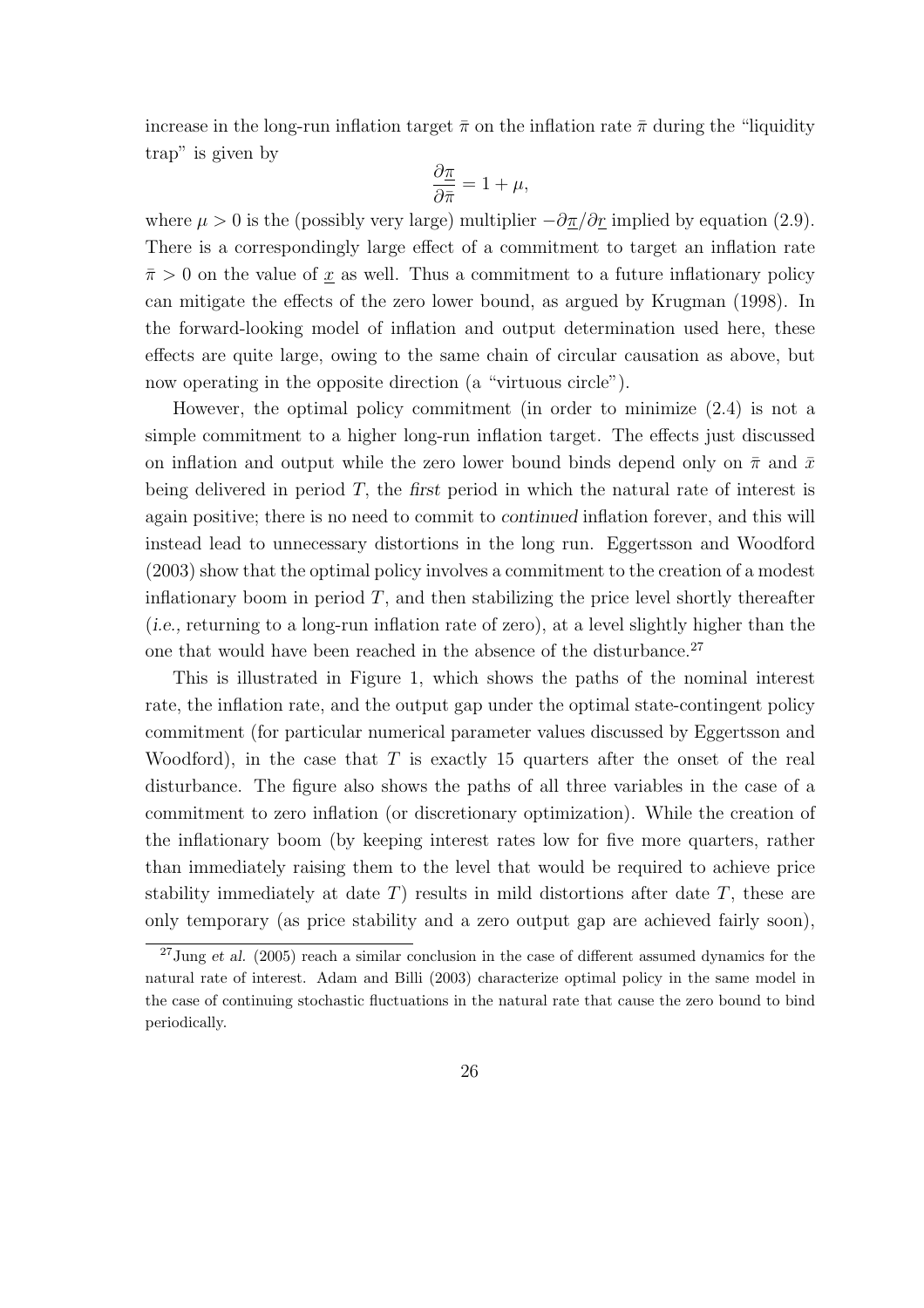increase in the long-run inflation target $\bar{\pi}$ on the inflation rate $\bar{\pi}$ during the "liquidity trap" is given by

$$\frac{\partial \underline{\pi}}{\partial \bar{\pi}} = 1 + \mu,$$

where $\mu > 0$ is the (possibly very large) multiplier $-\partial \underline{\pi}/\partial \underline{r}$ implied by equation (2.9). There is a correspondingly large effect of a commitment to target an inflation rate $\bar{\pi} > 0$ on the value of $\underline{x}$ as well. Thus a commitment to a future inflationary policy can mitigate the effects of the zero lower bound, as argued by Krugman (1998). In the forward-looking model of inflation and output determination used here, these effects are quite large, owing to the same chain of circular causation as above, but now operating in the opposite direction (a "virtuous circle").

However, the optimal policy commitment (in order to minimize (2.4) is not a simple commitment to a higher long-run inflation target. The effects just discussed on inflation and output while the zero lower bound binds depend only on $\bar{\pi}$ and $\bar{x}$ being delivered in period $T$, the *first* period in which the natural rate of interest is again positive; there is no need to commit to *continued* inflation forever, and this will instead lead to unnecessary distortions in the long run. Eggertsson and Woodford (2003) show that the optimal policy involves a commitment to the creation of a modest inflationary boom in period $T$, and then stabilizing the price level shortly thereafter (*i.e.*, returning to a long-run inflation rate of zero), at a level slightly higher than the one that would have been reached in the absence of the disturbance.[27]

This is illustrated in Figure 1, which shows the paths of the nominal interest rate, the inflation rate, and the output gap under the optimal state-contingent policy commitment (for particular numerical parameter values discussed by Eggertsson and Woodford), in the case that $T$ is exactly 15 quarters after the onset of the real disturbance. The figure also shows the paths of all three variables in the case of a commitment to zero inflation (or discretionary optimization). While the creation of the inflationary boom (by keeping interest rates low for five more quarters, rather than immediately raising them to the level that would be required to achieve price stability immediately at date $T$) results in mild distortions after date $T$, these are only temporary (as price stability and a zero output gap are achieved fairly soon),

[27] Jung *et al.* (2005) reach a similar conclusion in the case of different assumed dynamics for the natural rate of interest. Adam and Billi (2003) characterize optimal policy in the same model in the case of continuing stochastic fluctuations in the natural rate that cause the zero bound to bind periodically.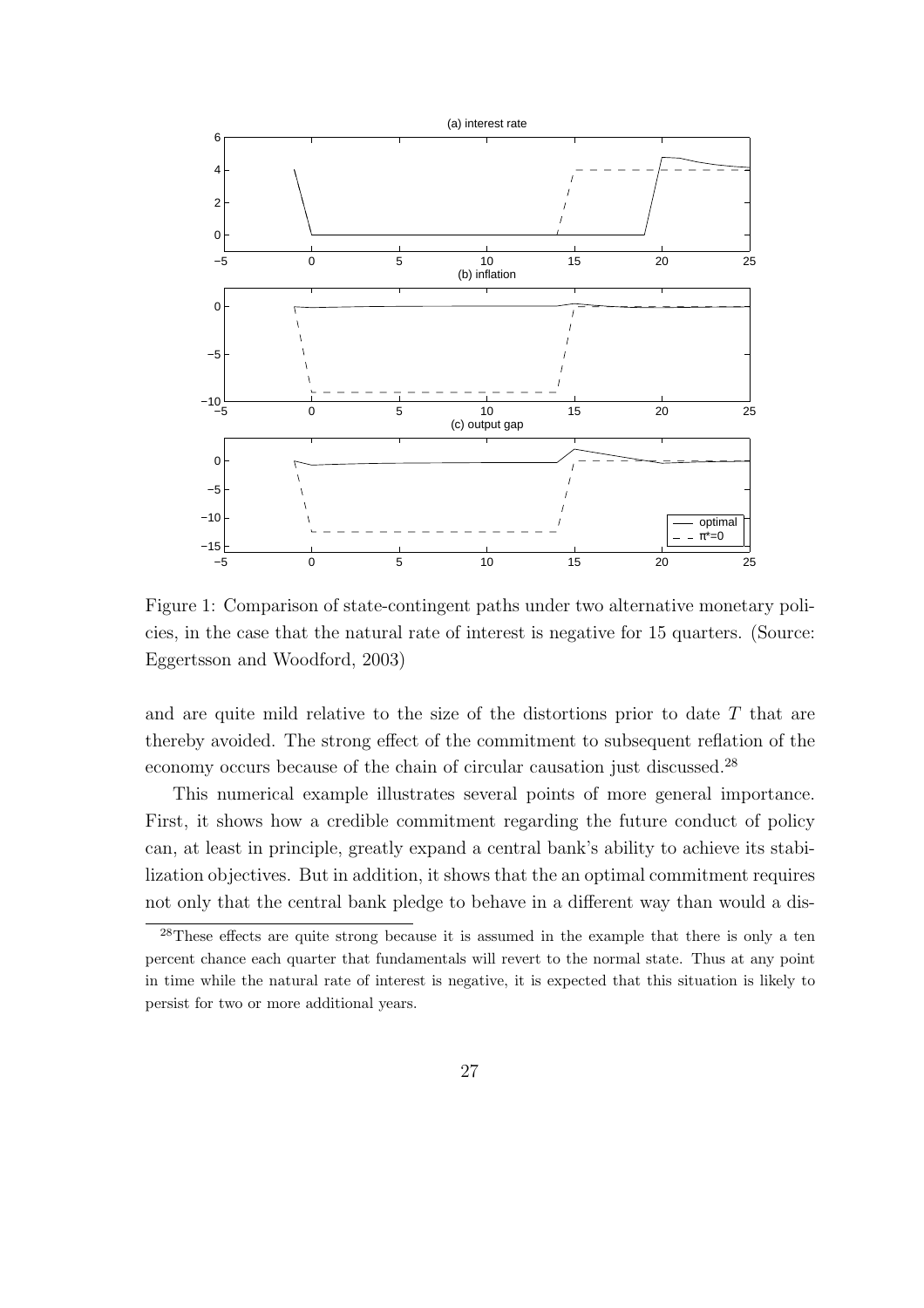Figure 1: Comparison of state-contingent paths under two alternative monetary policies, in the case that the natural rate of interest is negative for 15 quarters. (Source: Eggertsson and Woodford, 2003)

and are quite mild relative to the size of the distortions prior to date $T$ that are thereby avoided. The strong effect of the commitment to subsequent reflation of the economy occurs because of the chain of circular causation just discussed.[28]

This numerical example illustrates several points of more general importance. First, it shows how a credible commitment regarding the future conduct of policy can, at least in principle, greatly expand a central bank's ability to achieve its stabilization objectives. But in addition, it shows that the an optimal commitment requires not only that the central bank pledge to behave in a different way than would a dis-

[28] These effects are quite strong because it is assumed in the example that there is only a ten percent chance each quarter that fundamentals will revert to the normal state. Thus at any point in time while the natural rate of interest is negative, it is expected that this situation is likely to persist for two or more additional years.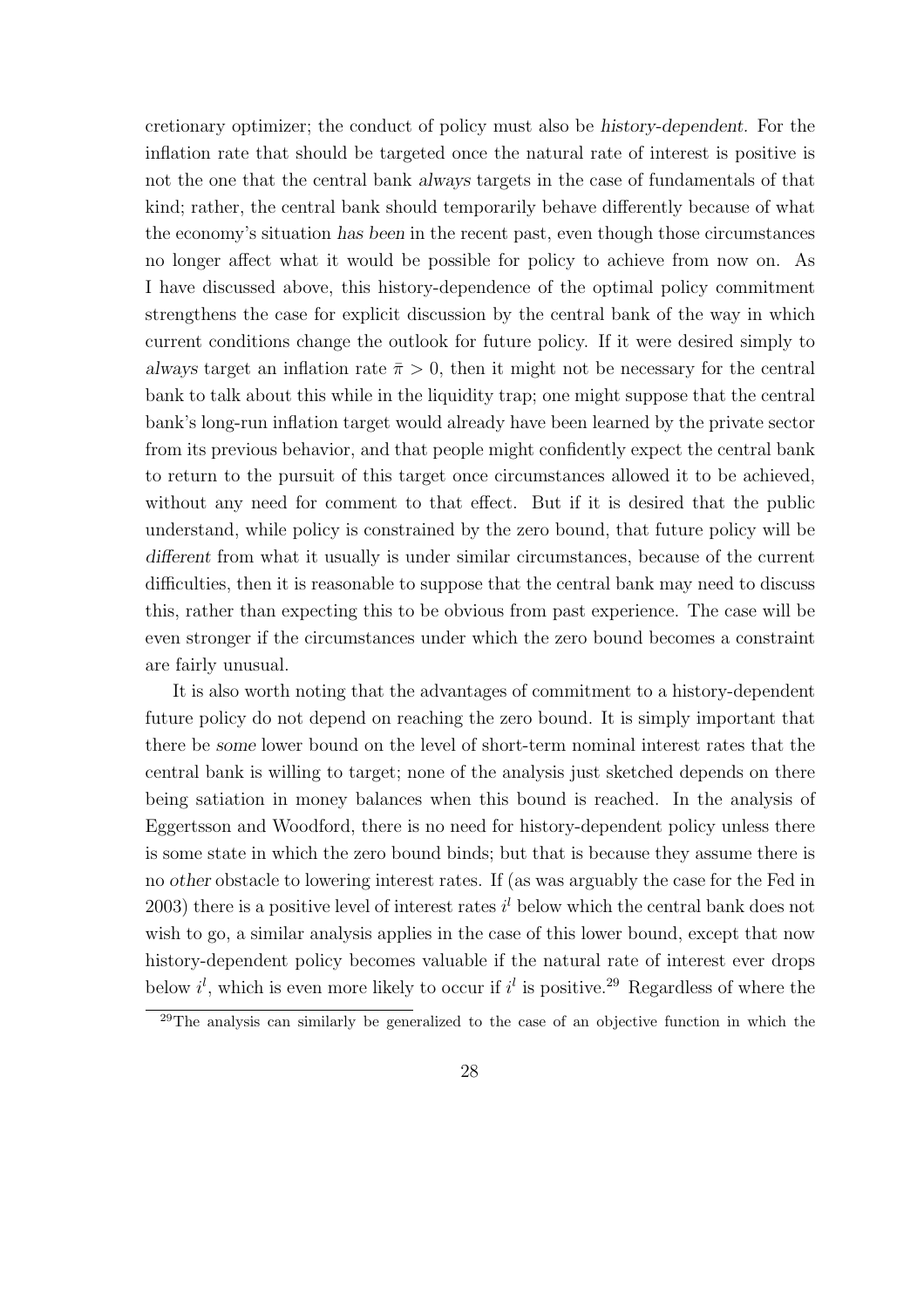cretionary optimizer; the conduct of policy must also be *history-dependent*. For the inflation rate that should be targeted once the natural rate of interest is positive is not the one that the central bank *always* targets in the case of fundamentals of that kind; rather, the central bank should temporarily behave differently because of what the economy's situation *has been* in the recent past, even though those circumstances no longer affect what it would be possible for policy to achieve from now on. As I have discussed above, this history-dependence of the optimal policy commitment strengthens the case for explicit discussion by the central bank of the way in which current conditions change the outlook for future policy. If it were desired simply to *always* target an inflation rate $\bar{\pi} > 0$, then it might not be necessary for the central bank to talk about this while in the liquidity trap; one might suppose that the central bank's long-run inflation target would already have been learned by the private sector from its previous behavior, and that people might confidently expect the central bank to return to the pursuit of this target once circumstances allowed it to be achieved, without any need for comment to that effect. But if it is desired that the public understand, while policy is constrained by the zero bound, that future policy will be *different* from what it usually is under similar circumstances, because of the current difficulties, then it is reasonable to suppose that the central bank may need to discuss this, rather than expecting this to be obvious from past experience. The case will be even stronger if the circumstances under which the zero bound becomes a constraint are fairly unusual.

It is also worth noting that the advantages of commitment to a history-dependent future policy do not depend on reaching the zero bound. It is simply important that there be *some* lower bound on the level of short-term nominal interest rates that the central bank is willing to target; none of the analysis just sketched depends on there being satiation in money balances when this bound is reached. In the analysis of Eggertsson and Woodford, there is no need for history-dependent policy unless there is some state in which the zero bound binds; but that is because they assume there is no *other* obstacle to lowering interest rates. If (as was arguably the case for the Fed in 2003) there is a positive level of interest rates $i^l$ below which the central bank does not wish to go, a similar analysis applies in the case of this lower bound, except that now history-dependent policy becomes valuable if the natural rate of interest ever drops below $i^l$, which is even more likely to occur if $i^l$ is positive.[29] Regardless of where the

[29]The analysis can similarly be generalized to the case of an objective function in which the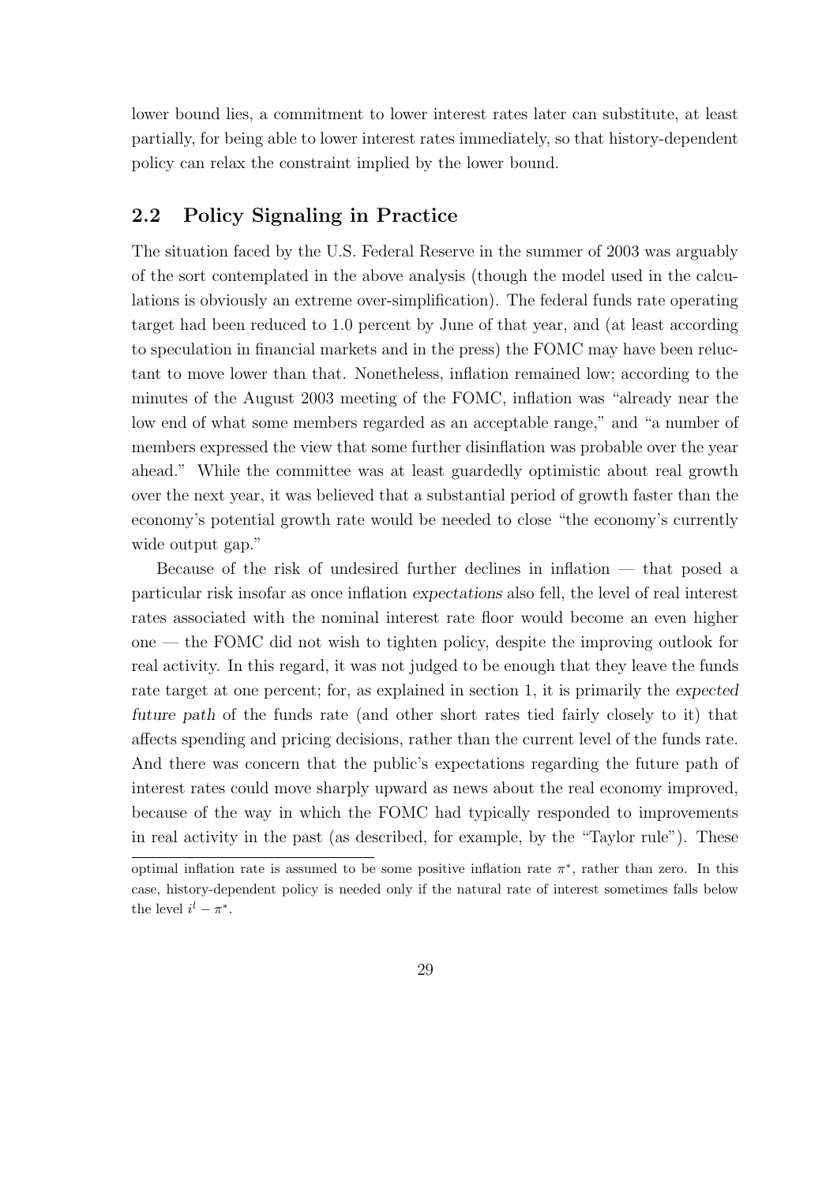lower bound lies, a commitment to lower interest rates later can substitute, at least partially, for being able to lower interest rates immediately, so that history-dependent policy can relax the constraint implied by the lower bound.

## 2.2 Policy Signaling in Practice

The situation faced by the U.S. Federal Reserve in the summer of 2003 was arguably of the sort contemplated in the above analysis (though the model used in the calculations is obviously an extreme over-simplification). The federal funds rate operating target had been reduced to 1.0 percent by June of that year, and (at least according to speculation in financial markets and in the press) the FOMC may have been reluctant to move lower than that. Nonetheless, inflation remained low; according to the minutes of the August 2003 meeting of the FOMC, inflation was "already near the low end of what some members regarded as an acceptable range," and "a number of members expressed the view that some further disinflation was probable over the year ahead." While the committee was at least guardedly optimistic about real growth over the next year, it was believed that a substantial period of growth faster than the economy's potential growth rate would be needed to close "the economy's currently wide output gap."

Because of the risk of undesired further declines in inflation — that posed a particular risk insofar as once inflation *expectations* also fell, the level of real interest rates associated with the nominal interest rate floor would become an even higher one — the FOMC did not wish to tighten policy, despite the improving outlook for real activity. In this regard, it was not judged to be enough that they leave the funds rate target at one percent; for, as explained in section 1, it is primarily the *expected future path* of the funds rate (and other short rates tied fairly closely to it) that affects spending and pricing decisions, rather than the current level of the funds rate. And there was concern that the public's expectations regarding the future path of interest rates could move sharply upward as news about the real economy improved, because of the way in which the FOMC had typically responded to improvements in real activity in the past (as described, for example, by the "Taylor rule"). These

optimal inflation rate is assumed to be some positive inflation rate $\pi^*$, rather than zero. In this case, history-dependent policy is needed only if the natural rate of interest sometimes falls below the level $i^l - \pi^*$.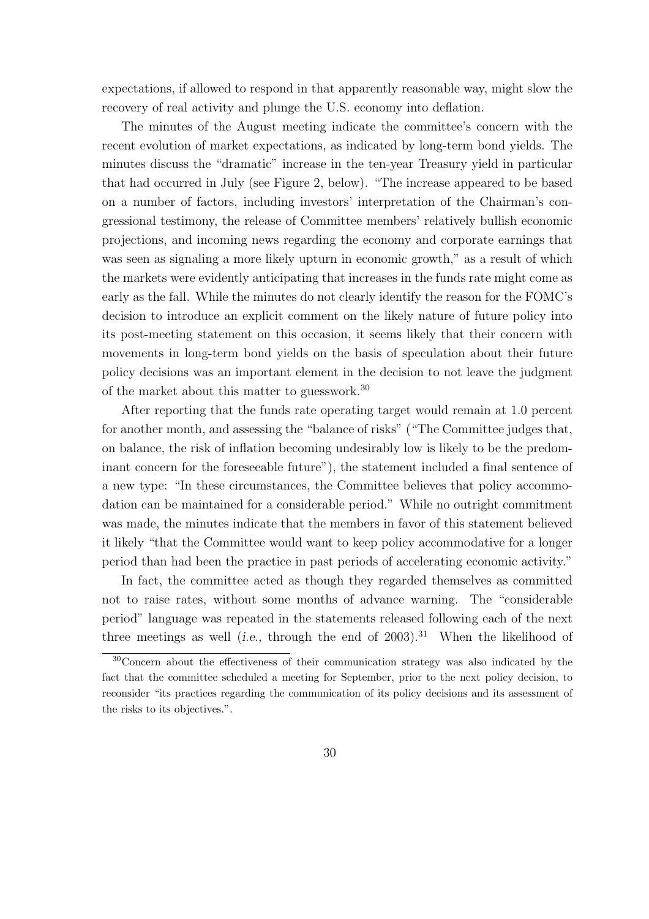expectations, if allowed to respond in that apparently reasonable way, might slow the recovery of real activity and plunge the U.S. economy into deflation.

The minutes of the August meeting indicate the committee's concern with the recent evolution of market expectations, as indicated by long-term bond yields. The minutes discuss the "dramatic" increase in the ten-year Treasury yield in particular that had occurred in July (see Figure 2, below). "The increase appeared to be based on a number of factors, including investors' interpretation of the Chairman's congressional testimony, the release of Committee members' relatively bullish economic projections, and incoming news regarding the economy and corporate earnings that was seen as signaling a more likely upturn in economic growth," as a result of which the markets were evidently anticipating that increases in the funds rate might come as early as the fall. While the minutes do not clearly identify the reason for the FOMC's decision to introduce an explicit comment on the likely nature of future policy into its post-meeting statement on this occasion, it seems likely that their concern with movements in long-term bond yields on the basis of speculation about their future policy decisions was an important element in the decision to not leave the judgment of the market about this matter to guesswork.[30]

After reporting that the funds rate operating target would remain at 1.0 percent for another month, and assessing the "balance of risks" ("The Committee judges that, on balance, the risk of inflation becoming undesirably low is likely to be the predominant concern for the foreseeable future"), the statement included a final sentence of a new type: "In these circumstances, the Committee believes that policy accommodation can be maintained for a considerable period." While no outright commitment was made, the minutes indicate that the members in favor of this statement believed it likely "that the Committee would want to keep policy accommodative for a longer period than had been the practice in past periods of accelerating economic activity."

In fact, the committee acted as though they regarded themselves as committed not to raise rates, without some months of advance warning. The "considerable period" language was repeated in the statements released following each of the next three meetings as well (*i.e.,* through the end of 2003).[31] When the likelihood of

[30] Concern about the effectiveness of their communication strategy was also indicated by the fact that the committee scheduled a meeting for September, prior to the next policy decision, to reconsider "its practices regarding the communication of its policy decisions and its assessment of the risks to its objectives.".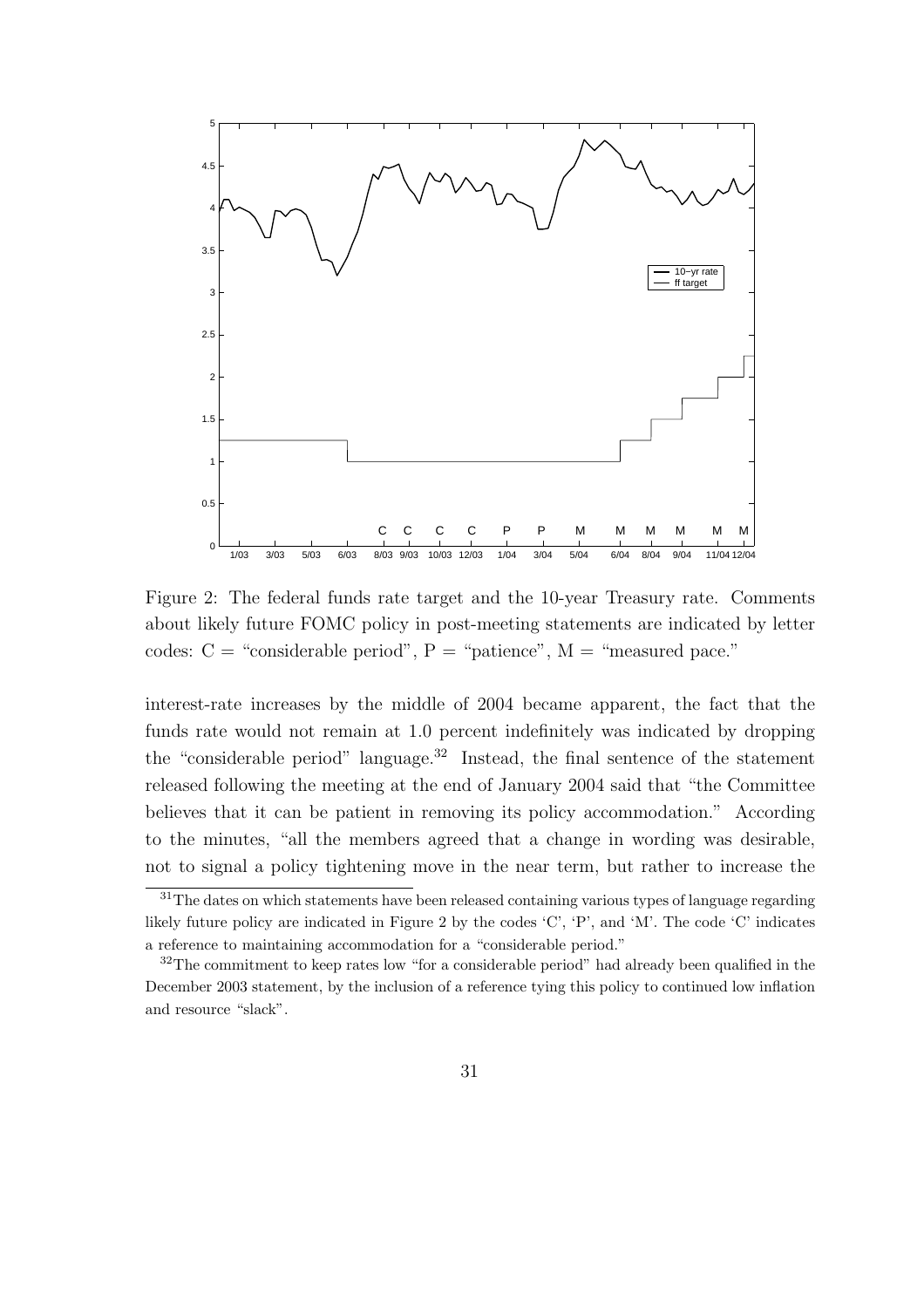Figure 2: The federal funds rate target and the 10-year Treasury rate. Comments about likely future FOMC policy in post-meeting statements are indicated by letter codes: C = "considerable period", P = "patience", M = "measured pace."

interest-rate increases by the middle of 2004 became apparent, the fact that the funds rate would not remain at 1.0 percent indefinitely was indicated by dropping the "considerable period" language.[32] Instead, the final sentence of the statement released following the meeting at the end of January 2004 said that "the Committee believes that it can be patient in removing its policy accommodation." According to the minutes, "all the members agreed that a change in wording was desirable, not to signal a policy tightening move in the near term, but rather to increase the

[31]The dates on which statements have been released containing various types of language regarding likely future policy are indicated in Figure 2 by the codes 'C', 'P', and 'M'. The code 'C' indicates a reference to maintaining accommodation for a "considerable period."

[32]The commitment to keep rates low "for a considerable period" had already been qualified in the December 2003 statement, by the inclusion of a reference tying this policy to continued low inflation and resource "slack".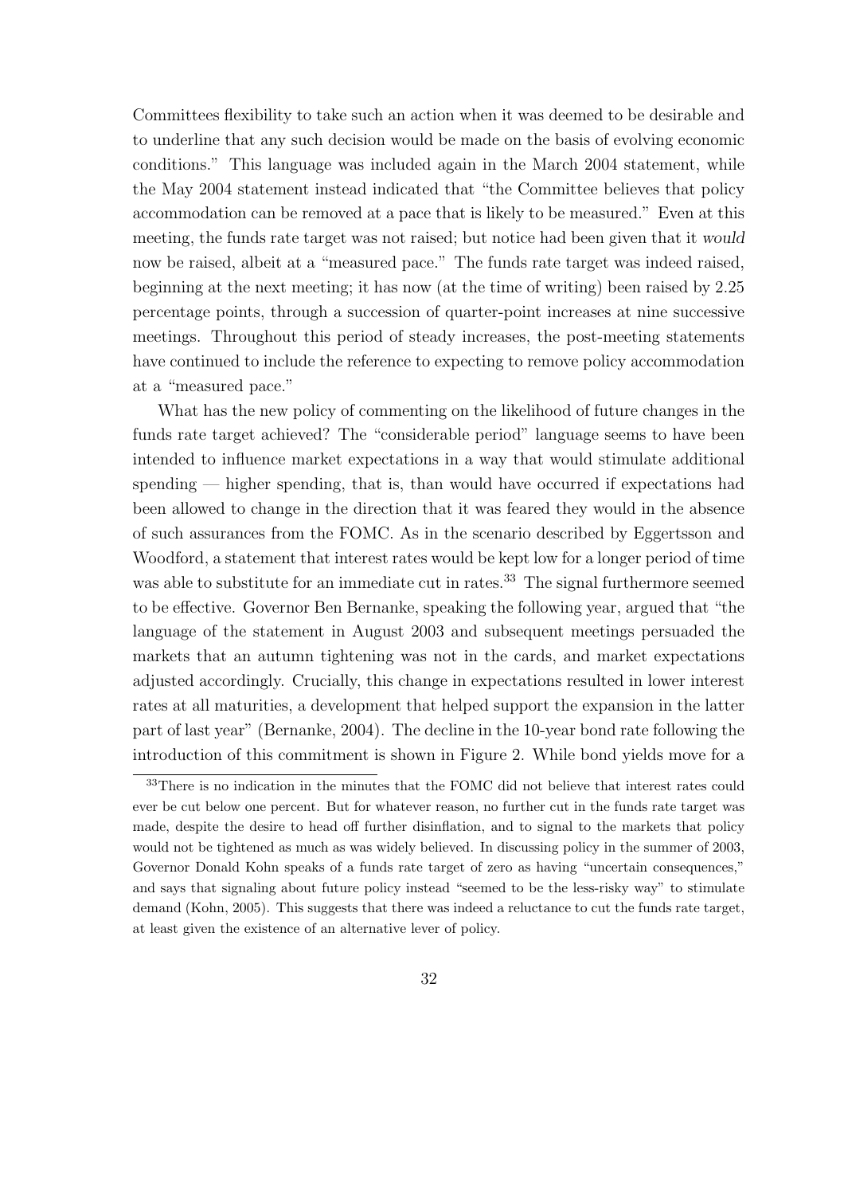Committees flexibility to take such an action when it was deemed to be desirable and to underline that any such decision would be made on the basis of evolving economic conditions." This language was included again in the March 2004 statement, while the May 2004 statement instead indicated that "the Committee believes that policy accommodation can be removed at a pace that is likely to be measured." Even at this meeting, the funds rate target was not raised; but notice had been given that it *would* now be raised, albeit at a "measured pace." The funds rate target was indeed raised, beginning at the next meeting; it has now (at the time of writing) been raised by 2.25 percentage points, through a succession of quarter-point increases at nine successive meetings. Throughout this period of steady increases, the post-meeting statements have continued to include the reference to expecting to remove policy accommodation at a "measured pace."

What has the new policy of commenting on the likelihood of future changes in the funds rate target achieved? The "considerable period" language seems to have been intended to influence market expectations in a way that would stimulate additional spending — higher spending, that is, than would have occurred if expectations had been allowed to change in the direction that it was feared they would in the absence of such assurances from the FOMC. As in the scenario described by Eggertsson and Woodford, a statement that interest rates would be kept low for a longer period of time was able to substitute for an immediate cut in rates.[33] The signal furthermore seemed to be effective. Governor Ben Bernanke, speaking the following year, argued that "the language of the statement in August 2003 and subsequent meetings persuaded the markets that an autumn tightening was not in the cards, and market expectations adjusted accordingly. Crucially, this change in expectations resulted in lower interest rates at all maturities, a development that helped support the expansion in the latter part of last year" (Bernanke, 2004). The decline in the 10-year bond rate following the introduction of this commitment is shown in Figure 2. While bond yields move for a

[33] There is no indication in the minutes that the FOMC did not believe that interest rates could ever be cut below one percent. But for whatever reason, no further cut in the funds rate target was made, despite the desire to head off further disinflation, and to signal to the markets that policy would not be tightened as much as was widely believed. In discussing policy in the summer of 2003, Governor Donald Kohn speaks of a funds rate target of zero as having "uncertain consequences," and says that signaling about future policy instead "seemed to be the less-risky way" to stimulate demand (Kohn, 2005). This suggests that there was indeed a reluctance to cut the funds rate target, at least given the existence of an alternative lever of policy.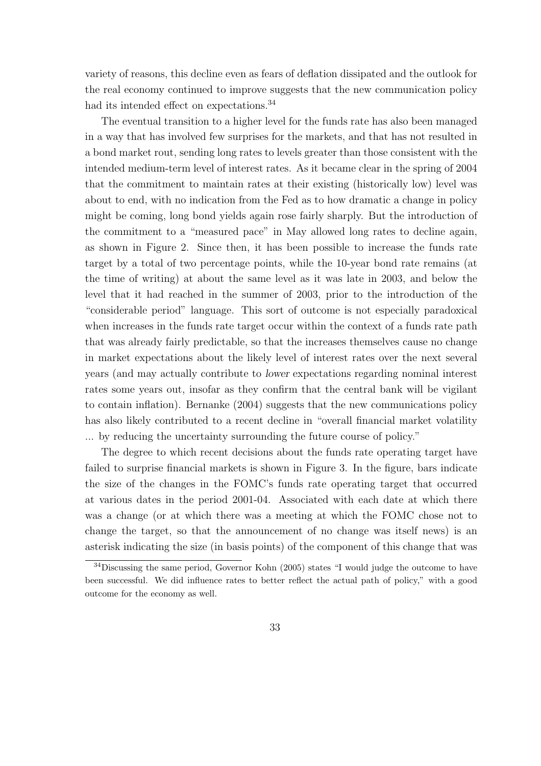variety of reasons, this decline even as fears of deflation dissipated and the outlook for the real economy continued to improve suggests that the new communication policy had its intended effect on expectations.[34]

The eventual transition to a higher level for the funds rate has also been managed in a way that has involved few surprises for the markets, and that has not resulted in a bond market rout, sending long rates to levels greater than those consistent with the intended medium-term level of interest rates. As it became clear in the spring of 2004 that the commitment to maintain rates at their existing (historically low) level was about to end, with no indication from the Fed as to how dramatic a change in policy might be coming, long bond yields again rose fairly sharply. But the introduction of the commitment to a "measured pace" in May allowed long rates to decline again, as shown in Figure 2. Since then, it has been possible to increase the funds rate target by a total of two percentage points, while the 10-year bond rate remains (at the time of writing) at about the same level as it was late in 2003, and below the level that it had reached in the summer of 2003, prior to the introduction of the "considerable period" language. This sort of outcome is not especially paradoxical when increases in the funds rate target occur within the context of a funds rate path that was already fairly predictable, so that the increases themselves cause no change in market expectations about the likely level of interest rates over the next several years (and may actually contribute to *lower* expectations regarding nominal interest rates some years out, insofar as they confirm that the central bank will be vigilant to contain inflation). Bernanke (2004) suggests that the new communications policy has also likely contributed to a recent decline in "overall financial market volatility ... by reducing the uncertainty surrounding the future course of policy."

The degree to which recent decisions about the funds rate operating target have failed to surprise financial markets is shown in Figure 3. In the figure, bars indicate the size of the changes in the FOMC's funds rate operating target that occurred at various dates in the period 2001-04. Associated with each date at which there was a change (or at which there was a meeting at which the FOMC chose not to change the target, so that the announcement of no change was itself news) is an asterisk indicating the size (in basis points) of the component of this change that was

[34] Discussing the same period, Governor Kohn (2005) states "I would judge the outcome to have been successful. We did influence rates to better reflect the actual path of policy," with a good outcome for the economy as well.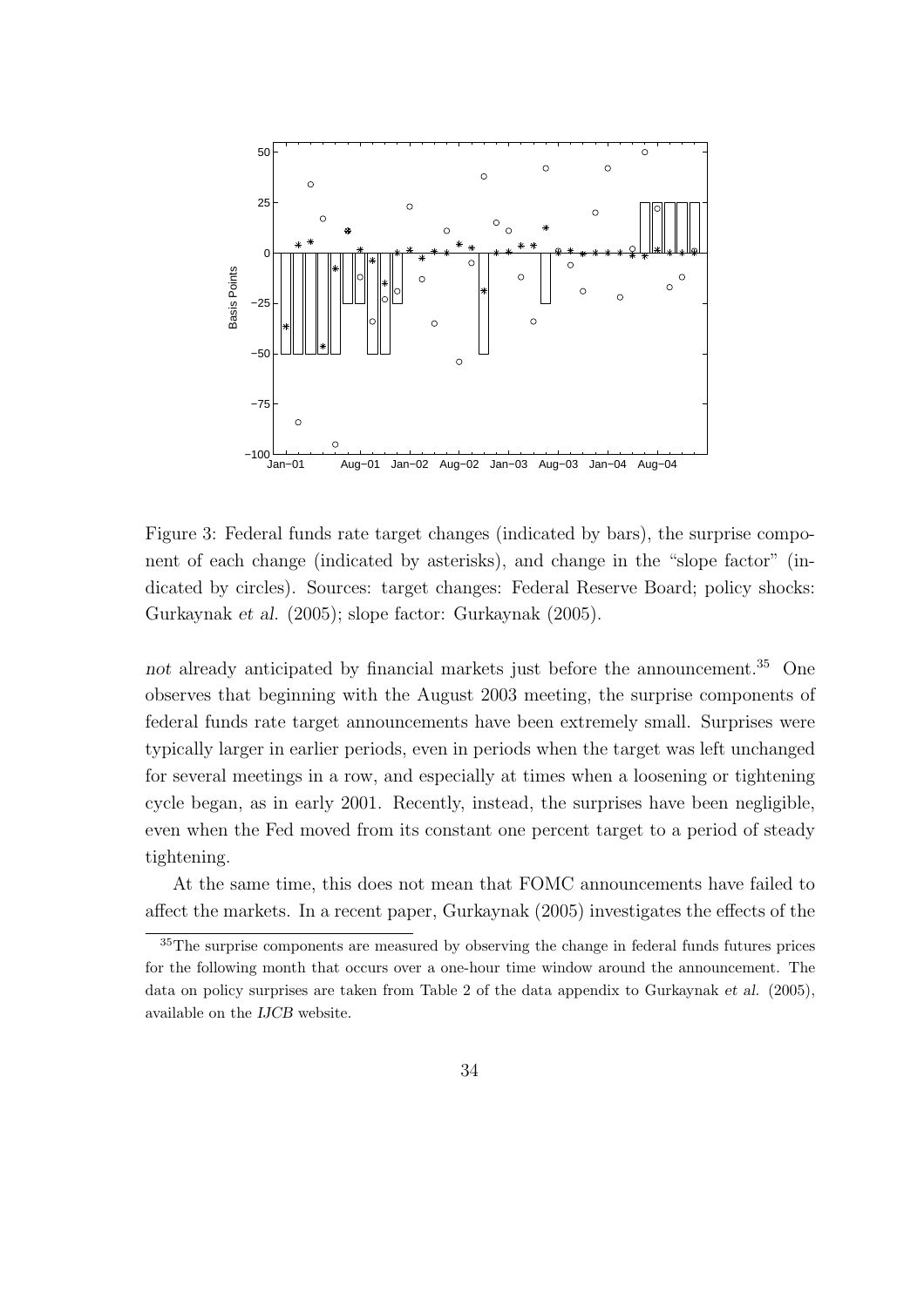Figure 3: Federal funds rate target changes (indicated by bars), the surprise component of each change (indicated by asterisks), and change in the "slope factor" (indicated by circles). Sources: target changes: Federal Reserve Board; policy shocks: Gurkaynak *et al.* (2005); slope factor: Gurkaynak (2005).

*not* already anticipated by financial markets just before the announcement.[35] One observes that beginning with the August 2003 meeting, the surprise components of federal funds rate target announcements have been extremely small. Surprises were typically larger in earlier periods, even in periods when the target was left unchanged for several meetings in a row, and especially at times when a loosening or tightening cycle began, as in early 2001. Recently, instead, the surprises have been negligible, even when the Fed moved from its constant one percent target to a period of steady tightening.

At the same time, this does not mean that FOMC announcements have failed to affect the markets. In a recent paper, Gurkaynak (2005) investigates the effects of the

[35] The surprise components are measured by observing the change in federal funds futures prices for the following month that occurs over a one-hour time window around the announcement. The data on policy surprises are taken from Table 2 of the data appendix to Gurkaynak *et al.* (2005), available on the *IJCB* website.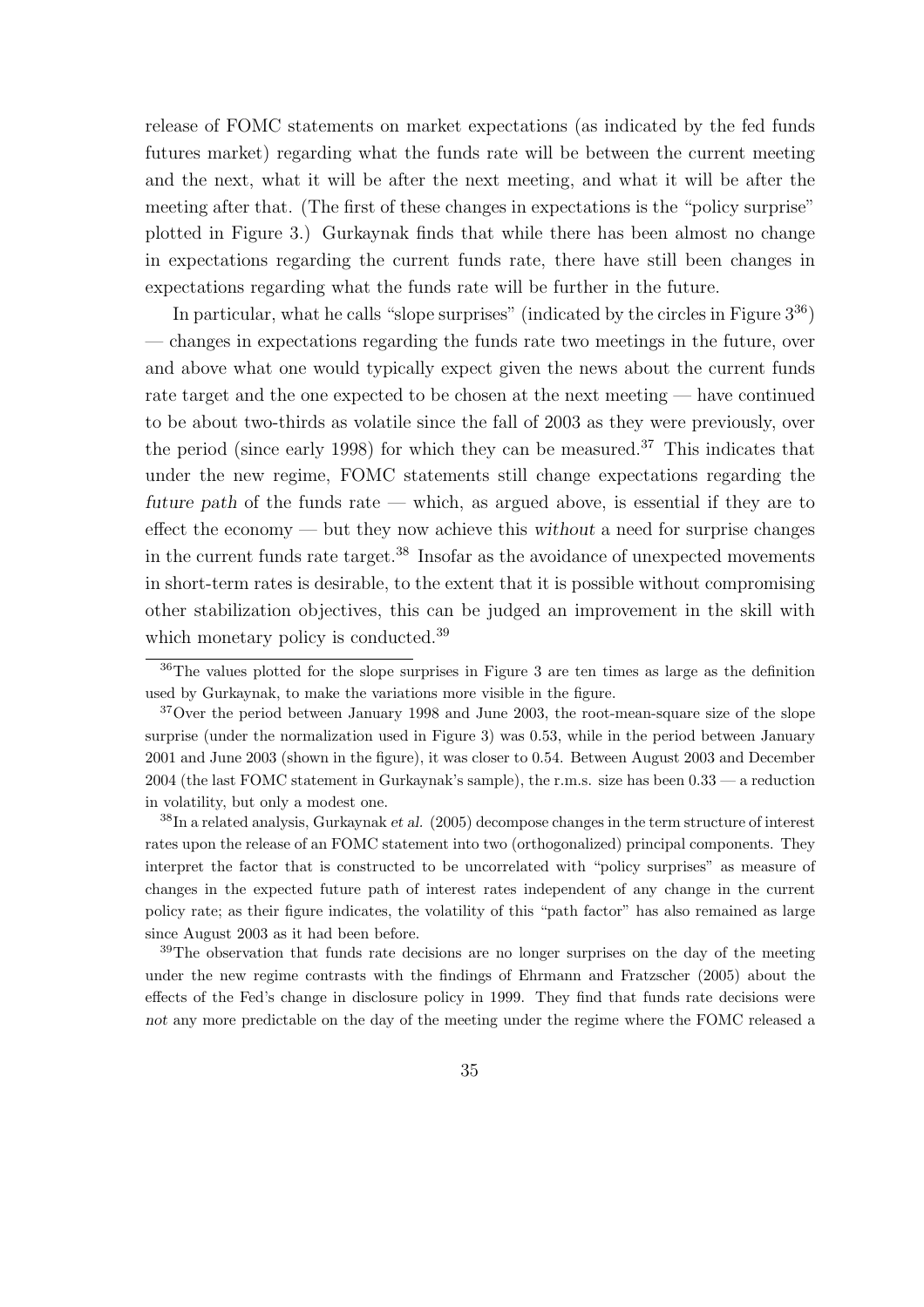release of FOMC statements on market expectations (as indicated by the fed funds futures market) regarding what the funds rate will be between the current meeting and the next, what it will be after the next meeting, and what it will be after the meeting after that. (The first of these changes in expectations is the "policy surprise" plotted in Figure 3.) Gurkaynak finds that while there has been almost no change in expectations regarding the current funds rate, there have still been changes in expectations regarding what the funds rate will be further in the future.

In particular, what he calls "slope surprises" (indicated by the circles in Figure 3[36]) — changes in expectations regarding the funds rate two meetings in the future, over and above what one would typically expect given the news about the current funds rate target and the one expected to be chosen at the next meeting — have continued to be about two-thirds as volatile since the fall of 2003 as they were previously, over the period (since early 1998) for which they can be measured.[37] This indicates that under the new regime, FOMC statements still change expectations regarding the *future path* of the funds rate — which, as argued above, is essential if they are to effect the economy — but they now achieve this *without* a need for surprise changes in the current funds rate target.[38] Insofar as the avoidance of unexpected movements in short-term rates is desirable, to the extent that it is possible without compromising other stabilization objectives, this can be judged an improvement in the skill with which monetary policy is conducted.[39]

---

[36]The values plotted for the slope surprises in Figure 3 are ten times as large as the definition used by Gurkaynak, to make the variations more visible in the figure.

[37]Over the period between January 1998 and June 2003, the root-mean-square size of the slope surprise (under the normalization used in Figure 3) was 0.53, while in the period between January 2001 and June 2003 (shown in the figure), it was closer to 0.54. Between August 2003 and December 2004 (the last FOMC statement in Gurkaynak's sample), the r.m.s. size has been 0.33 — a reduction in volatility, but only a modest one.

[38]In a related analysis, Gurkaynak *et al.* (2005) decompose changes in the term structure of interest rates upon the release of an FOMC statement into two (orthogonalized) principal components. They interpret the factor that is constructed to be uncorrelated with "policy surprises" as measure of changes in the expected future path of interest rates independent of any change in the current policy rate; as their figure indicates, the volatility of this "path factor" has also remained as large since August 2003 as it had been before.

[39]The observation that funds rate decisions are no longer surprises on the day of the meeting under the new regime contrasts with the findings of Ehrmann and Fratzscher (2005) about the effects of the Fed's change in disclosure policy in 1999. They find that funds rate decisions were *not* any more predictable on the day of the meeting under the regime where the FOMC released a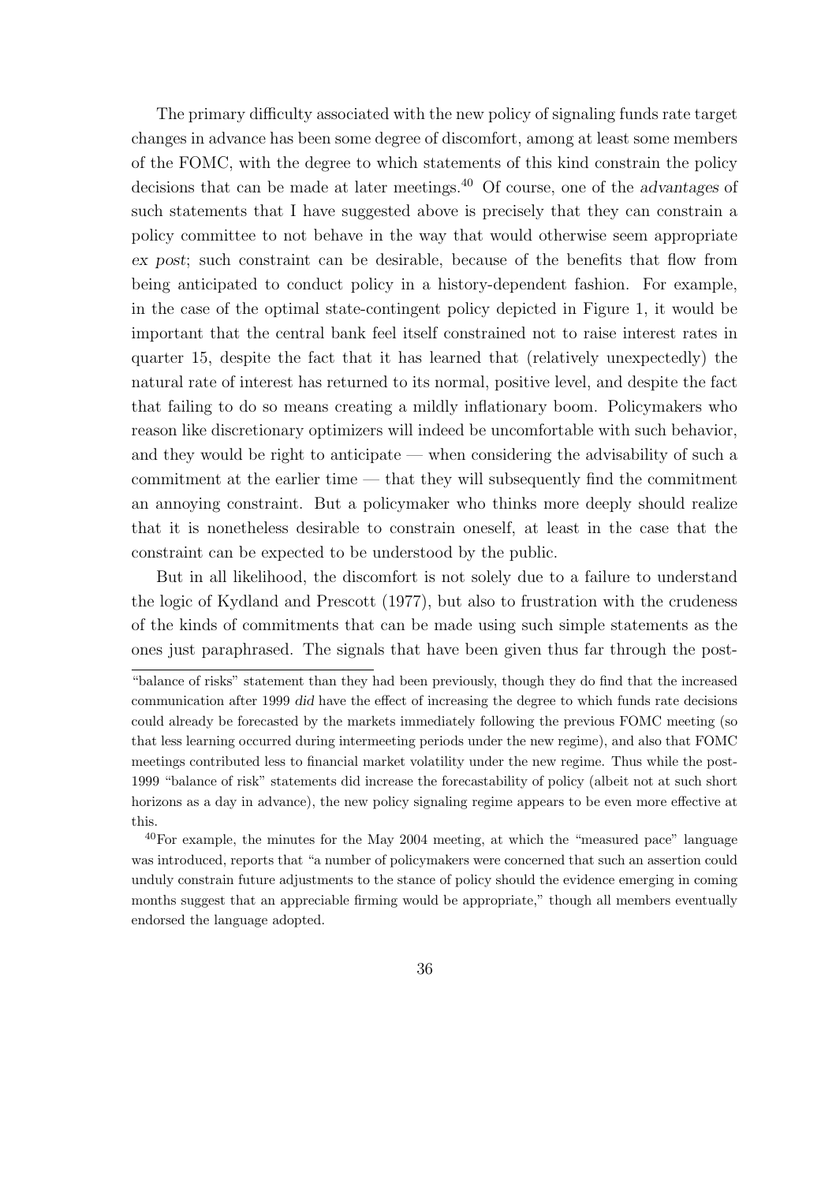The primary difficulty associated with the new policy of signaling funds rate target changes in advance has been some degree of discomfort, among at least some members of the FOMC, with the degree to which statements of this kind constrain the policy decisions that can be made at later meetings.[40] Of course, one of the *advantages* of such statements that I have suggested above is precisely that they can constrain a policy committee to not behave in the way that would otherwise seem appropriate *ex post*; such constraint can be desirable, because of the benefits that flow from being anticipated to conduct policy in a history-dependent fashion. For example, in the case of the optimal state-contingent policy depicted in Figure 1, it would be important that the central bank feel itself constrained not to raise interest rates in quarter 15, despite the fact that it has learned that (relatively unexpectedly) the natural rate of interest has returned to its normal, positive level, and despite the fact that failing to do so means creating a mildly inflationary boom. Policymakers who reason like discretionary optimizers will indeed be uncomfortable with such behavior, and they would be right to anticipate — when considering the advisability of such a commitment at the earlier time — that they will subsequently find the commitment an annoying constraint. But a policymaker who thinks more deeply should realize that it is nonetheless desirable to constrain oneself, at least in the case that the constraint can be expected to be understood by the public.

But in all likelihood, the discomfort is not solely due to a failure to understand the logic of Kydland and Prescott (1977), but also to frustration with the crudeness of the kinds of commitments that can be made using such simple statements as the ones just paraphrased. The signals that have been given thus far through the post-

---

"balance of risks" statement than they had been previously, though they do find that the increased communication after 1999 *did* have the effect of increasing the degree to which funds rate decisions could already be forecasted by the markets immediately following the previous FOMC meeting (so that less learning occurred during intermeeting periods under the new regime), and also that FOMC meetings contributed less to financial market volatility under the new regime. Thus while the post-1999 "balance of risk" statements did increase the forecastability of policy (albeit not at such short horizons as a day in advance), the new policy signaling regime appears to be even more effective at this.

[40] For example, the minutes for the May 2004 meeting, at which the "measured pace" language was introduced, reports that "a number of policymakers were concerned that such an assertion could unduly constrain future adjustments to the stance of policy should the evidence emerging in coming months suggest that an appreciable firming would be appropriate," though all members eventually endorsed the language adopted.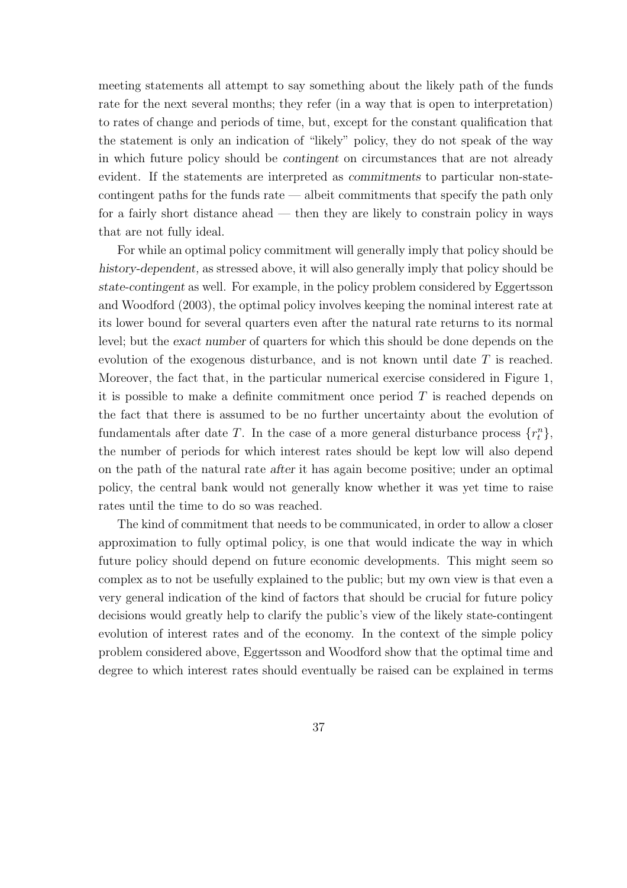meeting statements all attempt to say something about the likely path of the funds rate for the next several months; they refer (in a way that is open to interpretation) to rates of change and periods of time, but, except for the constant qualification that the statement is only an indication of "likely" policy, they do not speak of the way in which future policy should be *contingent* on circumstances that are not already evident. If the statements are interpreted as *commitments* to particular non-state-contingent paths for the funds rate — albeit commitments that specify the path only for a fairly short distance ahead — then they are likely to constrain policy in ways that are not fully ideal.

For while an optimal policy commitment will generally imply that policy should be *history-dependent,* as stressed above, it will also generally imply that policy should be *state-contingent* as well. For example, in the policy problem considered by Eggertsson and Woodford (2003), the optimal policy involves keeping the nominal interest rate at its lower bound for several quarters even after the natural rate returns to its normal level; but the *exact number* of quarters for which this should be done depends on the evolution of the exogenous disturbance, and is not known until date $T$ is reached. Moreover, the fact that, in the particular numerical exercise considered in Figure 1, it is possible to make a definite commitment once period $T$ is reached depends on the fact that there is assumed to be no further uncertainty about the evolution of fundamentals after date $T$. In the case of a more general disturbance process $\{r_t^n\}$, the number of periods for which interest rates should be kept low will also depend on the path of the natural rate *after* it has again become positive; under an optimal policy, the central bank would not generally know whether it was yet time to raise rates until the time to do so was reached.

The kind of commitment that needs to be communicated, in order to allow a closer approximation to fully optimal policy, is one that would indicate the way in which future policy should depend on future economic developments. This might seem so complex as to not be usefully explained to the public; but my own view is that even a very general indication of the kind of factors that should be crucial for future policy decisions would greatly help to clarify the public's view of the likely state-contingent evolution of interest rates and of the economy. In the context of the simple policy problem considered above, Eggertsson and Woodford show that the optimal time and degree to which interest rates should eventually be raised can be explained in terms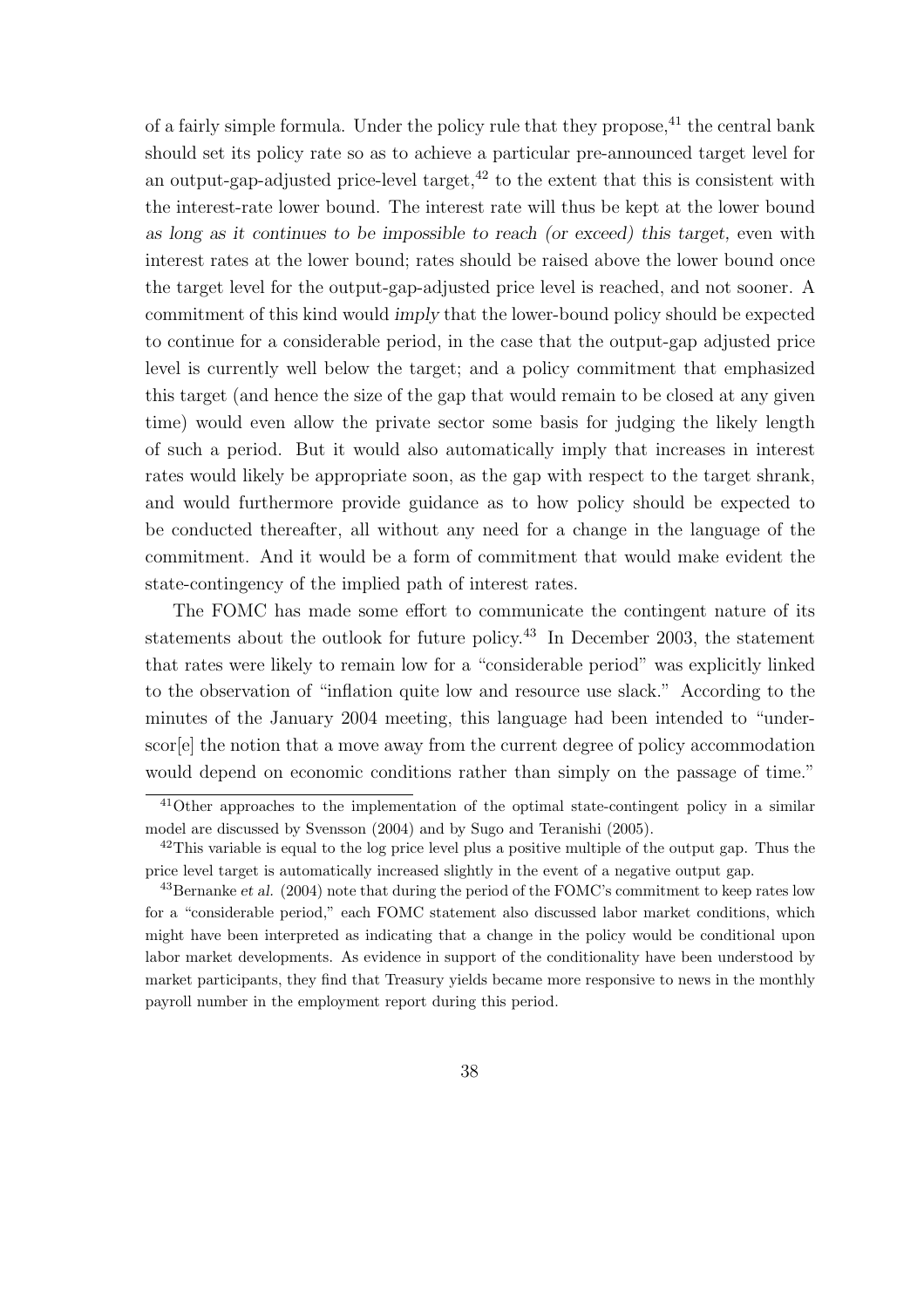of a fairly simple formula. Under the policy rule that they propose,[41] the central bank should set its policy rate so as to achieve a particular pre-announced target level for an output-gap-adjusted price-level target,[42] to the extent that this is consistent with the interest-rate lower bound. The interest rate will thus be kept at the lower bound *as long as it continues to be impossible to reach (or exceed) this target,* even with interest rates at the lower bound; rates should be raised above the lower bound once the target level for the output-gap-adjusted price level is reached, and not sooner. A commitment of this kind would *imply* that the lower-bound policy should be expected to continue for a considerable period, in the case that the output-gap adjusted price level is currently well below the target; and a policy commitment that emphasized this target (and hence the size of the gap that would remain to be closed at any given time) would even allow the private sector some basis for judging the likely length of such a period. But it would also automatically imply that increases in interest rates would likely be appropriate soon, as the gap with respect to the target shrank, and would furthermore provide guidance as to how policy should be expected to be conducted thereafter, all without any need for a change in the language of the commitment. And it would be a form of commitment that would make evident the state-contingency of the implied path of interest rates.

The FOMC has made some effort to communicate the contingent nature of its statements about the outlook for future policy.[43] In December 2003, the statement that rates were likely to remain low for a "considerable period" was explicitly linked to the observation of "inflation quite low and resource use slack." According to the minutes of the January 2004 meeting, this language had been intended to "underscor[e] the notion that a move away from the current degree of policy accommodation would depend on economic conditions rather than simply on the passage of time."

---

[41] Other approaches to the implementation of the optimal state-contingent policy in a similar model are discussed by Svensson (2004) and by Sugo and Teranishi (2005).

[42] This variable is equal to the log price level plus a positive multiple of the output gap. Thus the price level target is automatically increased slightly in the event of a negative output gap.

[43] Bernanke *et al.* (2004) note that during the period of the FOMC's commitment to keep rates low for a "considerable period," each FOMC statement also discussed labor market conditions, which might have been interpreted as indicating that a change in the policy would be conditional upon labor market developments. As evidence in support of the conditionality have been understood by market participants, they find that Treasury yields became more responsive to news in the monthly payroll number in the employment report during this period.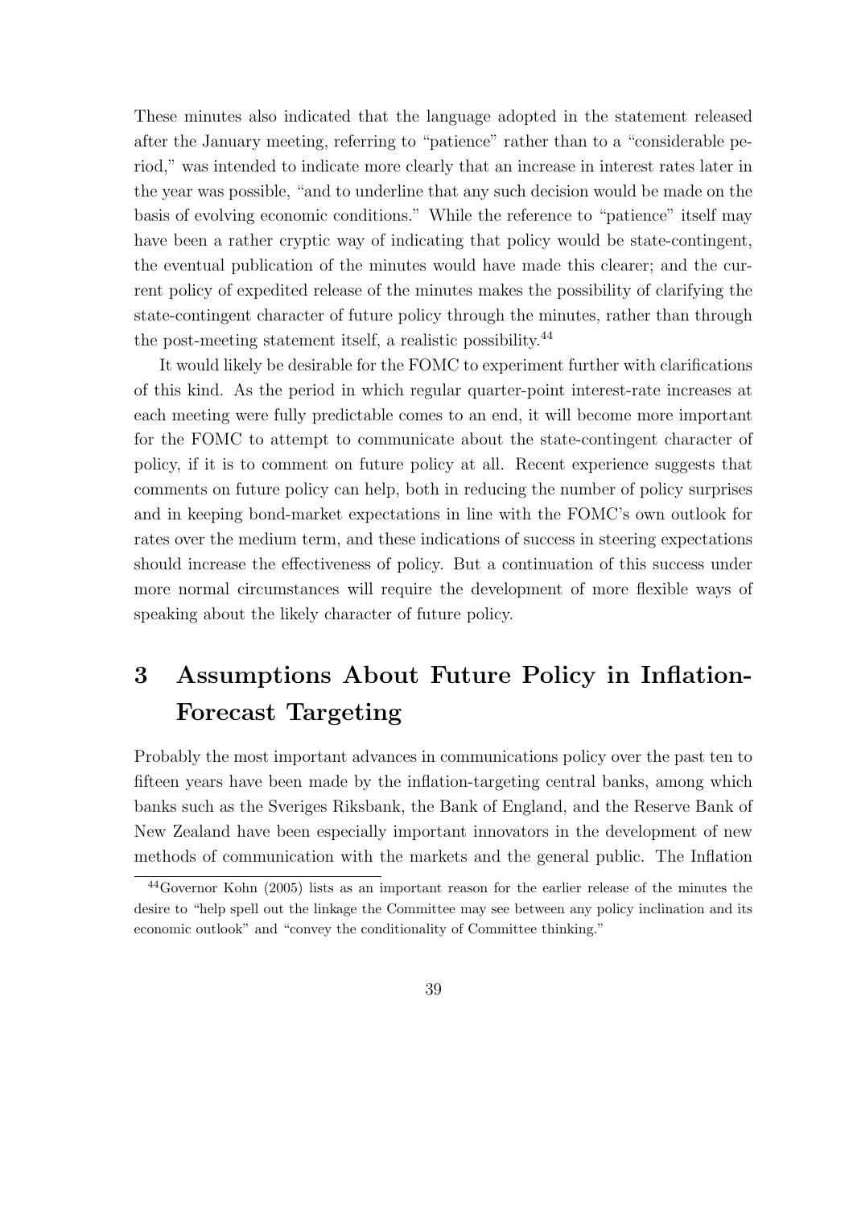These minutes also indicated that the language adopted in the statement released after the January meeting, referring to "patience" rather than to a "considerable period," was intended to indicate more clearly that an increase in interest rates later in the year was possible, "and to underline that any such decision would be made on the basis of evolving economic conditions." While the reference to "patience" itself may have been a rather cryptic way of indicating that policy would be state-contingent, the eventual publication of the minutes would have made this clearer; and the current policy of expedited release of the minutes makes the possibility of clarifying the state-contingent character of future policy through the minutes, rather than through the post-meeting statement itself, a realistic possibility.[44]

It would likely be desirable for the FOMC to experiment further with clarifications of this kind. As the period in which regular quarter-point interest-rate increases at each meeting were fully predictable comes to an end, it will become more important for the FOMC to attempt to communicate about the state-contingent character of policy, if it is to comment on future policy at all. Recent experience suggests that comments on future policy can help, both in reducing the number of policy surprises and in keeping bond-market expectations in line with the FOMC's own outlook for rates over the medium term, and these indications of success in steering expectations should increase the effectiveness of policy. But a continuation of this success under more normal circumstances will require the development of more flexible ways of speaking about the likely character of future policy.

# 3 Assumptions About Future Policy in Inflation-Forecast Targeting

Probably the most important advances in communications policy over the past ten to fifteen years have been made by the inflation-targeting central banks, among which banks such as the Sveriges Riksbank, the Bank of England, and the Reserve Bank of New Zealand have been especially important innovators in the development of new methods of communication with the markets and the general public. The Inflation

[44] Governor Kohn (2005) lists as an important reason for the earlier release of the minutes the desire to "help spell out the linkage the Committee may see between any policy inclination and its economic outlook" and "convey the conditionality of Committee thinking."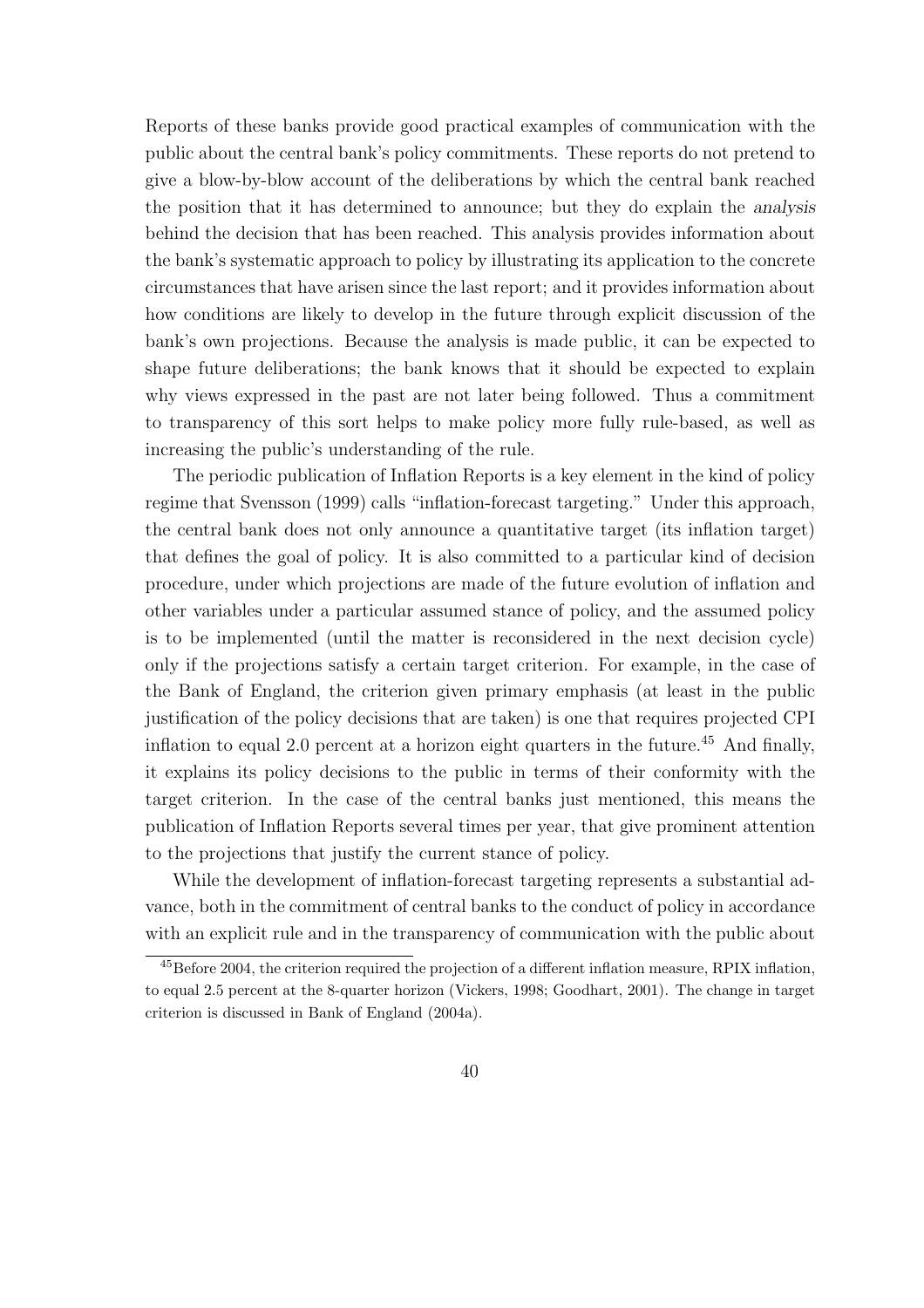Reports of these banks provide good practical examples of communication with the public about the central bank's policy commitments. These reports do not pretend to give a blow-by-blow account of the deliberations by which the central bank reached the position that it has determined to announce; but they do explain the *analysis* behind the decision that has been reached. This analysis provides information about the bank's systematic approach to policy by illustrating its application to the concrete circumstances that have arisen since the last report; and it provides information about how conditions are likely to develop in the future through explicit discussion of the bank's own projections. Because the analysis is made public, it can be expected to shape future deliberations; the bank knows that it should be expected to explain why views expressed in the past are not later being followed. Thus a commitment to transparency of this sort helps to make policy more fully rule-based, as well as increasing the public's understanding of the rule.

The periodic publication of Inflation Reports is a key element in the kind of policy regime that Svensson (1999) calls "inflation-forecast targeting." Under this approach, the central bank does not only announce a quantitative target (its inflation target) that defines the goal of policy. It is also committed to a particular kind of decision procedure, under which projections are made of the future evolution of inflation and other variables under a particular assumed stance of policy, and the assumed policy is to be implemented (until the matter is reconsidered in the next decision cycle) only if the projections satisfy a certain target criterion. For example, in the case of the Bank of England, the criterion given primary emphasis (at least in the public justification of the policy decisions that are taken) is one that requires projected CPI inflation to equal 2.0 percent at a horizon eight quarters in the future.[45] And finally, it explains its policy decisions to the public in terms of their conformity with the target criterion. In the case of the central banks just mentioned, this means the publication of Inflation Reports several times per year, that give prominent attention to the projections that justify the current stance of policy.

While the development of inflation-forecast targeting represents a substantial advance, both in the commitment of central banks to the conduct of policy in accordance with an explicit rule and in the transparency of communication with the public about

[45] Before 2004, the criterion required the projection of a different inflation measure, RPIX inflation, to equal 2.5 percent at the 8-quarter horizon (Vickers, 1998; Goodhart, 2001). The change in target criterion is discussed in Bank of England (2004a).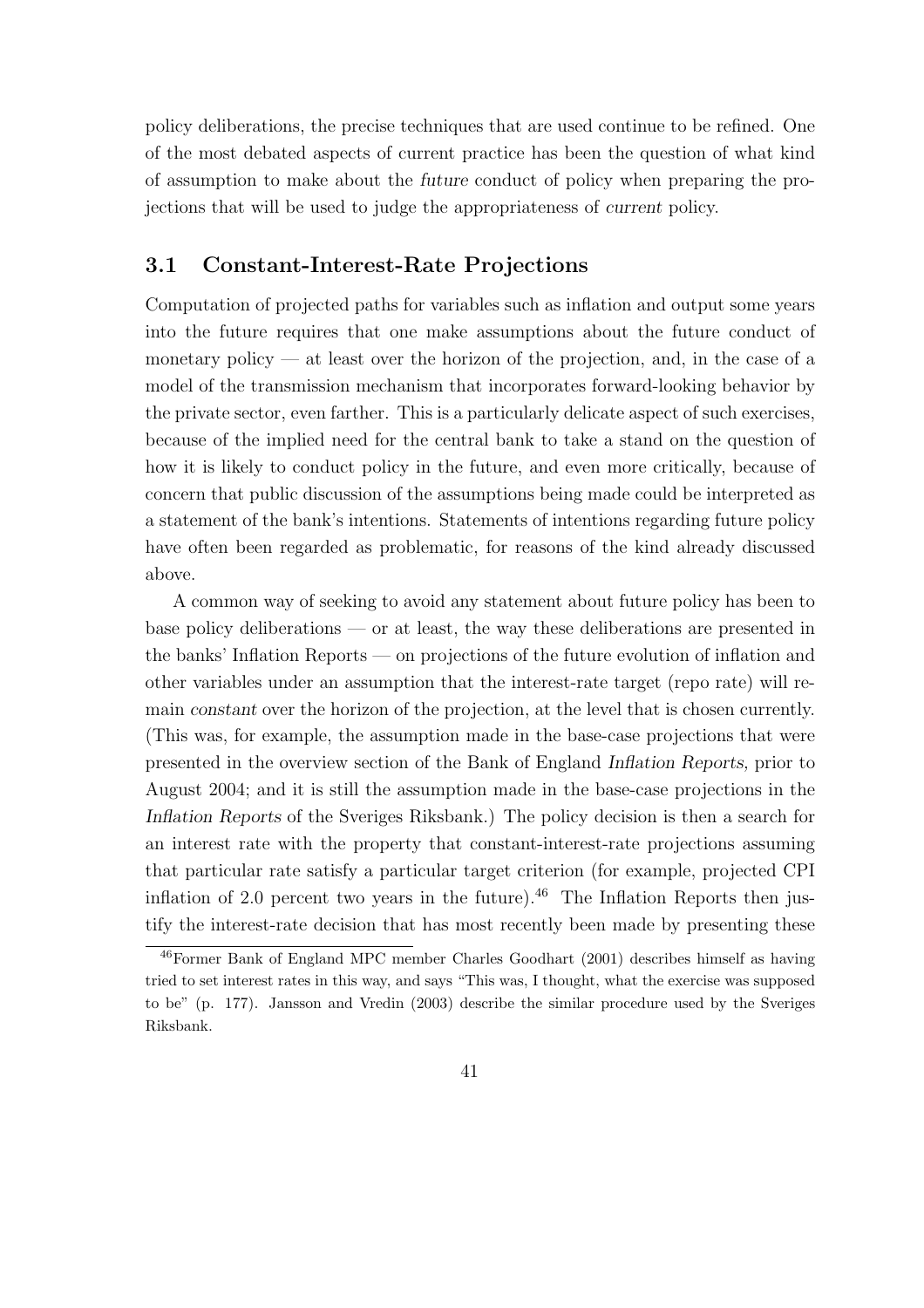policy deliberations, the precise techniques that are used continue to be refined. One of the most debated aspects of current practice has been the question of what kind of assumption to make about the *future* conduct of policy when preparing the projections that will be used to judge the appropriateness of *current* policy.

## 3.1 Constant-Interest-Rate Projections

Computation of projected paths for variables such as inflation and output some years into the future requires that one make assumptions about the future conduct of monetary policy — at least over the horizon of the projection, and, in the case of a model of the transmission mechanism that incorporates forward-looking behavior by the private sector, even farther. This is a particularly delicate aspect of such exercises, because of the implied need for the central bank to take a stand on the question of how it is likely to conduct policy in the future, and even more critically, because of concern that public discussion of the assumptions being made could be interpreted as a statement of the bank's intentions. Statements of intentions regarding future policy have often been regarded as problematic, for reasons of the kind already discussed above.

A common way of seeking to avoid any statement about future policy has been to base policy deliberations — or at least, the way these deliberations are presented in the banks' Inflation Reports — on projections of the future evolution of inflation and other variables under an assumption that the interest-rate target (repo rate) will remain *constant* over the horizon of the projection, at the level that is chosen currently. (This was, for example, the assumption made in the base-case projections that were presented in the overview section of the Bank of England *Inflation Reports,* prior to August 2004; and it is still the assumption made in the base-case projections in the *Inflation Reports* of the Sveriges Riksbank.) The policy decision is then a search for an interest rate with the property that constant-interest-rate projections assuming that particular rate satisfy a particular target criterion (for example, projected CPI inflation of 2.0 percent two years in the future).[46] The Inflation Reports then justify the interest-rate decision that has most recently been made by presenting these

[46]Former Bank of England MPC member Charles Goodhart (2001) describes himself as having tried to set interest rates in this way, and says "This was, I thought, what the exercise was supposed to be" (p. 177). Jansson and Vredin (2003) describe the similar procedure used by the Sveriges Riksbank.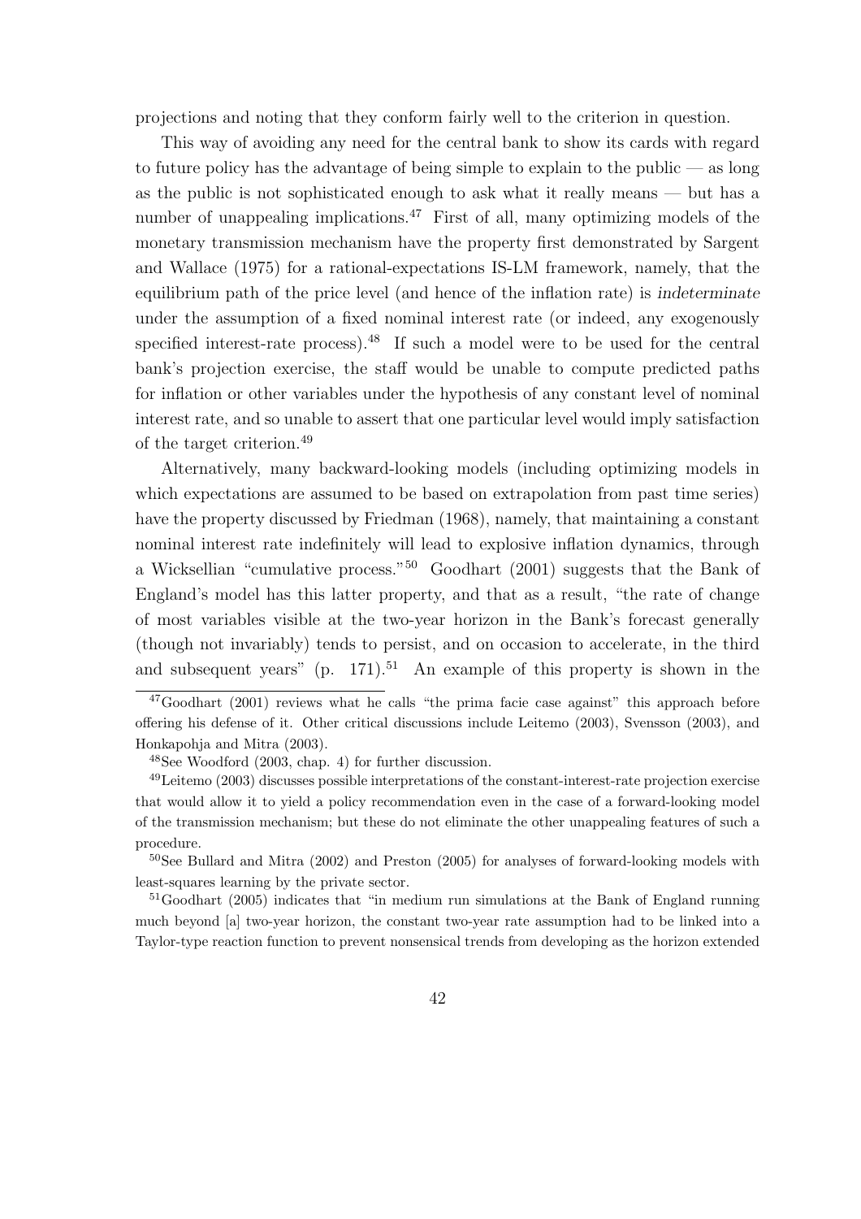projections and noting that they conform fairly well to the criterion in question.

This way of avoiding any need for the central bank to show its cards with regard to future policy has the advantage of being simple to explain to the public — as long as the public is not sophisticated enough to ask what it really means — but has a number of unappealing implications.[47] First of all, many optimizing models of the monetary transmission mechanism have the property first demonstrated by Sargent and Wallace (1975) for a rational-expectations IS-LM framework, namely, that the equilibrium path of the price level (and hence of the inflation rate) is *indeterminate* under the assumption of a fixed nominal interest rate (or indeed, any exogenously specified interest-rate process).[48] If such a model were to be used for the central bank's projection exercise, the staff would be unable to compute predicted paths for inflation or other variables under the hypothesis of any constant level of nominal interest rate, and so unable to assert that one particular level would imply satisfaction of the target criterion.[49]

Alternatively, many backward-looking models (including optimizing models in which expectations are assumed to be based on extrapolation from past time series) have the property discussed by Friedman (1968), namely, that maintaining a constant nominal interest rate indefinitely will lead to explosive inflation dynamics, through a Wicksellian "cumulative process."[50] Goodhart (2001) suggests that the Bank of England's model has this latter property, and that as a result, "the rate of change of most variables visible at the two-year horizon in the Bank's forecast generally (though not invariably) tends to persist, and on occasion to accelerate, in the third and subsequent years" (p. 171).[51] An example of this property is shown in the

[47] Goodhart (2001) reviews what he calls "the prima facie case against" this approach before offering his defense of it. Other critical discussions include Leitemo (2003), Svensson (2003), and Honkapohja and Mitra (2003).

[48] See Woodford (2003, chap. 4) for further discussion.

[49] Leitemo (2003) discusses possible interpretations of the constant-interest-rate projection exercise that would allow it to yield a policy recommendation even in the case of a forward-looking model of the transmission mechanism; but these do not eliminate the other unappealing features of such a procedure.

[50] See Bullard and Mitra (2002) and Preston (2005) for analyses of forward-looking models with least-squares learning by the private sector.

[51] Goodhart (2005) indicates that "in medium run simulations at the Bank of England running much beyond [a] two-year horizon, the constant two-year rate assumption had to be linked into a Taylor-type reaction function to prevent nonsensical trends from developing as the horizon extended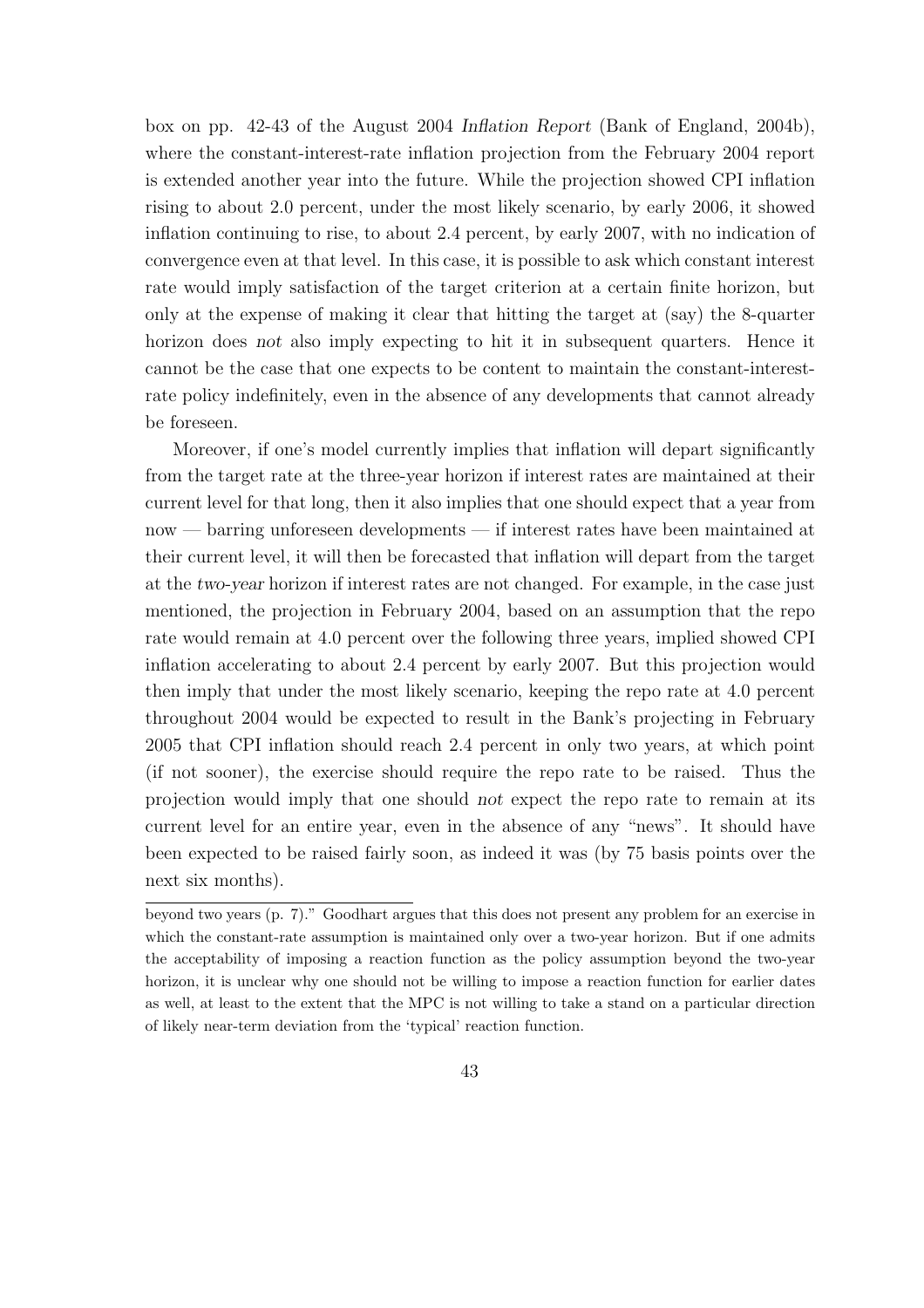box on pp. 42-43 of the August 2004 *Inflation Report* (Bank of England, 2004b), where the constant-interest-rate inflation projection from the February 2004 report is extended another year into the future. While the projection showed CPI inflation rising to about 2.0 percent, under the most likely scenario, by early 2006, it showed inflation continuing to rise, to about 2.4 percent, by early 2007, with no indication of convergence even at that level. In this case, it is possible to ask which constant interest rate would imply satisfaction of the target criterion at a certain finite horizon, but only at the expense of making it clear that hitting the target at (say) the 8-quarter horizon does *not* also imply expecting to hit it in subsequent quarters. Hence it cannot be the case that one expects to be content to maintain the constant-interest-rate policy indefinitely, even in the absence of any developments that cannot already be foreseen.

Moreover, if one's model currently implies that inflation will depart significantly from the target rate at the three-year horizon if interest rates are maintained at their current level for that long, then it also implies that one should expect that a year from now — barring unforeseen developments — if interest rates have been maintained at their current level, it will then be forecasted that inflation will depart from the target at the *two-year* horizon if interest rates are not changed. For example, in the case just mentioned, the projection in February 2004, based on an assumption that the repo rate would remain at 4.0 percent over the following three years, implied showed CPI inflation accelerating to about 2.4 percent by early 2007. But this projection would then imply that under the most likely scenario, keeping the repo rate at 4.0 percent throughout 2004 would be expected to result in the Bank's projecting in February 2005 that CPI inflation should reach 2.4 percent in only two years, at which point (if not sooner), the exercise should require the repo rate to be raised. Thus the projection would imply that one should *not* expect the repo rate to remain at its current level for an entire year, even in the absence of any "news". It should have been expected to be raised fairly soon, as indeed it was (by 75 basis points over the next six months).

---

beyond two years (p. 7)." Goodhart argues that this does not present any problem for an exercise in which the constant-rate assumption is maintained only over a two-year horizon. But if one admits the acceptability of imposing a reaction function as the policy assumption beyond the two-year horizon, it is unclear why one should not be willing to impose a reaction function for earlier dates as well, at least to the extent that the MPC is not willing to take a stand on a particular direction of likely near-term deviation from the 'typical' reaction function.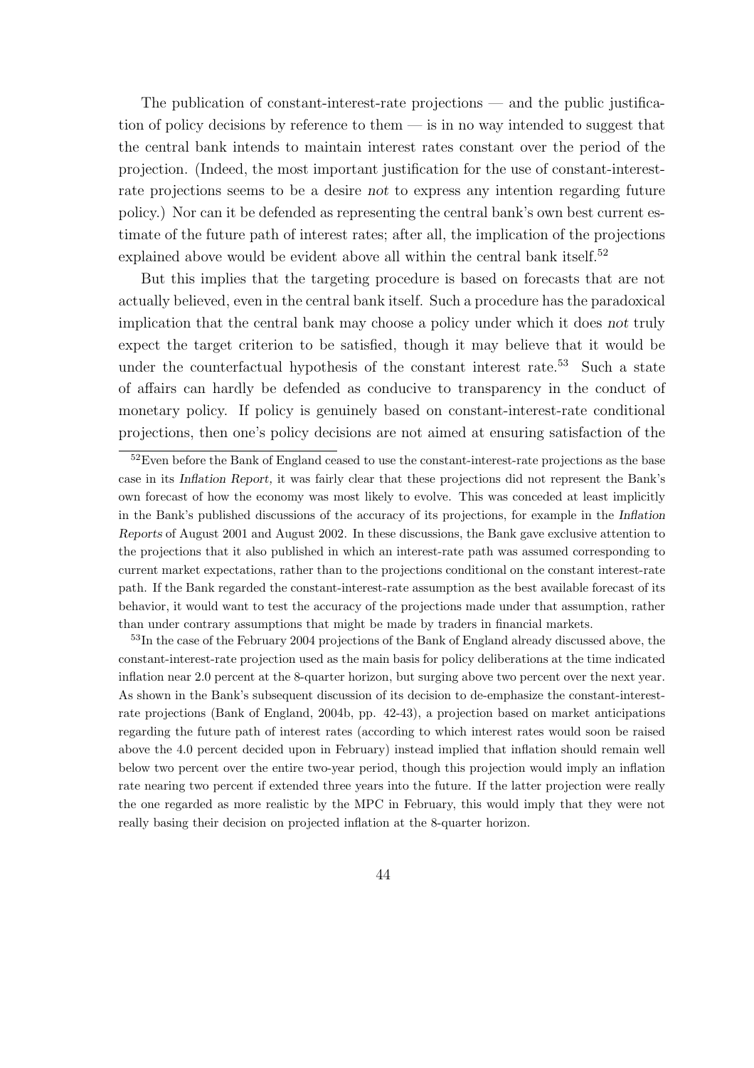The publication of constant-interest-rate projections — and the public justification of policy decisions by reference to them — is in no way intended to suggest that the central bank intends to maintain interest rates constant over the period of the projection. (Indeed, the most important justification for the use of constant-interest-rate projections seems to be a desire *not* to express any intention regarding future policy.) Nor can it be defended as representing the central bank's own best current estimate of the future path of interest rates; after all, the implication of the projections explained above would be evident above all within the central bank itself.[52]

But this implies that the targeting procedure is based on forecasts that are not actually believed, even in the central bank itself. Such a procedure has the paradoxical implication that the central bank may choose a policy under which it does *not* truly expect the target criterion to be satisfied, though it may believe that it would be under the counterfactual hypothesis of the constant interest rate.[53] Such a state of affairs can hardly be defended as conducive to transparency in the conduct of monetary policy. If policy is genuinely based on constant-interest-rate conditional projections, then one's policy decisions are not aimed at ensuring satisfaction of the

[52]Even before the Bank of England ceased to use the constant-interest-rate projections as the base case in its *Inflation Report,* it was fairly clear that these projections did not represent the Bank's own forecast of how the economy was most likely to evolve. This was conceded at least implicitly in the Bank's published discussions of the accuracy of its projections, for example in the *Inflation Reports* of August 2001 and August 2002. In these discussions, the Bank gave exclusive attention to the projections that it also published in which an interest-rate path was assumed corresponding to current market expectations, rather than to the projections conditional on the constant interest-rate path. If the Bank regarded the constant-interest-rate assumption as the best available forecast of its behavior, it would want to test the accuracy of the projections made under that assumption, rather than under contrary assumptions that might be made by traders in financial markets.

[53]In the case of the February 2004 projections of the Bank of England already discussed above, the constant-interest-rate projection used as the main basis for policy deliberations at the time indicated inflation near 2.0 percent at the 8-quarter horizon, but surging above two percent over the next year. As shown in the Bank's subsequent discussion of its decision to de-emphasize the constant-interest-rate projections (Bank of England, 2004b, pp. 42-43), a projection based on market anticipations regarding the future path of interest rates (according to which interest rates would soon be raised above the 4.0 percent decided upon in February) instead implied that inflation should remain well below two percent over the entire two-year period, though this projection would imply an inflation rate nearing two percent if extended three years into the future. If the latter projection were really the one regarded as more realistic by the MPC in February, this would imply that they were not really basing their decision on projected inflation at the 8-quarter horizon.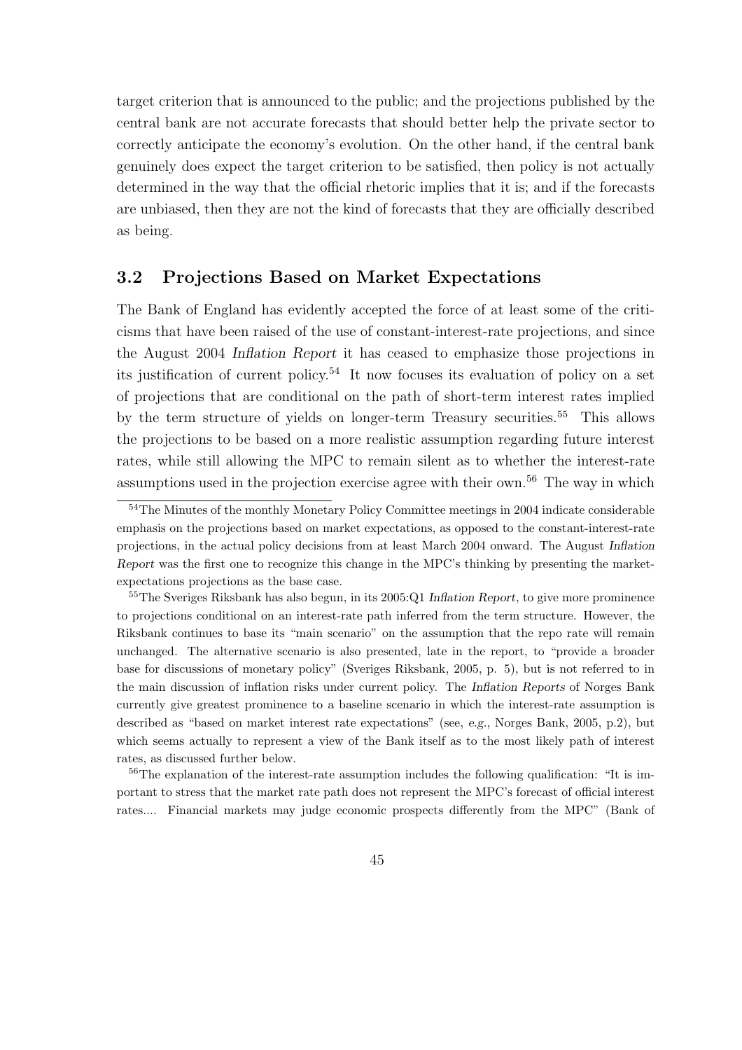target criterion that is announced to the public; and the projections published by the central bank are not accurate forecasts that should better help the private sector to correctly anticipate the economy's evolution. On the other hand, if the central bank genuinely does expect the target criterion to be satisfied, then policy is not actually determined in the way that the official rhetoric implies that it is; and if the forecasts are unbiased, then they are not the kind of forecasts that they are officially described as being.

## 3.2 Projections Based on Market Expectations

The Bank of England has evidently accepted the force of at least some of the criticisms that have been raised of the use of constant-interest-rate projections, and since the August 2004 *Inflation Report* it has ceased to emphasize those projections in its justification of current policy.[54] It now focuses its evaluation of policy on a set of projections that are conditional on the path of short-term interest rates implied by the term structure of yields on longer-term Treasury securities.[55] This allows the projections to be based on a more realistic assumption regarding future interest rates, while still allowing the MPC to remain silent as to whether the interest-rate assumptions used in the projection exercise agree with their own.[56] The way in which

[54] The Minutes of the monthly Monetary Policy Committee meetings in 2004 indicate considerable emphasis on the projections based on market expectations, as opposed to the constant-interest-rate projections, in the actual policy decisions from at least March 2004 onward. The August *Inflation Report* was the first one to recognize this change in the MPC's thinking by presenting the market-expectations projections as the base case.

[55] The Sveriges Riksbank has also begun, in its 2005:Q1 *Inflation Report,* to give more prominence to projections conditional on an interest-rate path inferred from the term structure. However, the Riksbank continues to base its "main scenario" on the assumption that the repo rate will remain unchanged. The alternative scenario is also presented, late in the report, to "provide a broader base for discussions of monetary policy" (Sveriges Riksbank, 2005, p. 5), but is not referred to in the main discussion of inflation risks under current policy. The *Inflation Reports* of Norges Bank currently give greatest prominence to a baseline scenario in which the interest-rate assumption is described as "based on market interest rate expectations" (see, *e.g.,* Norges Bank, 2005, p.2), but which seems actually to represent a view of the Bank itself as to the most likely path of interest rates, as discussed further below.

[56] The explanation of the interest-rate assumption includes the following qualification: "It is important to stress that the market rate path does not represent the MPC's forecast of official interest rates.... Financial markets may judge economic prospects differently from the MPC" (Bank of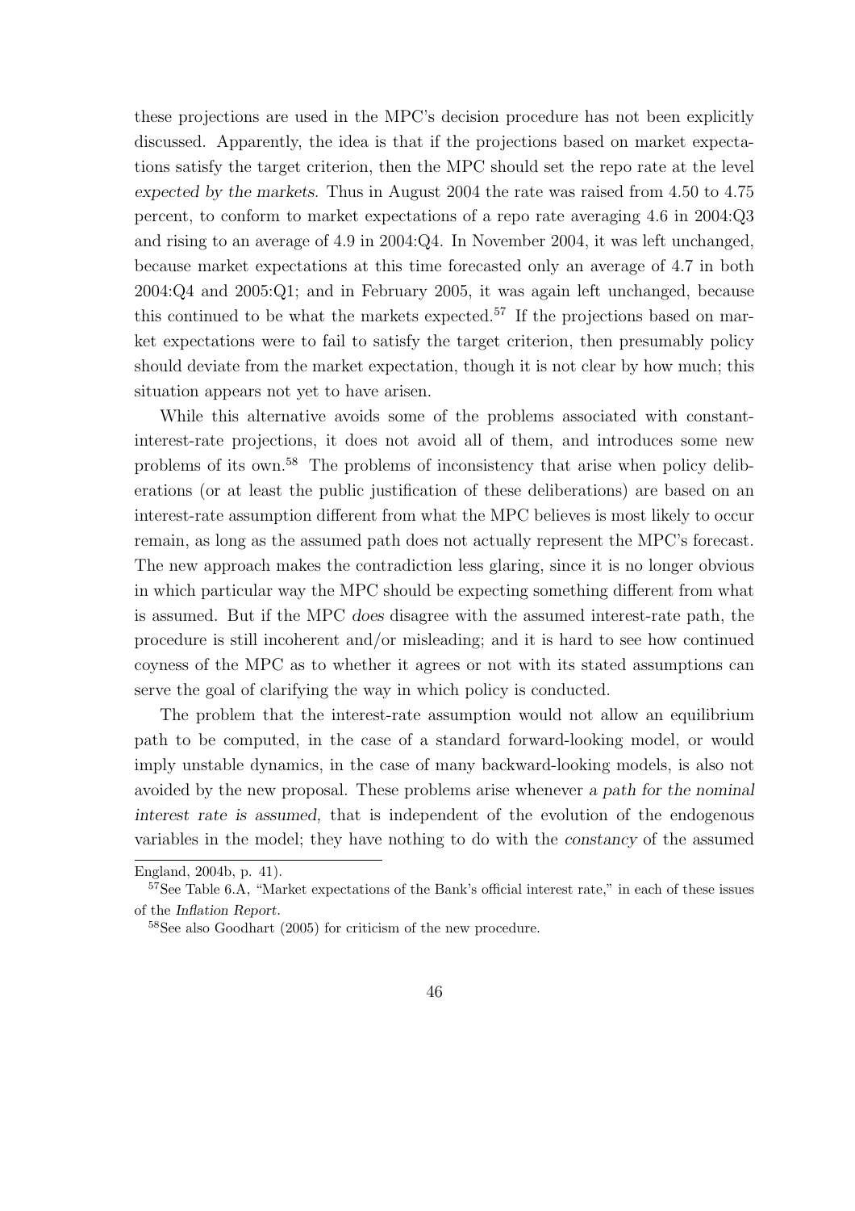these projections are used in the MPC's decision procedure has not been explicitly discussed. Apparently, the idea is that if the projections based on market expectations satisfy the target criterion, then the MPC should set the repo rate at the level *expected by the markets.* Thus in August 2004 the rate was raised from 4.50 to 4.75 percent, to conform to market expectations of a repo rate averaging 4.6 in 2004:Q3 and rising to an average of 4.9 in 2004:Q4. In November 2004, it was left unchanged, because market expectations at this time forecasted only an average of 4.7 in both 2004:Q4 and 2005:Q1; and in February 2005, it was again left unchanged, because this continued to be what the markets expected.[57] If the projections based on market expectations were to fail to satisfy the target criterion, then presumably policy should deviate from the market expectation, though it is not clear by how much; this situation appears not yet to have arisen.

While this alternative avoids some of the problems associated with constant-interest-rate projections, it does not avoid all of them, and introduces some new problems of its own.[58] The problems of inconsistency that arise when policy deliberations (or at least the public justification of these deliberations) are based on an interest-rate assumption different from what the MPC believes is most likely to occur remain, as long as the assumed path does not actually represent the MPC's forecast. The new approach makes the contradiction less glaring, since it is no longer obvious in which particular way the MPC should be expecting something different from what is assumed. But if the MPC *does* disagree with the assumed interest-rate path, the procedure is still incoherent and/or misleading; and it is hard to see how continued coyness of the MPC as to whether it agrees or not with its stated assumptions can serve the goal of clarifying the way in which policy is conducted.

The problem that the interest-rate assumption would not allow an equilibrium path to be computed, in the case of a standard forward-looking model, or would imply unstable dynamics, in the case of many backward-looking models, is also not avoided by the new proposal. These problems arise whenever *a path for the nominal interest rate is assumed,* that is independent of the evolution of the endogenous variables in the model; they have nothing to do with the *constancy* of the assumed

---

England, 2004b, p. 41).

[57] See Table 6.A, "Market expectations of the Bank's official interest rate," in each of these issues of the *Inflation Report.*

[58] See also Goodhart (2005) for criticism of the new procedure.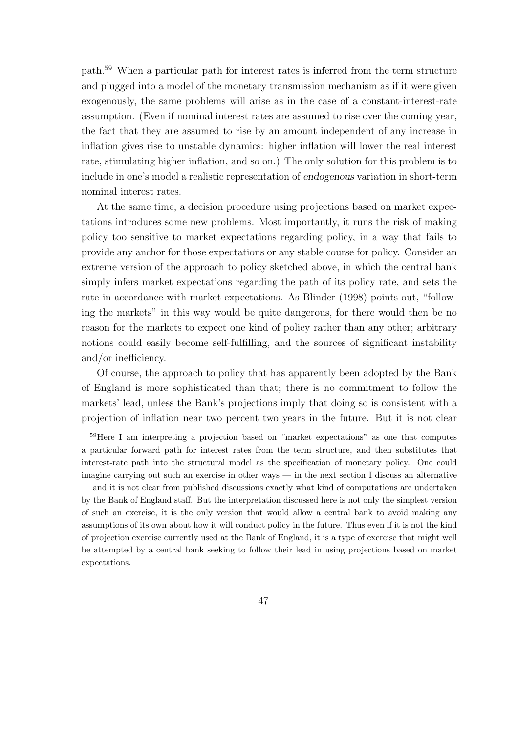path.[59] When a particular path for interest rates is inferred from the term structure and plugged into a model of the monetary transmission mechanism as if it were given exogenously, the same problems will arise as in the case of a constant-interest-rate assumption. (Even if nominal interest rates are assumed to rise over the coming year, the fact that they are assumed to rise by an amount independent of any increase in inflation gives rise to unstable dynamics: higher inflation will lower the real interest rate, stimulating higher inflation, and so on.) The only solution for this problem is to include in one's model a realistic representation of *endogenous* variation in short-term nominal interest rates.

At the same time, a decision procedure using projections based on market expectations introduces some new problems. Most importantly, it runs the risk of making policy too sensitive to market expectations regarding policy, in a way that fails to provide any anchor for those expectations or any stable course for policy. Consider an extreme version of the approach to policy sketched above, in which the central bank simply infers market expectations regarding the path of its policy rate, and sets the rate in accordance with market expectations. As Blinder (1998) points out, "following the markets" in this way would be quite dangerous, for there would then be no reason for the markets to expect one kind of policy rather than any other; arbitrary notions could easily become self-fulfilling, and the sources of significant instability and/or inefficiency.

Of course, the approach to policy that has apparently been adopted by the Bank of England is more sophisticated than that; there is no commitment to follow the markets' lead, unless the Bank's projections imply that doing so is consistent with a projection of inflation near two percent two years in the future. But it is not clear

[59] Here I am interpreting a projection based on "market expectations" as one that computes a particular forward path for interest rates from the term structure, and then substitutes that interest-rate path into the structural model as the specification of monetary policy. One could imagine carrying out such an exercise in other ways — in the next section I discuss an alternative — and it is not clear from published discussions exactly what kind of computations are undertaken by the Bank of England staff. But the interpretation discussed here is not only the simplest version of such an exercise, it is the only version that would allow a central bank to avoid making any assumptions of its own about how it will conduct policy in the future. Thus even if it is not the kind of projection exercise currently used at the Bank of England, it is a type of exercise that might well be attempted by a central bank seeking to follow their lead in using projections based on market expectations.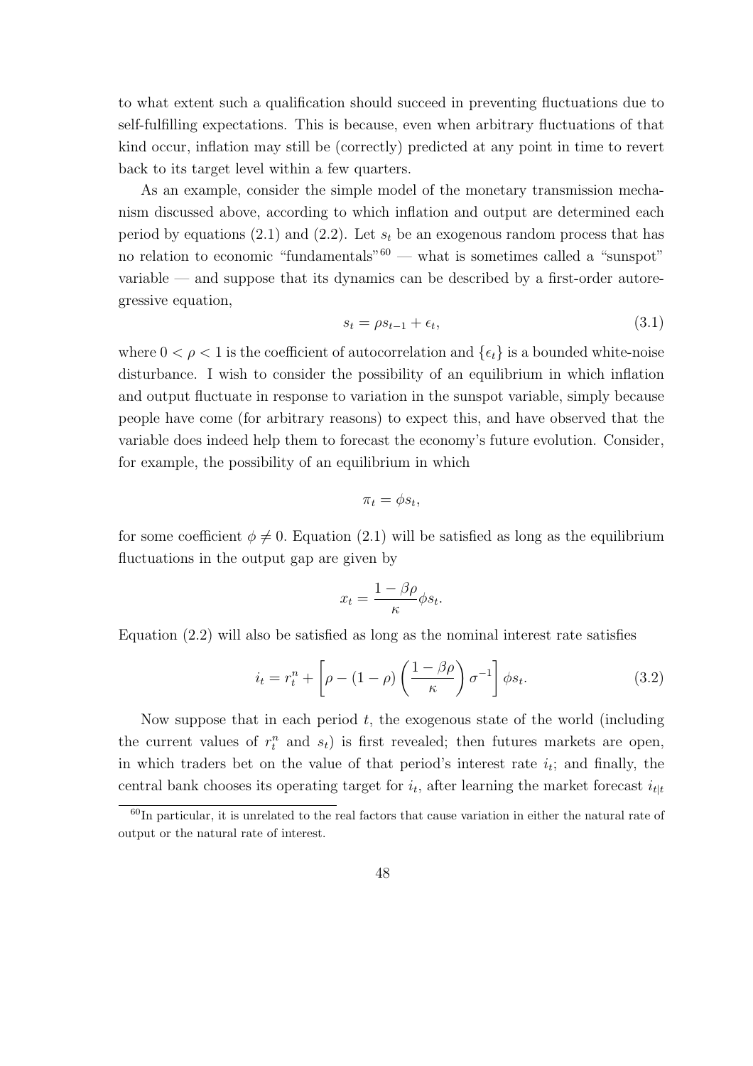to what extent such a qualification should succeed in preventing fluctuations due to self-fulfilling expectations. This is because, even when arbitrary fluctuations of that kind occur, inflation may still be (correctly) predicted at any point in time to revert back to its target level within a few quarters.

As an example, consider the simple model of the monetary transmission mechanism discussed above, according to which inflation and output are determined each period by equations (2.1) and (2.2). Let $s_t$ be an exogenous random process that has no relation to economic "fundamentals"[60] — what is sometimes called a "sunspot" variable — and suppose that its dynamics can be described by a first-order autoregressive equation,

$$s_t = \rho s_{t-1} + \epsilon_t, \tag{3.1}$$

where $0 < \rho < 1$ is the coefficient of autocorrelation and $\{\epsilon_t\}$ is a bounded white-noise disturbance. I wish to consider the possibility of an equilibrium in which inflation and output fluctuate in response to variation in the sunspot variable, simply because people have come (for arbitrary reasons) to expect this, and have observed that the variable does indeed help them to forecast the economy's future evolution. Consider, for example, the possibility of an equilibrium in which

$$\pi_t = \phi s_t,$$

for some coefficient $\phi \neq 0$. Equation (2.1) will be satisfied as long as the equilibrium fluctuations in the output gap are given by

$$x_t = \frac{1 - \beta\rho}{\kappa} \phi s_t.$$

Equation (2.2) will also be satisfied as long as the nominal interest rate satisfies

$$i_t = r_t^n + \left[ \rho - (1 - \rho) \left( \frac{1 - \beta\rho}{\kappa} \right) \sigma^{-1} \right] \phi s_t. \tag{3.2}$$

Now suppose that in each period $t$, the exogenous state of the world (including the current values of $r_t^n$ and $s_t$) is first revealed; then futures markets are open, in which traders bet on the value of that period's interest rate $i_t$; and finally, the central bank chooses its operating target for $i_t$, after learning the market forecast $i_{t|t}$

[60] In particular, it is unrelated to the real factors that cause variation in either the natural rate of output or the natural rate of interest.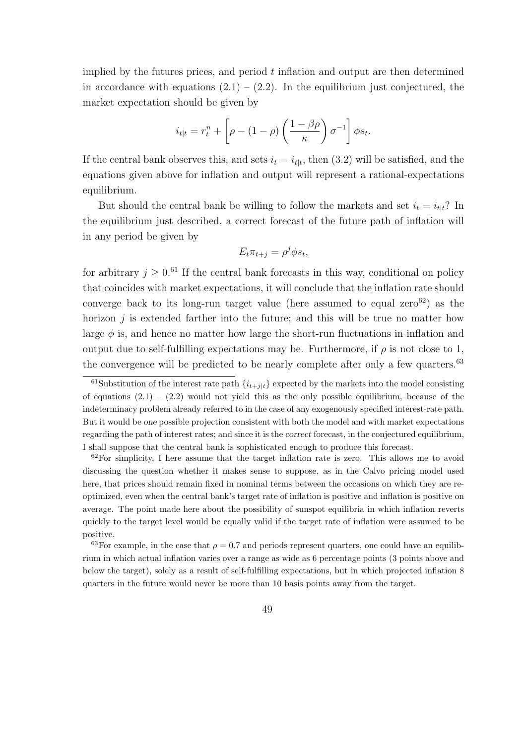implied by the futures prices, and period $t$ inflation and output are then determined in accordance with equations (2.1) – (2.2). In the equilibrium just conjectured, the market expectation should be given by

$$i_{t|t} = r_t^n + \left[ \rho - (1 - \rho) \left( \frac{1 - \beta\rho}{\kappa} \right) \sigma^{-1} \right] \phi s_t.$$

If the central bank observes this, and sets $i_t = i_{t|t}$, then (3.2) will be satisfied, and the equations given above for inflation and output will represent a rational-expectations equilibrium.

But should the central bank be willing to follow the markets and set $i_t = i_{t|t}$? In the equilibrium just described, a correct forecast of the future path of inflation will in any period be given by

$$E_t \pi_{t+j} = \rho^j \phi s_t,$$

for arbitrary $j \geq 0$.[61] If the central bank forecasts in this way, conditional on policy that coincides with market expectations, it will conclude that the inflation rate should converge back to its long-run target value (here assumed to equal zero[62]) as the horizon $j$ is extended farther into the future; and this will be true no matter how large $\phi$ is, and hence no matter how large the short-run fluctuations in inflation and output due to self-fulfilling expectations may be. Furthermore, if $\rho$ is not close to 1, the convergence will be predicted to be nearly complete after only a few quarters.[63]

[61] Substitution of the interest rate path $\{i_{t+j|t}\}$ expected by the markets into the model consisting of equations (2.1) – (2.2) would not yield this as the only possible equilibrium, because of the indeterminacy problem already referred to in the case of any exogenously specified interest-rate path. But it would be *one* possible projection consistent with both the model and with market expectations regarding the path of interest rates; and since it is the *correct* forecast, in the conjectured equilibrium, I shall suppose that the central bank is sophisticated enough to produce this forecast.

[62] For simplicity, I here assume that the target inflation rate is zero. This allows me to avoid discussing the question whether it makes sense to suppose, as in the Calvo pricing model used here, that prices should remain fixed in nominal terms between the occasions on which they are re-optimized, even when the central bank's target rate of inflation is positive and inflation is positive on average. The point made here about the possibility of sunspot equilibria in which inflation reverts quickly to the target level would be equally valid if the target rate of inflation were assumed to be positive.

[63] For example, in the case that $\rho = 0.7$ and periods represent quarters, one could have an equilibrium in which actual inflation varies over a range as wide as 6 percentage points (3 points above and below the target), solely as a result of self-fulfilling expectations, but in which projected inflation 8 quarters in the future would never be more than 10 basis points away from the target.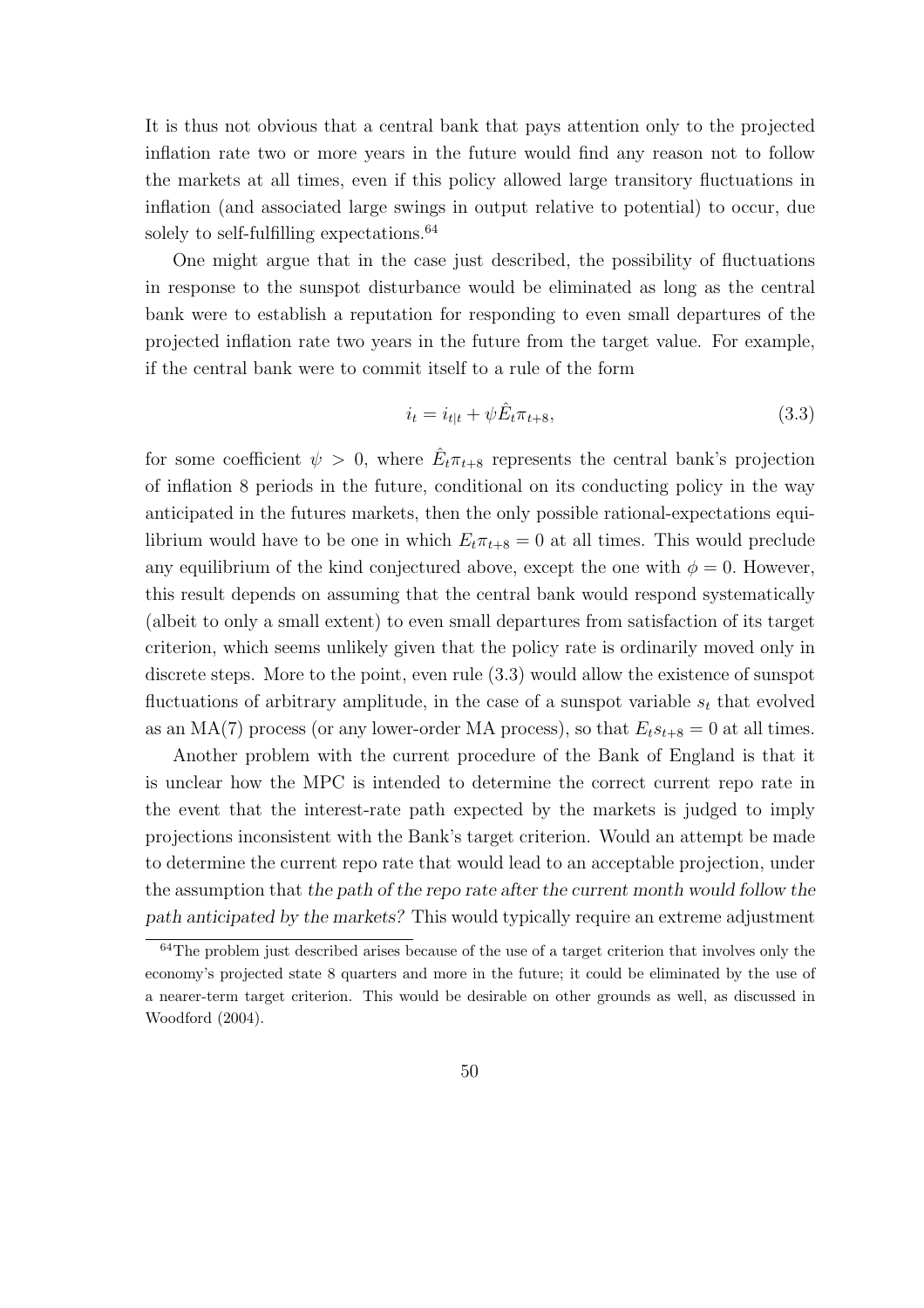It is thus not obvious that a central bank that pays attention only to the projected inflation rate two or more years in the future would find any reason not to follow the markets at all times, even if this policy allowed large transitory fluctuations in inflation (and associated large swings in output relative to potential) to occur, due solely to self-fulfilling expectations.[64]

One might argue that in the case just described, the possibility of fluctuations in response to the sunspot disturbance would be eliminated as long as the central bank were to establish a reputation for responding to even small departures of the projected inflation rate two years in the future from the target value. For example, if the central bank were to commit itself to a rule of the form

$$i_t = i_{t|t} + \psi \hat{E}_t \pi_{t+8}, \tag{3.3}$$

for some coefficient $\psi > 0$, where $\hat{E}_t \pi_{t+8}$ represents the central bank's projection of inflation 8 periods in the future, conditional on its conducting policy in the way anticipated in the futures markets, then the only possible rational-expectations equilibrium would have to be one in which $E_t \pi_{t+8} = 0$ at all times. This would preclude any equilibrium of the kind conjectured above, except the one with $\phi = 0$. However, this result depends on assuming that the central bank would respond systematically (albeit to only a small extent) to even small departures from satisfaction of its target criterion, which seems unlikely given that the policy rate is ordinarily moved only in discrete steps. More to the point, even rule (3.3) would allow the existence of sunspot fluctuations of arbitrary amplitude, in the case of a sunspot variable $s_t$ that evolved as an MA(7) process (or any lower-order MA process), so that $E_t s_{t+8} = 0$ at all times.

Another problem with the current procedure of the Bank of England is that it is unclear how the MPC is intended to determine the correct current repo rate in the event that the interest-rate path expected by the markets is judged to imply projections inconsistent with the Bank's target criterion. Would an attempt be made to determine the current repo rate that would lead to an acceptable projection, under the assumption that *the path of the repo rate after the current month would follow the path anticipated by the markets?* This would typically require an extreme adjustment

[64]The problem just described arises because of the use of a target criterion that involves only the economy's projected state 8 quarters and more in the future; it could be eliminated by the use of a nearer-term target criterion. This would be desirable on other grounds as well, as discussed in Woodford (2004).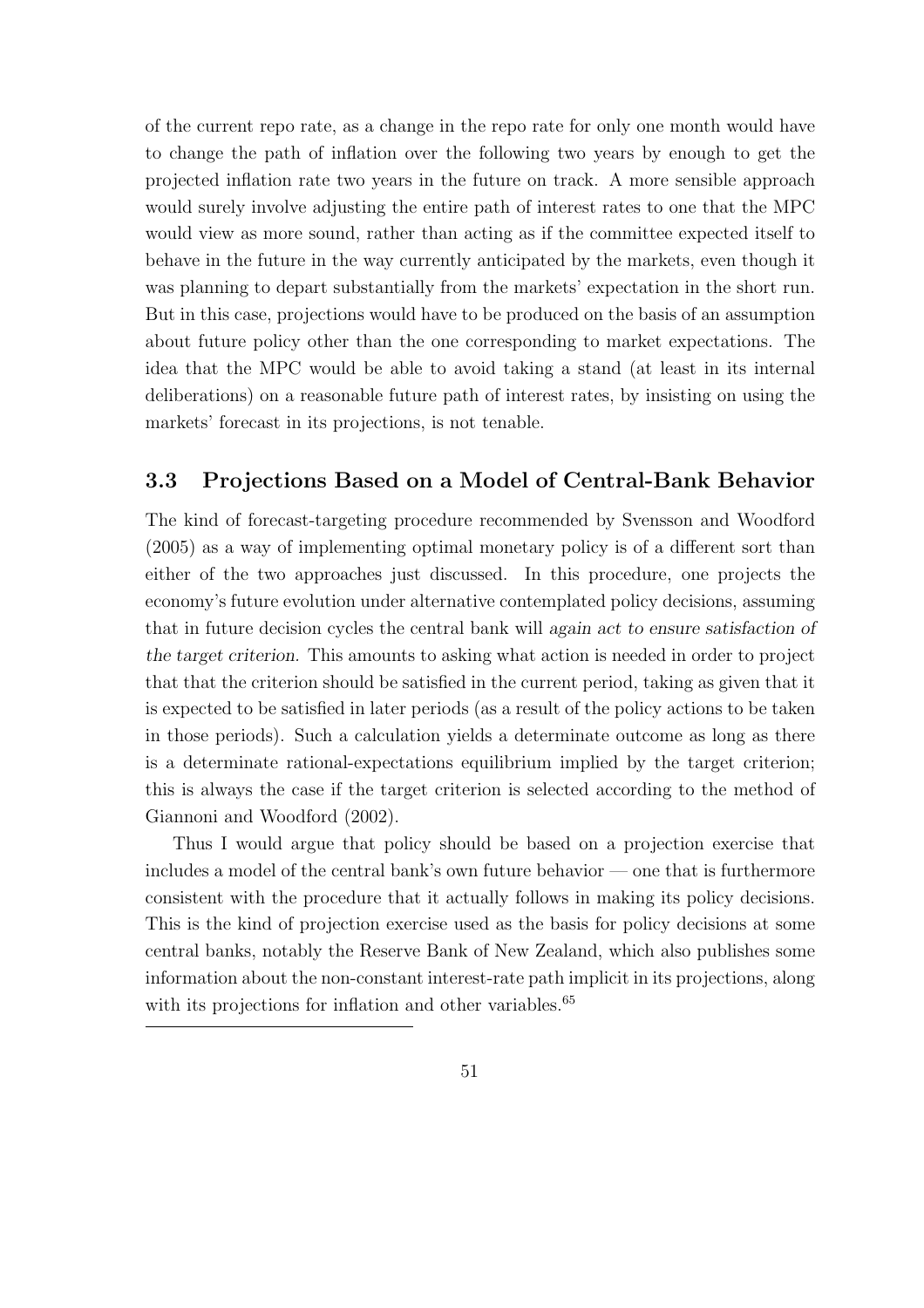of the current repo rate, as a change in the repo rate for only one month would have to change the path of inflation over the following two years by enough to get the projected inflation rate two years in the future on track. A more sensible approach would surely involve adjusting the entire path of interest rates to one that the MPC would view as more sound, rather than acting as if the committee expected itself to behave in the future in the way currently anticipated by the markets, even though it was planning to depart substantially from the markets' expectation in the short run. But in this case, projections would have to be produced on the basis of an assumption about future policy other than the one corresponding to market expectations. The idea that the MPC would be able to avoid taking a stand (at least in its internal deliberations) on a reasonable future path of interest rates, by insisting on using the markets' forecast in its projections, is not tenable.

### 3.3 Projections Based on a Model of Central-Bank Behavior

The kind of forecast-targeting procedure recommended by Svensson and Woodford (2005) as a way of implementing optimal monetary policy is of a different sort than either of the two approaches just discussed. In this procedure, one projects the economy's future evolution under alternative contemplated policy decisions, assuming that in future decision cycles the central bank will *again act to ensure satisfaction of the target criterion*. This amounts to asking what action is needed in order to project that that the criterion should be satisfied in the current period, taking as given that it is expected to be satisfied in later periods (as a result of the policy actions to be taken in those periods). Such a calculation yields a determinate outcome as long as there is a determinate rational-expectations equilibrium implied by the target criterion; this is always the case if the target criterion is selected according to the method of Giannoni and Woodford (2002).

Thus I would argue that policy should be based on a projection exercise that includes a model of the central bank's own future behavior — one that is furthermore consistent with the procedure that it actually follows in making its policy decisions. This is the kind of projection exercise used as the basis for policy decisions at some central banks, notably the Reserve Bank of New Zealand, which also publishes some information about the non-constant interest-rate path implicit in its projections, along with its projections for inflation and other variables.[65]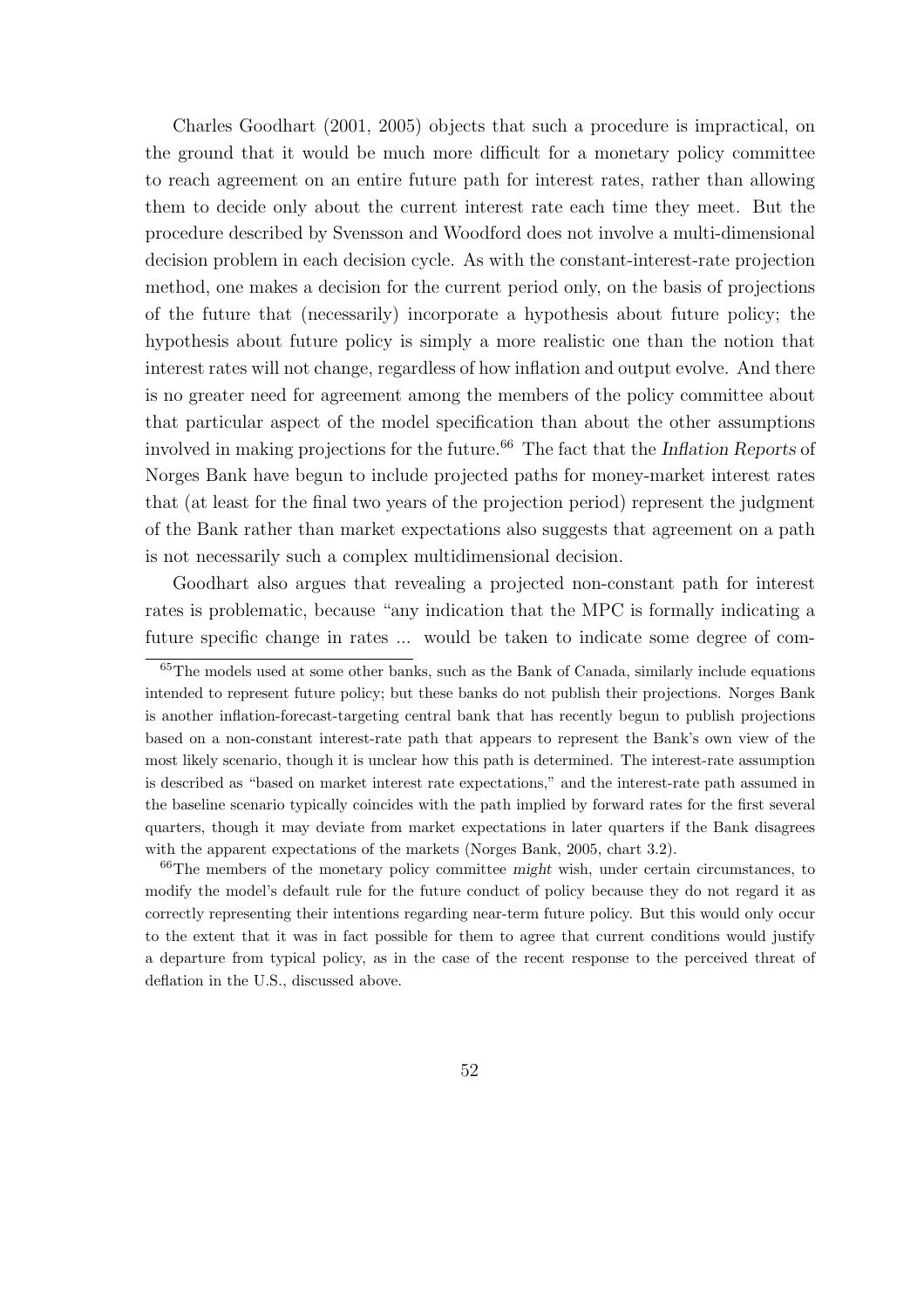Charles Goodhart (2001, 2005) objects that such a procedure is impractical, on the ground that it would be much more difficult for a monetary policy committee to reach agreement on an entire future path for interest rates, rather than allowing them to decide only about the current interest rate each time they meet. But the procedure described by Svensson and Woodford does not involve a multi-dimensional decision problem in each decision cycle. As with the constant-interest-rate projection method, one makes a decision for the current period only, on the basis of projections of the future that (necessarily) incorporate a hypothesis about future policy; the hypothesis about future policy is simply a more realistic one than the notion that interest rates will not change, regardless of how inflation and output evolve. And there is no greater need for agreement among the members of the policy committee about that particular aspect of the model specification than about the other assumptions involved in making projections for the future.[66] The fact that the *Inflation Reports* of Norges Bank have begun to include projected paths for money-market interest rates that (at least for the final two years of the projection period) represent the judgment of the Bank rather than market expectations also suggests that agreement on a path is not necessarily such a complex multidimensional decision.

Goodhart also argues that revealing a projected non-constant path for interest rates is problematic, because "any indication that the MPC is formally indicating a future specific change in rates ... would be taken to indicate some degree of com-

---

[65] The models used at some other banks, such as the Bank of Canada, similarly include equations intended to represent future policy; but these banks do not publish their projections. Norges Bank is another inflation-forecast-targeting central bank that has recently begun to publish projections based on a non-constant interest-rate path that appears to represent the Bank's own view of the most likely scenario, though it is unclear how this path is determined. The interest-rate assumption is described as "based on market interest rate expectations," and the interest-rate path assumed in the baseline scenario typically coincides with the path implied by forward rates for the first several quarters, though it may deviate from market expectations in later quarters if the Bank disagrees with the apparent expectations of the markets (Norges Bank, 2005, chart 3.2).

[66] The members of the monetary policy committee *might* wish, under certain circumstances, to modify the model's default rule for the future conduct of policy because they do not regard it as correctly representing their intentions regarding near-term future policy. But this would only occur to the extent that it was in fact possible for them to agree that current conditions would justify a departure from typical policy, as in the case of the recent response to the perceived threat of deflation in the U.S., discussed above.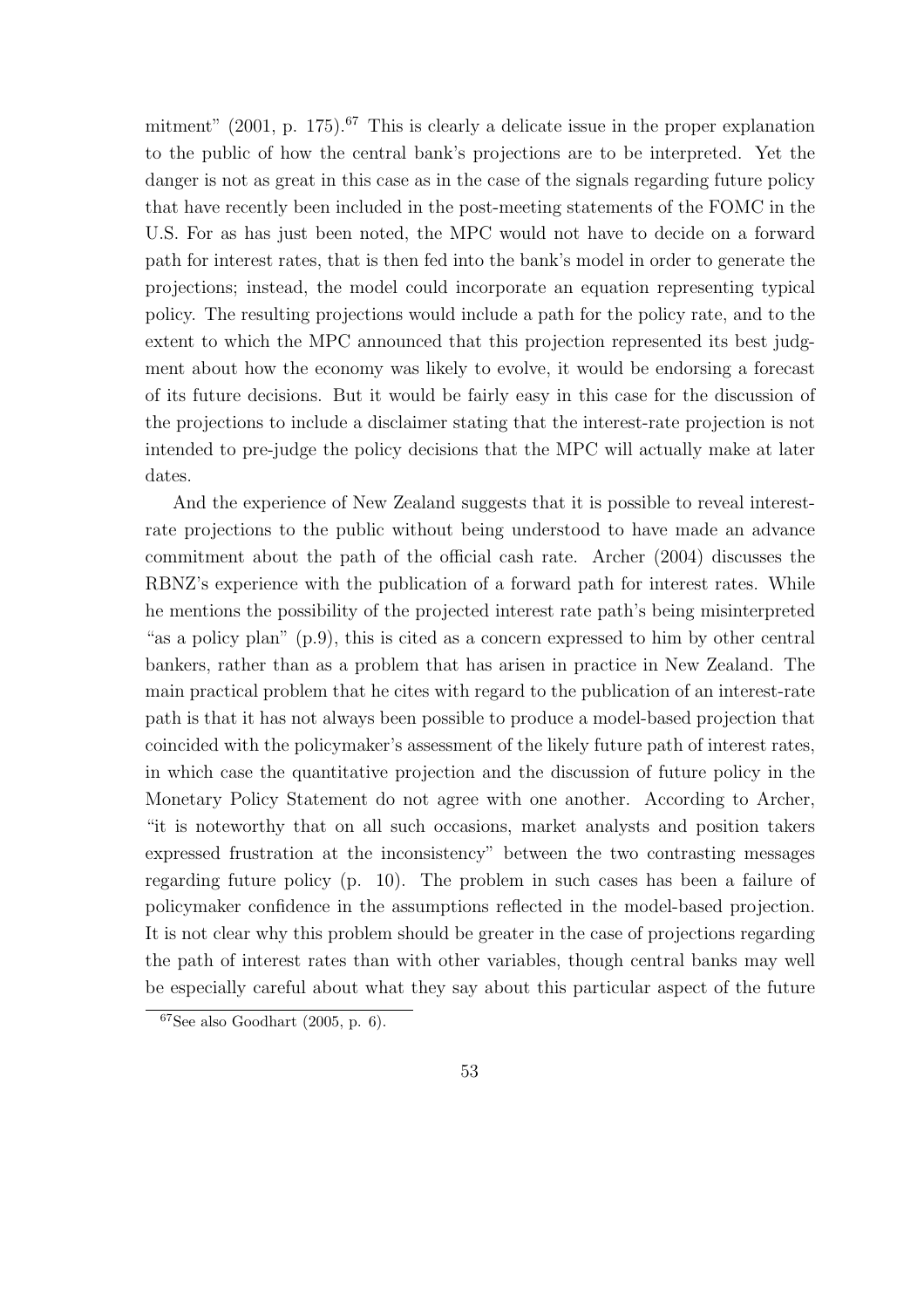mitment" (2001, p. 175).[67] This is clearly a delicate issue in the proper explanation to the public of how the central bank's projections are to be interpreted. Yet the danger is not as great in this case as in the case of the signals regarding future policy that have recently been included in the post-meeting statements of the FOMC in the U.S. For as has just been noted, the MPC would not have to decide on a forward path for interest rates, that is then fed into the bank's model in order to generate the projections; instead, the model could incorporate an equation representing typical policy. The resulting projections would include a path for the policy rate, and to the extent to which the MPC announced that this projection represented its best judgment about how the economy was likely to evolve, it would be endorsing a forecast of its future decisions. But it would be fairly easy in this case for the discussion of the projections to include a disclaimer stating that the interest-rate projection is not intended to pre-judge the policy decisions that the MPC will actually make at later dates.

And the experience of New Zealand suggests that it is possible to reveal interest-rate projections to the public without being understood to have made an advance commitment about the path of the official cash rate. Archer (2004) discusses the RBNZ's experience with the publication of a forward path for interest rates. While he mentions the possibility of the projected interest rate path's being misinterpreted "as a policy plan" (p.9), this is cited as a concern expressed to him by other central bankers, rather than as a problem that has arisen in practice in New Zealand. The main practical problem that he cites with regard to the publication of an interest-rate path is that it has not always been possible to produce a model-based projection that coincided with the policymaker's assessment of the likely future path of interest rates, in which case the quantitative projection and the discussion of future policy in the Monetary Policy Statement do not agree with one another. According to Archer, "it is noteworthy that on all such occasions, market analysts and position takers expressed frustration at the inconsistency" between the two contrasting messages regarding future policy (p. 10). The problem in such cases has been a failure of policymaker confidence in the assumptions reflected in the model-based projection. It is not clear why this problem should be greater in the case of projections regarding the path of interest rates than with other variables, though central banks may well be especially careful about what they say about this particular aspect of the future

[67] See also Goodhart (2005, p. 6).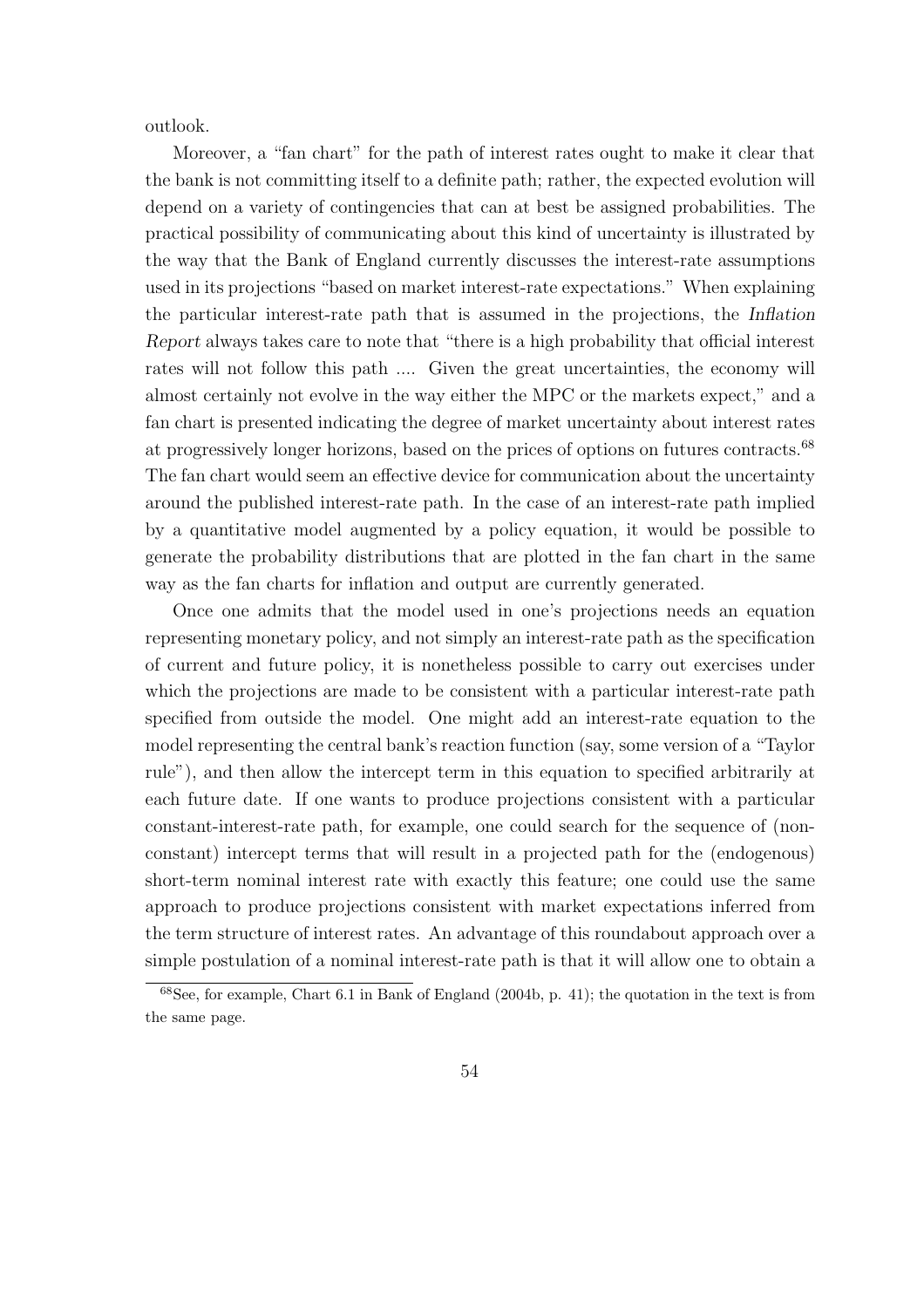outlook.

Moreover, a "fan chart" for the path of interest rates ought to make it clear that the bank is not committing itself to a definite path; rather, the expected evolution will depend on a variety of contingencies that can at best be assigned probabilities. The practical possibility of communicating about this kind of uncertainty is illustrated by the way that the Bank of England currently discusses the interest-rate assumptions used in its projections "based on market interest-rate expectations." When explaining the particular interest-rate path that is assumed in the projections, the *Inflation Report* always takes care to note that "there is a high probability that official interest rates will not follow this path .... Given the great uncertainties, the economy will almost certainly not evolve in the way either the MPC or the markets expect," and a fan chart is presented indicating the degree of market uncertainty about interest rates at progressively longer horizons, based on the prices of options on futures contracts.[68] The fan chart would seem an effective device for communication about the uncertainty around the published interest-rate path. In the case of an interest-rate path implied by a quantitative model augmented by a policy equation, it would be possible to generate the probability distributions that are plotted in the fan chart in the same way as the fan charts for inflation and output are currently generated.

Once one admits that the model used in one's projections needs an equation representing monetary policy, and not simply an interest-rate path as the specification of current and future policy, it is nonetheless possible to carry out exercises under which the projections are made to be consistent with a particular interest-rate path specified from outside the model. One might add an interest-rate equation to the model representing the central bank's reaction function (say, some version of a "Taylor rule"), and then allow the intercept term in this equation to specified arbitrarily at each future date. If one wants to produce projections consistent with a particular constant-interest-rate path, for example, one could search for the sequence of (non-constant) intercept terms that will result in a projected path for the (endogenous) short-term nominal interest rate with exactly this feature; one could use the same approach to produce projections consistent with market expectations inferred from the term structure of interest rates. An advantage of this roundabout approach over a simple postulation of a nominal interest-rate path is that it will allow one to obtain a

[68] See, for example, Chart 6.1 in Bank of England (2004b, p. 41); the quotation in the text is from the same page.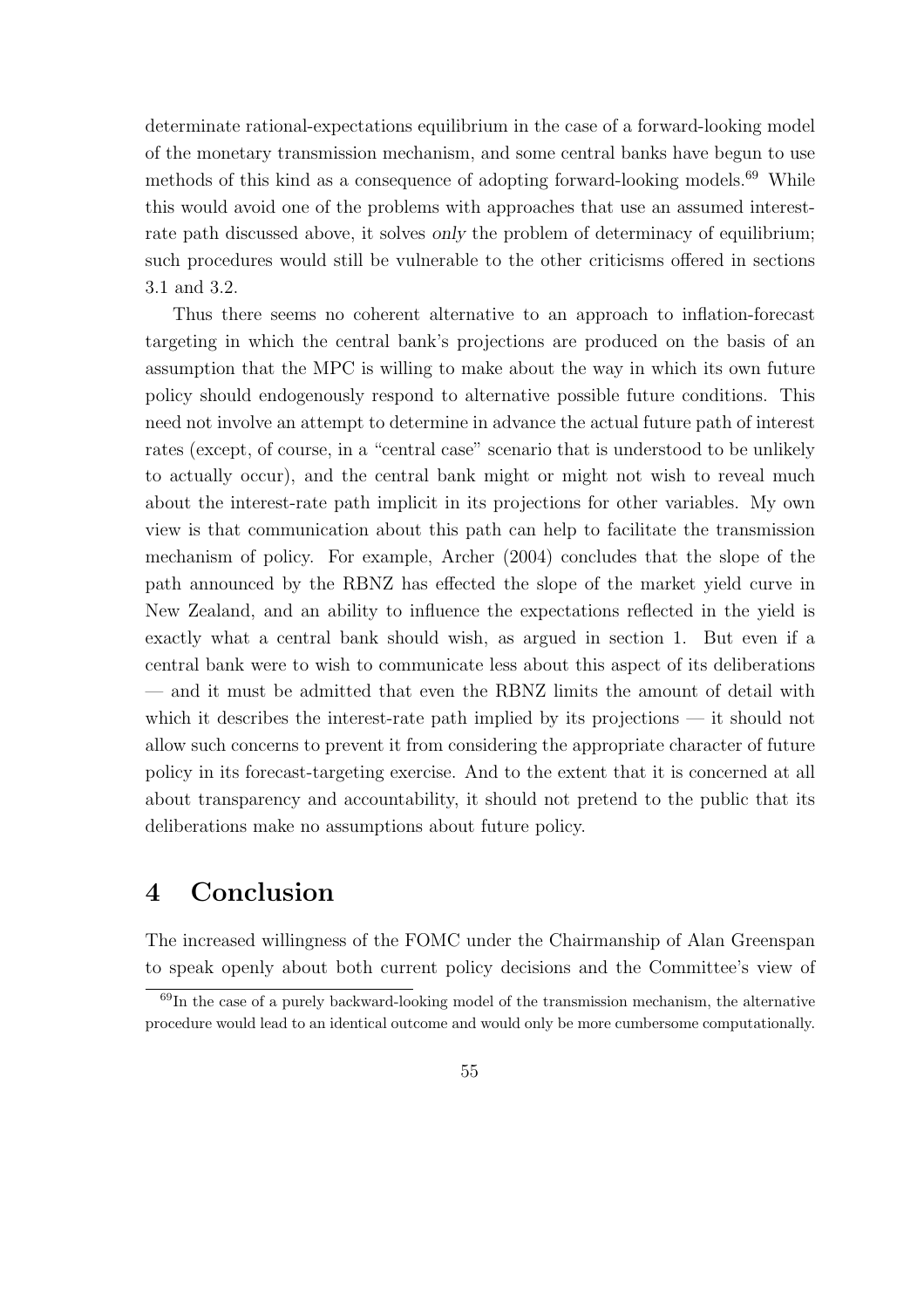determinate rational-expectations equilibrium in the case of a forward-looking model of the monetary transmission mechanism, and some central banks have begun to use methods of this kind as a consequence of adopting forward-looking models.[69] While this would avoid one of the problems with approaches that use an assumed interest-rate path discussed above, it solves *only* the problem of determinacy of equilibrium; such procedures would still be vulnerable to the other criticisms offered in sections 3.1 and 3.2.

Thus there seems no coherent alternative to an approach to inflation-forecast targeting in which the central bank's projections are produced on the basis of an assumption that the MPC is willing to make about the way in which its own future policy should endogenously respond to alternative possible future conditions. This need not involve an attempt to determine in advance the actual future path of interest rates (except, of course, in a "central case" scenario that is understood to be unlikely to actually occur), and the central bank might or might not wish to reveal much about the interest-rate path implicit in its projections for other variables. My own view is that communication about this path can help to facilitate the transmission mechanism of policy. For example, Archer (2004) concludes that the slope of the path announced by the RBNZ has effected the slope of the market yield curve in New Zealand, and an ability to influence the expectations reflected in the yield is exactly what a central bank should wish, as argued in section 1. But even if a central bank were to wish to communicate less about this aspect of its deliberations — and it must be admitted that even the RBNZ limits the amount of detail with which it describes the interest-rate path implied by its projections — it should not allow such concerns to prevent it from considering the appropriate character of future policy in its forecast-targeting exercise. And to the extent that it is concerned at all about transparency and accountability, it should not pretend to the public that its deliberations make no assumptions about future policy.

# 4 Conclusion

The increased willingness of the FOMC under the Chairmanship of Alan Greenspan to speak openly about both current policy decisions and the Committee's view of

[69] In the case of a purely backward-looking model of the transmission mechanism, the alternative procedure would lead to an identical outcome and would only be more cumbersome computationally.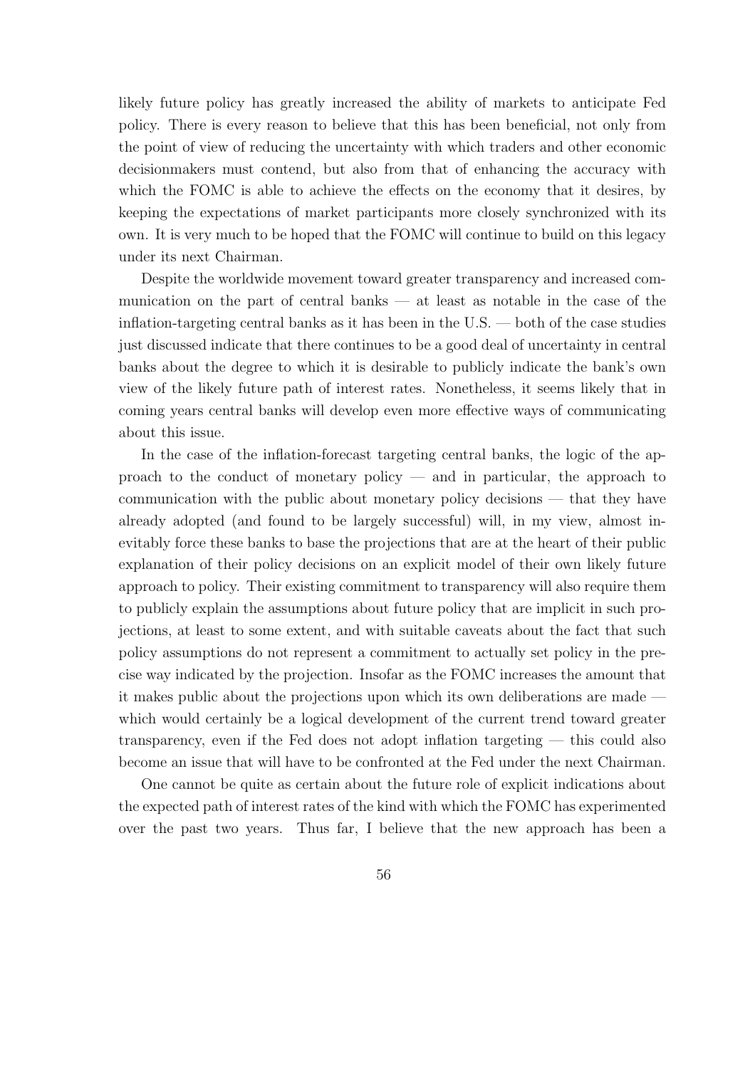likely future policy has greatly increased the ability of markets to anticipate Fed policy. There is every reason to believe that this has been beneficial, not only from the point of view of reducing the uncertainty with which traders and other economic decisionmakers must contend, but also from that of enhancing the accuracy with which the FOMC is able to achieve the effects on the economy that it desires, by keeping the expectations of market participants more closely synchronized with its own. It is very much to be hoped that the FOMC will continue to build on this legacy under its next Chairman.

Despite the worldwide movement toward greater transparency and increased communication on the part of central banks — at least as notable in the case of the inflation-targeting central banks as it has been in the U.S. — both of the case studies just discussed indicate that there continues to be a good deal of uncertainty in central banks about the degree to which it is desirable to publicly indicate the bank's own view of the likely future path of interest rates. Nonetheless, it seems likely that in coming years central banks will develop even more effective ways of communicating about this issue.

In the case of the inflation-forecast targeting central banks, the logic of the approach to the conduct of monetary policy — and in particular, the approach to communication with the public about monetary policy decisions — that they have already adopted (and found to be largely successful) will, in my view, almost inevitably force these banks to base the projections that are at the heart of their public explanation of their policy decisions on an explicit model of their own likely future approach to policy. Their existing commitment to transparency will also require them to publicly explain the assumptions about future policy that are implicit in such projections, at least to some extent, and with suitable caveats about the fact that such policy assumptions do not represent a commitment to actually set policy in the precise way indicated by the projection. Insofar as the FOMC increases the amount that it makes public about the projections upon which its own deliberations are made — which would certainly be a logical development of the current trend toward greater transparency, even if the Fed does not adopt inflation targeting — this could also become an issue that will have to be confronted at the Fed under the next Chairman.

One cannot be quite as certain about the future role of explicit indications about the expected path of interest rates of the kind with which the FOMC has experimented over the past two years. Thus far, I believe that the new approach has been a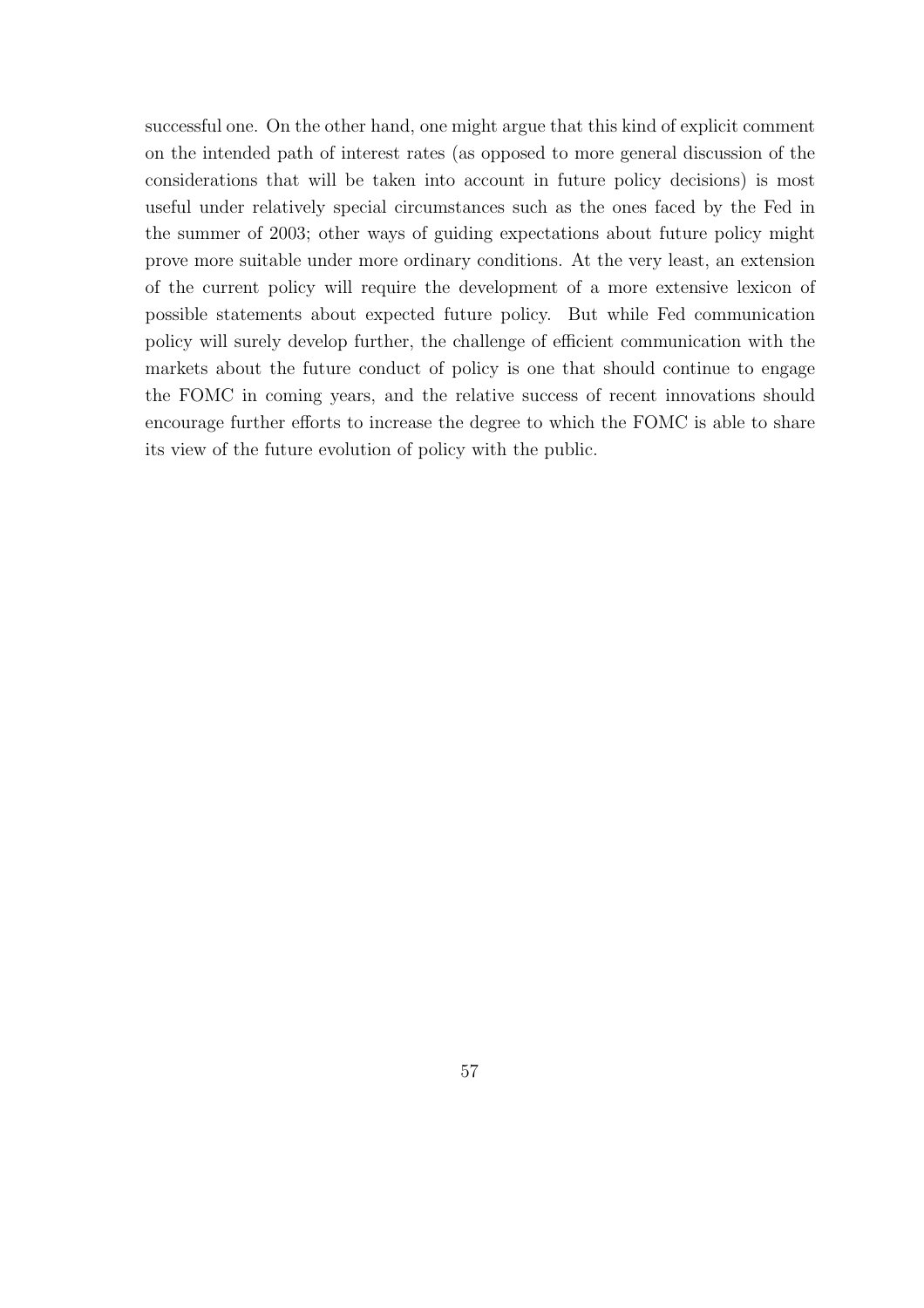successful one. On the other hand, one might argue that this kind of explicit comment on the intended path of interest rates (as opposed to more general discussion of the considerations that will be taken into account in future policy decisions) is most useful under relatively special circumstances such as the ones faced by the Fed in the summer of 2003; other ways of guiding expectations about future policy might prove more suitable under more ordinary conditions. At the very least, an extension of the current policy will require the development of a more extensive lexicon of possible statements about expected future policy. But while Fed communication policy will surely develop further, the challenge of efficient communication with the markets about the future conduct of policy is one that should continue to engage the FOMC in coming years, and the relative success of recent innovations should encourage further efforts to increase the degree to which the FOMC is able to share its view of the future evolution of policy with the public.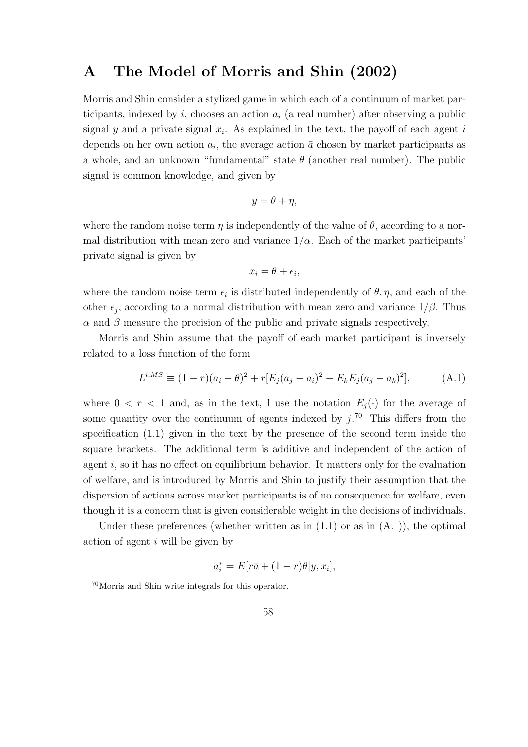# A The Model of Morris and Shin (2002)

Morris and Shin consider a stylized game in which each of a continuum of market participants, indexed by $i$, chooses an action $a_i$ (a real number) after observing a public signal $y$ and a private signal $x_i$. As explained in the text, the payoff of each agent $i$ depends on her own action $a_i$, the average action $\bar{a}$ chosen by market participants as a whole, and an unknown "fundamental" state $\theta$ (another real number). The public signal is common knowledge, and given by

$$y = \theta + \eta,$$

where the random noise term $\eta$ is independently of the value of $\theta$, according to a normal distribution with mean zero and variance $1/\alpha$. Each of the market participants' private signal is given by

$$x_i = \theta + \epsilon_i,$$

where the random noise term $\epsilon_i$ is distributed independently of $\theta, \eta$, and each of the other $\epsilon_j$, according to a normal distribution with mean zero and variance $1/\beta$. Thus $\alpha$ and $\beta$ measure the precision of the public and private signals respectively.

Morris and Shin assume that the payoff of each market participant is inversely related to a loss function of the form

$$L^{i.MS} \equiv (1-r)(a_i - \theta)^2 + r[E_j(a_j - a_i)^2 - E_k E_j(a_j - a_k)^2], \tag{A.1}$$

where $0 < r < 1$ and, as in the text, I use the notation $E_j(\cdot)$ for the average of some quantity over the continuum of agents indexed by $j$.[70] This differs from the specification (1.1) given in the text by the presence of the second term inside the square brackets. The additional term is additive and independent of the action of agent $i$, so it has no effect on equilibrium behavior. It matters only for the evaluation of welfare, and is introduced by Morris and Shin to justify their assumption that the dispersion of actions across market participants is of no consequence for welfare, even though it is a concern that is given considerable weight in the decisions of individuals.

Under these preferences (whether written as in (1.1) or as in (A.1)), the optimal action of agent $i$ will be given by

$$a_i^* = E[r\bar{a} + (1-r)\theta | y, x_i],$$

[70] Morris and Shin write integrals for this operator.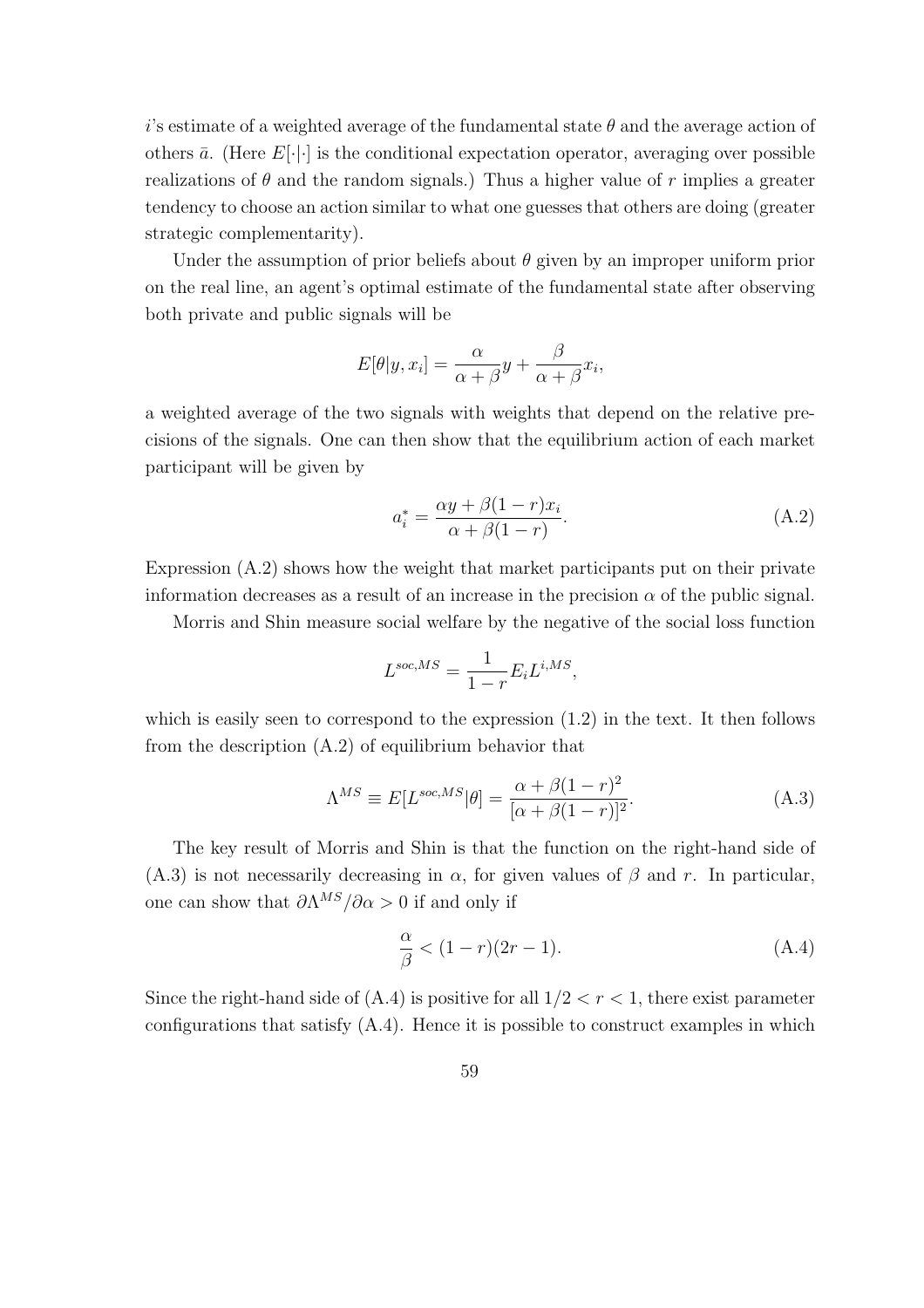$i$'s estimate of a weighted average of the fundamental state $\theta$ and the average action of others $\bar{a}$. (Here $E[\cdot|\cdot]$ is the conditional expectation operator, averaging over possible realizations of $\theta$ and the random signals.) Thus a higher value of $r$ implies a greater tendency to choose an action similar to what one guesses that others are doing (greater strategic complementarity).

Under the assumption of prior beliefs about $\theta$ given by an improper uniform prior on the real line, an agent's optimal estimate of the fundamental state after observing both private and public signals will be

$$E[\theta|y, x_i] = \frac{\alpha}{\alpha+\beta}y + \frac{\beta}{\alpha+\beta}x_i,$$

a weighted average of the two signals with weights that depend on the relative precisions of the signals. One can then show that the equilibrium action of each market participant will be given by

$$a_i^* = \frac{\alpha y + \beta(1-r)x_i}{\alpha + \beta(1-r)}. \tag{A.2}$$

Expression (A.2) shows how the weight that market participants put on their private information decreases as a result of an increase in the precision $\alpha$ of the public signal.

Morris and Shin measure social welfare by the negative of the social loss function

$$L^{soc,MS} = \frac{1}{1-r}E_i L^{i,MS},$$

which is easily seen to correspond to the expression (1.2) in the text. It then follows from the description (A.2) of equilibrium behavior that

$$\Lambda^{MS} \equiv E[L^{soc,MS}|\theta] = \frac{\alpha + \beta(1-r)^2}{[\alpha + \beta(1-r)]^2}. \tag{A.3}$$

The key result of Morris and Shin is that the function on the right-hand side of (A.3) is not necessarily decreasing in $\alpha$, for given values of $\beta$ and $r$. In particular, one can show that $\partial\Lambda^{MS}/\partial\alpha > 0$ if and only if

$$\frac{\alpha}{\beta} < (1-r)(2r-1). \tag{A.4}$$

Since the right-hand side of (A.4) is positive for all $1/2 < r < 1$, there exist parameter configurations that satisfy (A.4). Hence it is possible to construct examples in which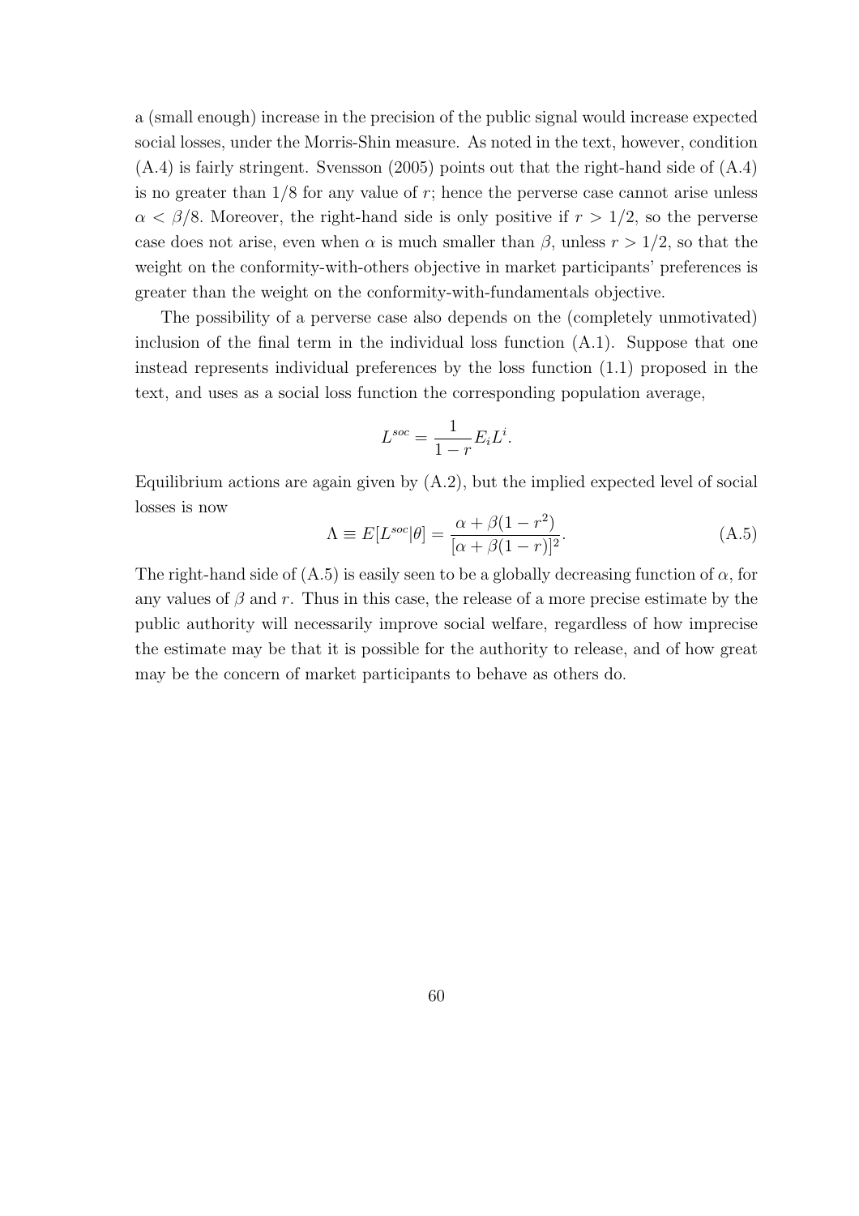a (small enough) increase in the precision of the public signal would increase expected social losses, under the Morris-Shin measure. As noted in the text, however, condition (A.4) is fairly stringent. Svensson (2005) points out that the right-hand side of (A.4) is no greater than 1/8 for any value of $r$; hence the perverse case cannot arise unless $\alpha < \beta/8$. Moreover, the right-hand side is only positive if $r > 1/2$, so the perverse case does not arise, even when $\alpha$ is much smaller than $\beta$, unless $r > 1/2$, so that the weight on the conformity-with-others objective in market participants' preferences is greater than the weight on the conformity-with-fundamentals objective.

The possibility of a perverse case also depends on the (completely unmotivated) inclusion of the final term in the individual loss function (A.1). Suppose that one instead represents individual preferences by the loss function (1.1) proposed in the text, and uses as a social loss function the corresponding population average,

$$L^{soc} = \frac{1}{1-r} E_i L^i.$$

Equilibrium actions are again given by (A.2), but the implied expected level of social losses is now

$$\Lambda \equiv E[L^{soc}|\theta] = \frac{\alpha + \beta(1-r^2)}{[\alpha + \beta(1-r)]^2}. \tag{A.5}$$

The right-hand side of (A.5) is easily seen to be a globally decreasing function of $\alpha$, for any values of $\beta$ and $r$. Thus in this case, the release of a more precise estimate by the public authority will necessarily improve social welfare, regardless of how imprecise the estimate may be that it is possible for the authority to release, and of how great may be the concern of market participants to behave as others do.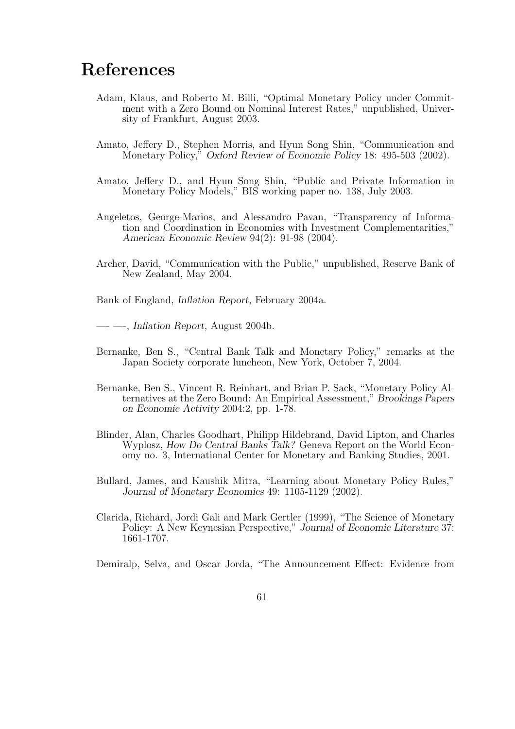# References

Adam, Klaus, and Roberto M. Billi, "Optimal Monetary Policy under Commitment with a Zero Bound on Nominal Interest Rates," unpublished, University of Frankfurt, August 2003.

Amato, Jeffery D., Stephen Morris, and Hyun Song Shin, "Communication and Monetary Policy," *Oxford Review of Economic Policy* 18: 495-503 (2002).

Amato, Jeffery D., and Hyun Song Shin, "Public and Private Information in Monetary Policy Models," BIS working paper no. 138, July 2003.

Angeletos, George-Marios, and Alessandro Pavan, "Transparency of Information and Coordination in Economies with Investment Complementarities," *American Economic Review* 94(2): 91-98 (2004).

Archer, David, "Communication with the Public," unpublished, Reserve Bank of New Zealand, May 2004.

Bank of England, *Inflation Report,* February 2004a.

—- —-, *Inflation Report,* August 2004b.

Bernanke, Ben S., "Central Bank Talk and Monetary Policy," remarks at the Japan Society corporate luncheon, New York, October 7, 2004.

Bernanke, Ben S., Vincent R. Reinhart, and Brian P. Sack, "Monetary Policy Alternatives at the Zero Bound: An Empirical Assessment," *Brookings Papers on Economic Activity* 2004:2, pp. 1-78.

Blinder, Alan, Charles Goodhart, Philipp Hildebrand, David Lipton, and Charles Wyplosz, *How Do Central Banks Talk?* Geneva Report on the World Economy no. 3, International Center for Monetary and Banking Studies, 2001.

Bullard, James, and Kaushik Mitra, "Learning about Monetary Policy Rules," *Journal of Monetary Economics* 49: 1105-1129 (2002).

Clarida, Richard, Jordi Gali and Mark Gertler (1999), "The Science of Monetary Policy: A New Keynesian Perspective," *Journal of Economic Literature* 37: 1661-1707.

Demiralp, Selva, and Oscar Jorda, "The Announcement Effect: Evidence from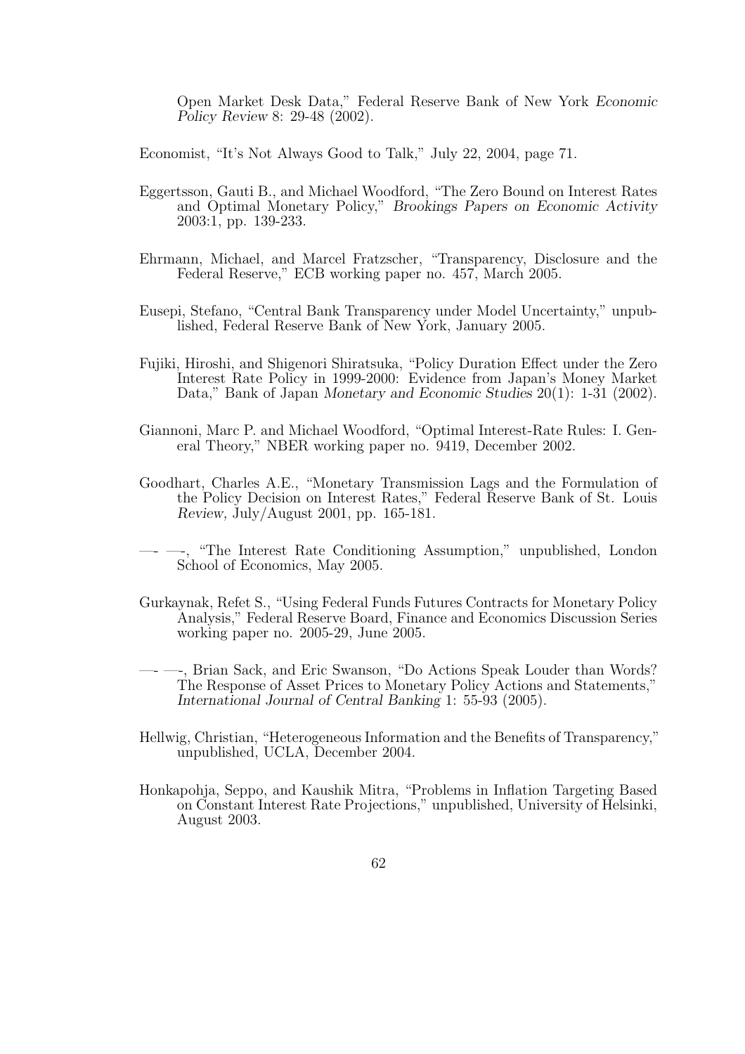Open Market Desk Data," Federal Reserve Bank of New York *Economic Policy Review* 8: 29-48 (2002).

Economist, "It's Not Always Good to Talk," July 22, 2004, page 71.

Eggertsson, Gauti B., and Michael Woodford, "The Zero Bound on Interest Rates and Optimal Monetary Policy," *Brookings Papers on Economic Activity* 2003:1, pp. 139-233.

Ehrmann, Michael, and Marcel Fratzscher, "Transparency, Disclosure and the Federal Reserve," ECB working paper no. 457, March 2005.

Eusepi, Stefano, "Central Bank Transparency under Model Uncertainty," unpublished, Federal Reserve Bank of New York, January 2005.

Fujiki, Hiroshi, and Shigenori Shiratsuka, "Policy Duration Effect under the Zero Interest Rate Policy in 1999-2000: Evidence from Japan's Money Market Data," Bank of Japan *Monetary and Economic Studies* 20(1): 1-31 (2002).

Giannoni, Marc P. and Michael Woodford, "Optimal Interest-Rate Rules: I. General Theory," NBER working paper no. 9419, December 2002.

Goodhart, Charles A.E., "Monetary Transmission Lags and the Formulation of the Policy Decision on Interest Rates," Federal Reserve Bank of St. Louis *Review,* July/August 2001, pp. 165-181.

—- —-, "The Interest Rate Conditioning Assumption," unpublished, London School of Economics, May 2005.

Gurkaynak, Refet S., "Using Federal Funds Futures Contracts for Monetary Policy Analysis," Federal Reserve Board, Finance and Economics Discussion Series working paper no. 2005-29, June 2005.

—- —-, Brian Sack, and Eric Swanson, "Do Actions Speak Louder than Words? The Response of Asset Prices to Monetary Policy Actions and Statements," *International Journal of Central Banking* 1: 55-93 (2005).

Hellwig, Christian, "Heterogeneous Information and the Benefits of Transparency," unpublished, UCLA, December 2004.

Honkapohja, Seppo, and Kaushik Mitra, "Problems in Inflation Targeting Based on Constant Interest Rate Projections," unpublished, University of Helsinki, August 2003.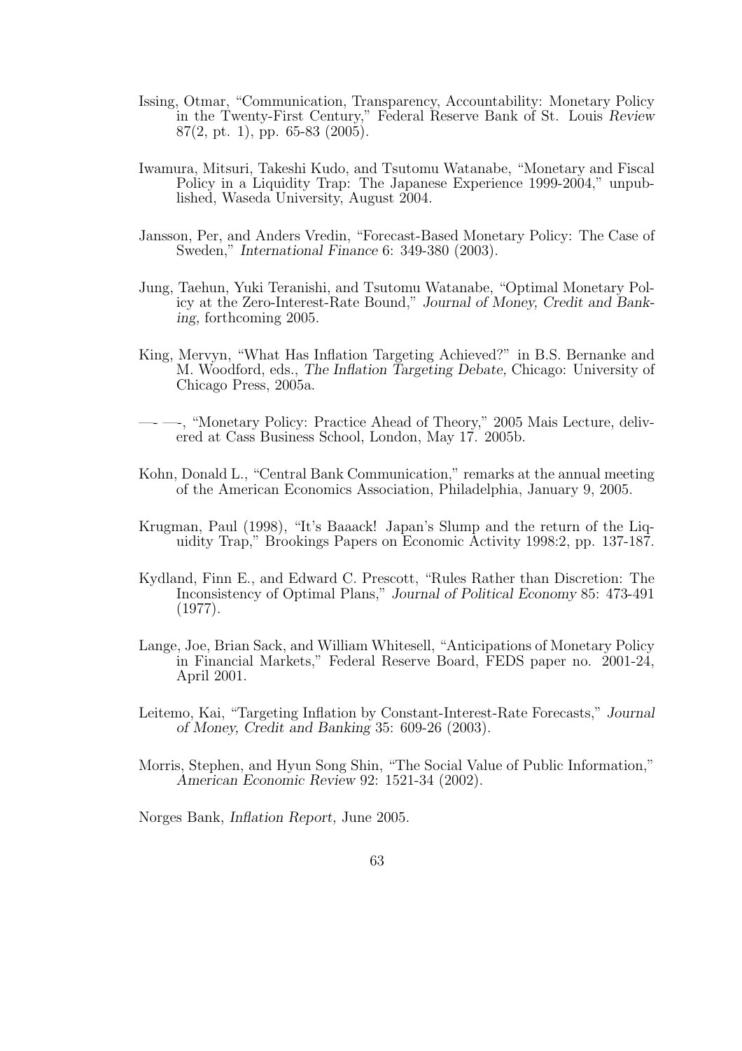Issing, Otmar, "Communication, Transparency, Accountability: Monetary Policy in the Twenty-First Century," Federal Reserve Bank of St. Louis *Review* 87(2, pt. 1), pp. 65-83 (2005).

Iwamura, Mitsuri, Takeshi Kudo, and Tsutomu Watanabe, "Monetary and Fiscal Policy in a Liquidity Trap: The Japanese Experience 1999-2004," unpublished, Waseda University, August 2004.

Jansson, Per, and Anders Vredin, "Forecast-Based Monetary Policy: The Case of Sweden," *International Finance* 6: 349-380 (2003).

Jung, Taehun, Yuki Teranishi, and Tsutomu Watanabe, "Optimal Monetary Policy at the Zero-Interest-Rate Bound," *Journal of Money, Credit and Banking,* forthcoming 2005.

King, Mervyn, "What Has Inflation Targeting Achieved?" in B.S. Bernanke and M. Woodford, eds., *The Inflation Targeting Debate,* Chicago: University of Chicago Press, 2005a.

—- —-, "Monetary Policy: Practice Ahead of Theory," 2005 Mais Lecture, delivered at Cass Business School, London, May 17. 2005b.

Kohn, Donald L., "Central Bank Communication," remarks at the annual meeting of the American Economics Association, Philadelphia, January 9, 2005.

Krugman, Paul (1998), "It's Baaack! Japan's Slump and the return of the Liquidity Trap," Brookings Papers on Economic Activity 1998:2, pp. 137-187.

Kydland, Finn E., and Edward C. Prescott, "Rules Rather than Discretion: The Inconsistency of Optimal Plans," *Journal of Political Economy* 85: 473-491 (1977).

Lange, Joe, Brian Sack, and William Whitesell, "Anticipations of Monetary Policy in Financial Markets," Federal Reserve Board, FEDS paper no. 2001-24, April 2001.

Leitemo, Kai, "Targeting Inflation by Constant-Interest-Rate Forecasts," *Journal of Money, Credit and Banking* 35: 609-26 (2003).

Morris, Stephen, and Hyun Song Shin, "The Social Value of Public Information," *American Economic Review* 92: 1521-34 (2002).

Norges Bank, *Inflation Report,* June 2005.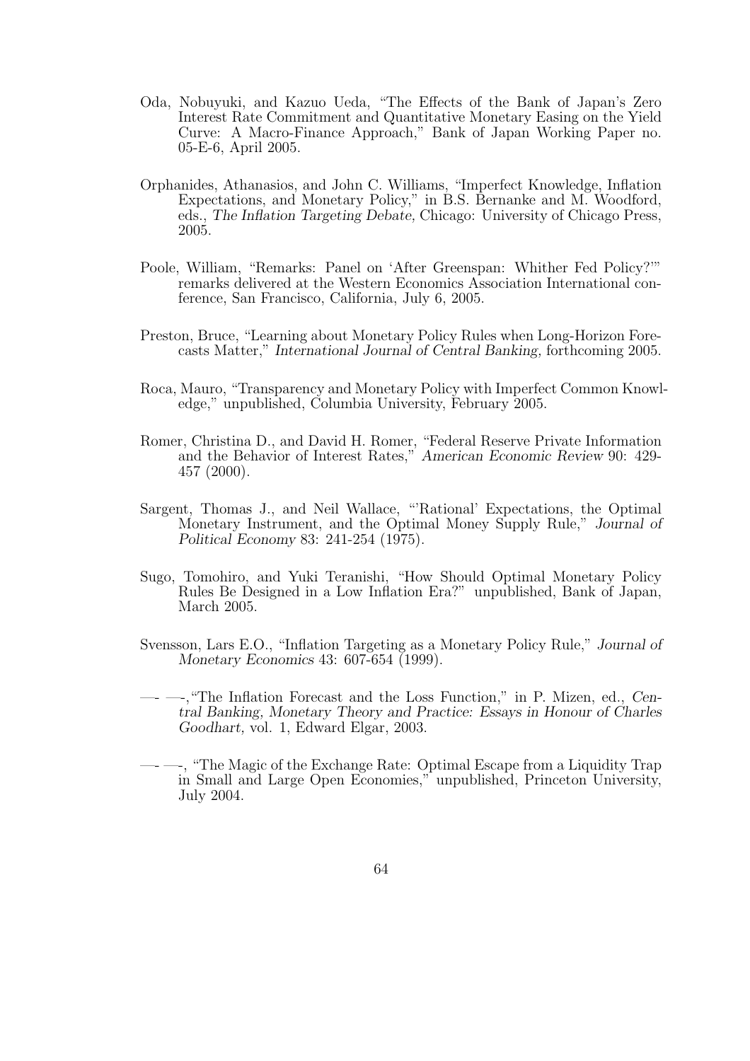Oda, Nobuyuki, and Kazuo Ueda, "The Effects of the Bank of Japan's Zero Interest Rate Commitment and Quantitative Monetary Easing on the Yield Curve: A Macro-Finance Approach," Bank of Japan Working Paper no. 05-E-6, April 2005.

Orphanides, Athanasios, and John C. Williams, "Imperfect Knowledge, Inflation Expectations, and Monetary Policy," in B.S. Bernanke and M. Woodford, eds., *The Inflation Targeting Debate,* Chicago: University of Chicago Press, 2005.

Poole, William, "Remarks: Panel on 'After Greenspan: Whither Fed Policy?'" remarks delivered at the Western Economics Association International conference, San Francisco, California, July 6, 2005.

Preston, Bruce, "Learning about Monetary Policy Rules when Long-Horizon Forecasts Matter," *International Journal of Central Banking,* forthcoming 2005.

Roca, Mauro, "Transparency and Monetary Policy with Imperfect Common Knowledge," unpublished, Columbia University, February 2005.

Romer, Christina D., and David H. Romer, "Federal Reserve Private Information and the Behavior of Interest Rates," *American Economic Review* 90: 429-457 (2000).

Sargent, Thomas J., and Neil Wallace, "'Rational' Expectations, the Optimal Monetary Instrument, and the Optimal Money Supply Rule," *Journal of Political Economy* 83: 241-254 (1975).

Sugo, Tomohiro, and Yuki Teranishi, "How Should Optimal Monetary Policy Rules Be Designed in a Low Inflation Era?" unpublished, Bank of Japan, March 2005.

Svensson, Lars E.O., "Inflation Targeting as a Monetary Policy Rule," *Journal of Monetary Economics* 43: 607-654 (1999).

—- —-,"The Inflation Forecast and the Loss Function," in P. Mizen, ed., *Central Banking, Monetary Theory and Practice: Essays in Honour of Charles Goodhart,* vol. 1, Edward Elgar, 2003.

—- —-, "The Magic of the Exchange Rate: Optimal Escape from a Liquidity Trap in Small and Large Open Economies," unpublished, Princeton University, July 2004.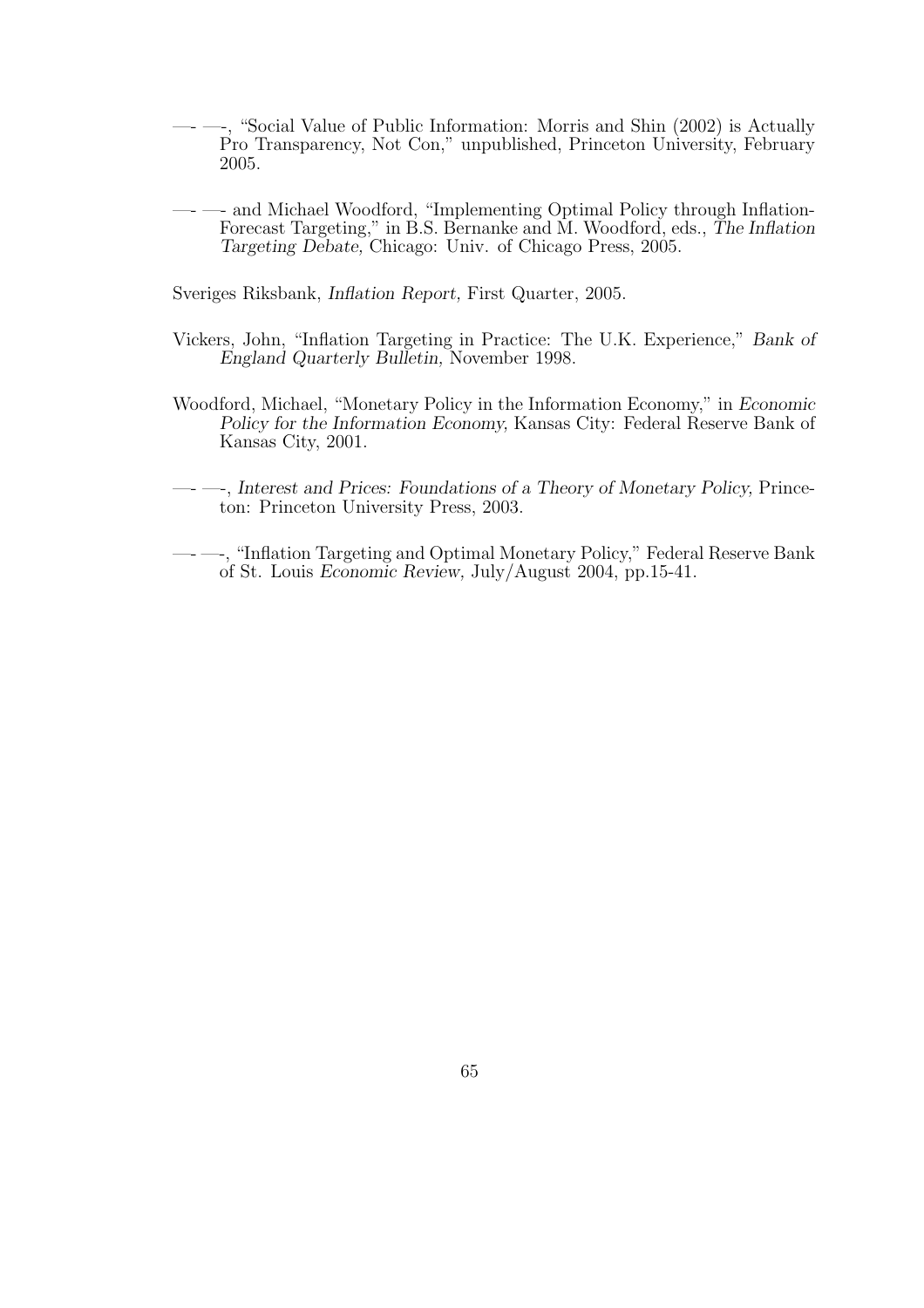—- —-, "Social Value of Public Information: Morris and Shin (2002) is Actually Pro Transparency, Not Con," unpublished, Princeton University, February 2005.

—- —- and Michael Woodford, "Implementing Optimal Policy through Inflation-Forecast Targeting," in B.S. Bernanke and M. Woodford, eds., *The Inflation Targeting Debate,* Chicago: Univ. of Chicago Press, 2005.

Sveriges Riksbank, *Inflation Report,* First Quarter, 2005.

Vickers, John, "Inflation Targeting in Practice: The U.K. Experience," *Bank of England Quarterly Bulletin,* November 1998.

Woodford, Michael, "Monetary Policy in the Information Economy," in *Economic Policy for the Information Economy,* Kansas City: Federal Reserve Bank of Kansas City, 2001.

—- —-, *Interest and Prices: Foundations of a Theory of Monetary Policy,* Princeton: Princeton University Press, 2003.

—- —-, "Inflation Targeting and Optimal Monetary Policy," Federal Reserve Bank of St. Louis *Economic Review,* July/August 2004, pp.15-41.